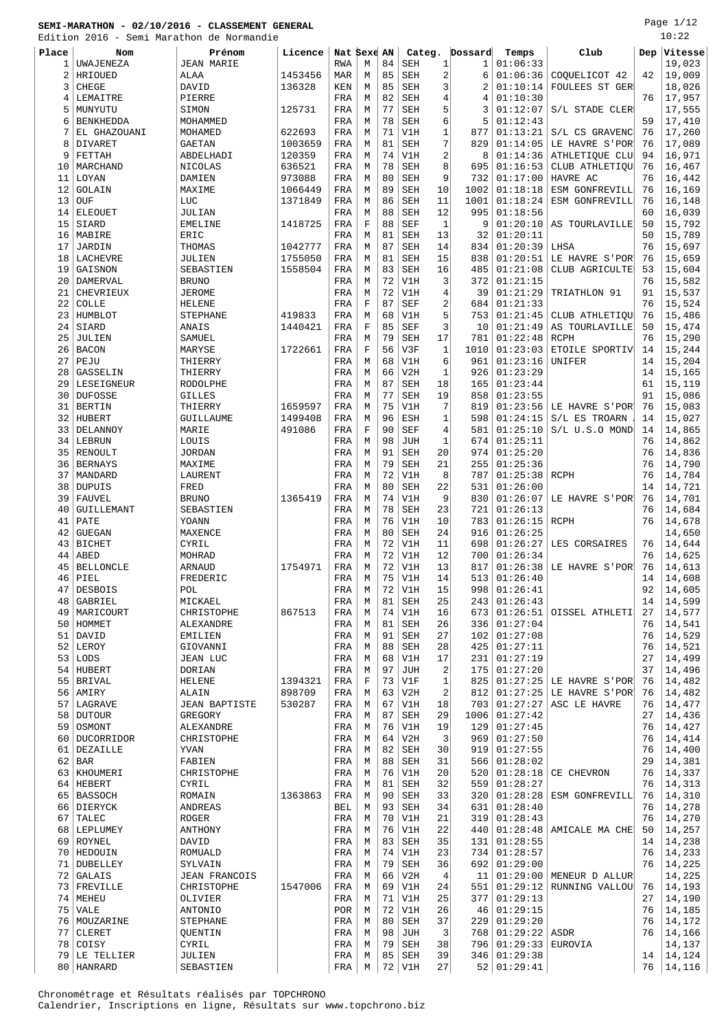# SEMI-MARATHON - 02/10/2016 - CLASSEMENT GENERAL

Edition 2016 - Semi Marathon de Normandie

| Place | Nom | Prénom | Licence | Nat | Sexe | AN | Categ. | | Dossard | Temps | Club | Dep | Vitesse |
|---|---|---|---|---|---|---|---|---|---|---|---|---|---|
| 1 | UWAJENEZA | JEAN MARIE | | RWA | M | 84 | SEH | 1 | 1 | 01:06:33 | | | 19,023 |
| 2 | HRIOUED | ALAA | 1453456 | MAR | M | 85 | SEH | 2 | 6 | 01:06:36 | COQUELICOT 42 | 42 | 19,009 |
| 3 | CHEGE | DAVID | 136328 | KEN | M | 85 | SEH | 3 | 2 | 01:10:14 | FOULEES ST GER | | 18,026 |
| 4 | LEMAITRE | PIERRE | | FRA | M | 82 | SEH | 4 | 4 | 01:10:30 | | 76 | 17,957 |
| 5 | MUNYUTU | SIMON | 125731 | FRA | M | 77 | SEH | 5 | 3 | 01:12:07 | S/L STADE CLER | | 17,555 |
| 6 | BENKHEDDA | MOHAMMED | | FRA | M | 78 | SEH | 6 | 5 | 01:12:43 | | 59 | 17,410 |
| 7 | EL GHAZOUANI | MOHAMED | 622693 | FRA | M | 71 | V1H | 1 | 877 | 01:13:21 | S/L CS GRAVENC | 76 | 17,260 |
| 8 | DIVARET | GAETAN | 1003659 | FRA | M | 81 | SEH | 7 | 829 | 01:14:05 | LE HAVRE S'POR | 76 | 17,089 |
| 9 | FETTAH | ABDELHADI | 120359 | FRA | M | 74 | V1H | 2 | 8 | 01:14:36 | ATHLETIQUE CLU | 94 | 16,971 |
| 10 | MARCHAND | NICOLAS | 636521 | FRA | M | 78 | SEH | 8 | 695 | 01:16:53 | CLUB ATHLETIQU | 76 | 16,467 |
| 11 | LOYAN | DAMIEN | 973088 | FRA | M | 80 | SEH | 9 | 732 | 01:17:00 | HAVRE AC | 76 | 16,442 |
| 12 | GOLAIN | MAXIME | 1066449 | FRA | M | 89 | SEH | 10 | 1002 | 01:18:18 | ESM GONFREVILL | 76 | 16,169 |
| 13 | OUF | LUC | 1371849 | FRA | M | 86 | SEH | 11 | 1001 | 01:18:24 | ESM GONFREVILL | 76 | 16,148 |
| 14 | ELEOUET | JULIAN | | FRA | M | 88 | SEH | 12 | 995 | 01:18:56 | | 60 | 16,039 |
| 15 | SIARD | EMELINE | 1418725 | FRA | F | 88 | SEF | 1 | 9 | 01:20:10 | AS TOURLAVILLE | 50 | 15,792 |
| 16 | MABIRE | ERIC | | FRA | M | 81 | SEH | 13 | 32 | 01:20:11 | | 50 | 15,789 |
| 17 | JARDIN | THOMAS | 1042777 | FRA | M | 87 | SEH | 14 | 834 | 01:20:39 | LHSA | 76 | 15,697 |
| 18 | LACHEVRE | JULIEN | 1755050 | FRA | M | 81 | SEH | 15 | 838 | 01:20:51 | LE HAVRE S'POR | 76 | 15,659 |
| 19 | GAISNON | SEBASTIEN | 1558504 | FRA | M | 83 | SEH | 16 | 485 | 01:21:08 | CLUB AGRICULTE | 53 | 15,604 |
| 20 | DAMERVAL | BRUNO | | FRA | M | 72 | V1H | 3 | 372 | 01:21:15 | | 76 | 15,582 |
| 21 | CHEVRIEUX | JEROME | | FRA | M | 72 | V1H | 4 | 39 | 01:21:29 | TRIATHLON 91 | 91 | 15,537 |
| 22 | COLLE | HELENE | | FRA | F | 87 | SEF | 2 | 684 | 01:21:33 | | 76 | 15,524 |
| 23 | HUMBLOT | STEPHANE | 419833 | FRA | M | 68 | V1H | 5 | 753 | 01:21:45 | CLUB ATHLETIQU | 76 | 15,486 |
| 24 | SIARD | ANAIS | 1440421 | FRA | F | 85 | SEF | 3 | 10 | 01:21:49 | AS TOURLAVILLE | 50 | 15,474 |
| 25 | JULIEN | SAMUEL | | FRA | M | 79 | SEH | 17 | 781 | 01:22:48 | RCPH | 76 | 15,290 |
| 26 | BACON | MARYSE | 1722661 | FRA | F | 56 | V3F | 1 | 1010 | 01:23:03 | ETOILE SPORTIV | 14 | 15,244 |
| 27 | PEJU | THIERRY | | FRA | M | 68 | V1H | 6 | 961 | 01:23:16 | UNIFER | 14 | 15,204 |
| 28 | GASSELIN | THIERRY | | FRA | M | 66 | V2H | 1 | 926 | 01:23:29 | | 14 | 15,165 |
| 29 | LESEIGNEUR | RODOLPHE | | FRA | M | 87 | SEH | 18 | 165 | 01:23:44 | | 61 | 15,119 |
| 30 | DUFOSSE | GILLES | | FRA | M | 77 | SEH | 19 | 858 | 01:23:55 | | 91 | 15,086 |
| 31 | BERTIN | THIERRY | 1659597 | FRA | M | 75 | V1H | 7 | 819 | 01:23:56 | LE HAVRE S'POR | 76 | 15,083 |
| 32 | HUBERT | GUILLAUME | 1499408 | FRA | M | 96 | ESH | 1 | 598 | 01:24:15 | S/L ES TROARN | 14 | 15,027 |
| 33 | DELANNOY | MARIE | 491086 | FRA | F | 90 | SEF | 4 | 581 | 01:25:10 | S/L U.S.O MOND | 14 | 14,865 |
| 34 | LEBRUN | LOUIS | | FRA | M | 98 | JUH | 1 | 674 | 01:25:11 | | 76 | 14,862 |
| 35 | RENOULT | JORDAN | | FRA | M | 91 | SEH | 20 | 974 | 01:25:20 | | 76 | 14,836 |
| 36 | BERNAYS | MAXIME | | FRA | M | 79 | SEH | 21 | 255 | 01:25:36 | | 76 | 14,790 |
| 37 | MANDARD | LAURENT | | FRA | M | 72 | V1H | 8 | 787 | 01:25:38 | RCPH | 76 | 14,784 |
| 38 | DUPUIS | FRED | | FRA | M | 80 | SEH | 22 | 531 | 01:26:00 | | 14 | 14,721 |
| 39 | FAUVEL | BRUNO | 1365419 | FRA | M | 74 | V1H | 9 | 830 | 01:26:07 | LE HAVRE S'POR | 76 | 14,701 |
| 40 | GUILLEMANT | SEBASTIEN | | FRA | M | 78 | SEH | 23 | 721 | 01:26:13 | | 76 | 14,684 |
| 41 | PATE | YOANN | | FRA | M | 76 | V1H | 10 | 783 | 01:26:15 | RCPH | 76 | 14,678 |
| 42 | GUEGAN | MAXENCE | | FRA | M | 80 | SEH | 24 | 916 | 01:26:25 | | | 14,650 |
| 43 | BICHET | CYRIL | | FRA | M | 72 | V1H | 11 | 698 | 01:26:27 | LES CORSAIRES | 76 | 14,644 |
| 44 | ABED | MOHRAD | | FRA | M | 72 | V1H | 12 | 700 | 01:26:34 | | 76 | 14,625 |
| 45 | BELLONCLE | ARNAUD | 1754971 | FRA | M | 72 | V1H | 13 | 817 | 01:26:38 | LE HAVRE S'POR | 76 | 14,613 |
| 46 | PIEL | FREDERIC | | FRA | M | 75 | V1H | 14 | 513 | 01:26:40 | | 14 | 14,608 |
| 47 | DESBOIS | POL | | FRA | M | 72 | V1H | 15 | 998 | 01:26:41 | | 92 | 14,605 |
| 48 | GABRIEL | MICKAEL | | FRA | M | 81 | SEH | 25 | 243 | 01:26:43 | | 14 | 14,599 |
| 49 | MARICOURT | CHRISTOPHE | 867513 | FRA | M | 74 | V1H | 16 | 673 | 01:26:51 | OISSEL ATHLETI | 27 | 14,577 |
| 50 | HOMMET | ALEXANDRE | | FRA | M | 81 | SEH | 26 | 336 | 01:27:04 | | 76 | 14,541 |
| 51 | DAVID | EMILIEN | | FRA | M | 91 | SEH | 27 | 102 | 01:27:08 | | 76 | 14,529 |
| 52 | LEROY | GIOVANNI | | FRA | M | 88 | SEH | 28 | 425 | 01:27:11 | | 76 | 14,521 |
| 53 | LODS | JEAN LUC | | FRA | M | 68 | V1H | 17 | 231 | 01:27:19 | | 27 | 14,499 |
| 54 | HUBERT | DORIAN | | FRA | M | 97 | JUH | 2 | 175 | 01:27:20 | | 37 | 14,496 |
| 55 | BRIVAL | HELENE | 1394321 | FRA | F | 73 | V1F | 1 | 825 | 01:27:25 | LE HAVRE S'POR | 76 | 14,482 |
| 56 | AMIRY | ALAIN | 898709 | FRA | M | 63 | V2H | 2 | 812 | 01:27:25 | LE HAVRE S'POR | 76 | 14,482 |
| 57 | LAGRAVE | JEAN BAPTISTE | 530287 | FRA | M | 67 | V1H | 18 | 703 | 01:27:27 | ASC LE HAVRE | 76 | 14,477 |
| 58 | DUTOUR | GREGORY | | FRA | M | 87 | SEH | 29 | 1006 | 01:27:42 | | 27 | 14,436 |
| 59 | OSMONT | ALEXANDRE | | FRA | M | 76 | V1H | 19 | 129 | 01:27:45 | | 76 | 14,427 |
| 60 | DUCORRIDOR | CHRISTOPHE | | FRA | M | 64 | V2H | 3 | 969 | 01:27:50 | | 76 | 14,414 |
| 61 | DEZAILLE | YVAN | | FRA | M | 82 | SEH | 30 | 919 | 01:27:55 | | 76 | 14,400 |
| 62 | BAR | FABIEN | | FRA | M | 88 | SEH | 31 | 566 | 01:28:02 | | 29 | 14,381 |
| 63 | KHOUMERI | CHRISTOPHE | | FRA | M | 76 | V1H | 20 | 520 | 01:28:18 | CE CHEVRON | 76 | 14,337 |
| 64 | HEBERT | CYRIL | | FRA | M | 81 | SEH | 32 | 559 | 01:28:27 | | 76 | 14,313 |
| 65 | BASSOCH | ROMAIN | 1363863 | FRA | M | 90 | SEH | 33 | 320 | 01:28:28 | ESM GONFREVILL | 76 | 14,310 |
| 66 | DIERYCK | ANDREAS | | BEL | M | 93 | SEH | 34 | 631 | 01:28:40 | | 76 | 14,278 |
| 67 | TALEC | ROGER | | FRA | M | 70 | V1H | 21 | 319 | 01:28:43 | | 76 | 14,270 |
| 68 | LEPLUMEY | ANTHONY | | FRA | M | 76 | V1H | 22 | 440 | 01:28:48 | AMICALE MA CHE | 50 | 14,257 |
| 69 | ROYNEL | DAVID | | FRA | M | 83 | SEH | 35 | 131 | 01:28:55 | | 14 | 14,238 |
| 70 | HEDOUIN | ROMUALD | | FRA | M | 74 | V1H | 23 | 734 | 01:28:57 | | 76 | 14,233 |
| 71 | DUBELLEY | SYLVAIN | | FRA | M | 79 | SEH | 36 | 692 | 01:29:00 | | 76 | 14,225 |
| 72 | GALAIS | JEAN FRANCOIS | | FRA | M | 66 | V2H | 4 | 11 | 01:29:00 | MENEUR D ALLUR | | 14,225 |
| 73 | FREVILLE | CHRISTOPHE | 1547006 | FRA | M | 69 | V1H | 24 | 551 | 01:29:12 | RUNNING VALLOU | 76 | 14,193 |
| 74 | MEHEU | OLIVIER | | FRA | M | 71 | V1H | 25 | 377 | 01:29:13 | | 27 | 14,190 |
| 75 | VALE | ANTONIO | | POR | M | 72 | V1H | 26 | 46 | 01:29:15 | | 76 | 14,185 |
| 76 | MOUZARINE | STEPHANE | | FRA | M | 80 | SEH | 37 | 229 | 01:29:20 | | 76 | 14,172 |
| 77 | CLERET | QUENTIN | | FRA | M | 98 | JUH | 3 | 768 | 01:29:22 | ASDR | 76 | 14,166 |
| 78 | COISY | CYRIL | | FRA | M | 79 | SEH | 38 | 796 | 01:29:33 | EUROVIA | | 14,137 |
| 79 | LE TELLIER | JULIEN | | FRA | M | 85 | SEH | 39 | 346 | 01:29:38 | | 14 | 14,124 |
| 80 | HANRARD | SEBASTIEN | | FRA | M | 72 | V1H | 27 | 52 | 01:29:41 | | 76 | 14,116 |

Chronométrage et Résultats réalisés par TOPCHRONO
Calendrier, Inscriptions en ligne, Résultats sur www.topchrono.biz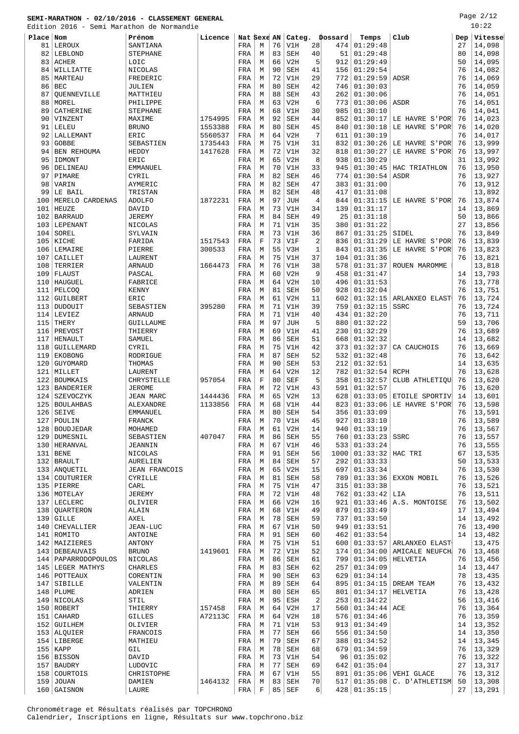**SEMI-MARATHON - 02/10/2016 - CLASSEMENT GENERAL**

Edition 2016 - Semi Marathon de Normandie

| Place | Nom | Prénom | Licence | Nat | Sexe | AN | Categ. | | Dossard | Temps | Club | Dep | Vitesse |
|---|---|---|---|---|---|---|---|---|---|---|---|---|---|
| 81 | LEROUX | SANTIANA | | FRA | M | 76 | V1H | 28 | 474 | 01:29:48 | | 27 | 14,098 |
| 82 | LEBLOND | STEPHANE | | FRA | M | 83 | SEH | 40 | 51 | 01:29:48 | | 80 | 14,098 |
| 83 | ACHER | LOIC | | FRA | M | 66 | V2H | 5 | 912 | 01:29:49 | | 50 | 14,095 |
| 84 | WILLIATTE | NICOLAS | | FRA | M | 90 | SEH | 41 | 156 | 01:29:54 | | 76 | 14,082 |
| 85 | MARTEAU | FREDERIC | | FRA | M | 72 | V1H | 29 | 772 | 01:29:59 | ADSR | 76 | 14,069 |
| 86 | BEC | JULIEN | | FRA | M | 80 | SEH | 42 | 746 | 01:30:03 | | 76 | 14,059 |
| 87 | QUENNEVILLE | MATTHIEU | | FRA | M | 88 | SEH | 43 | 262 | 01:30:06 | | 76 | 14,051 |
| 88 | MOREL | PHILIPPE | | FRA | M | 63 | V2H | 6 | 773 | 01:30:06 | ASDR | 76 | 14,051 |
| 89 | CATHERINE | STEPHANE | | FRA | M | 68 | V1H | 30 | 985 | 01:30:10 | | 76 | 14,041 |
| 90 | VINZENT | MAXIME | 1754995 | FRA | M | 92 | SEH | 44 | 852 | 01:30:17 | LE HAVRE S'POR | 76 | 14,023 |
| 91 | LELEU | BRUNO | 1553388 | FRA | M | 80 | SEH | 45 | 840 | 01:30:18 | LE HAVRE S'POR | 76 | 14,020 |
| 92 | LALLEMANT | ERIC | 5560537 | FRA | M | 64 | V2H | 7 | 611 | 01:30:19 | | 76 | 14,017 |
| 93 | GOBBE | SEBASTIEN | 1735443 | FRA | M | 75 | V1H | 31 | 832 | 01:30:26 | LE HAVRE S'POR | 76 | 13,999 |
| 94 | BEN REHOUMA | HEDDY | 1417628 | FRA | M | 72 | V1H | 32 | 818 | 01:30:27 | LE HAVRE S'POR | 76 | 13,997 |
| 95 | IDMONT | ERIC | | FRA | M | 65 | V2H | 8 | 938 | 01:30:29 | | 31 | 13,992 |
| 96 | DELINEAU | EMMANUEL | | FRA | M | 70 | V1H | 33 | 945 | 01:30:45 | HAC TRIATHLON | 76 | 13,950 |
| 97 | PIMARE | CYRIL | | FRA | M | 82 | SEH | 46 | 774 | 01:30:54 | ASDR | 76 | 13,927 |
| 98 | VARIN | AYMERIC | | FRA | M | 82 | SEH | 47 | 383 | 01:31:00 | | 76 | 13,912 |
| 99 | LE BAIL | TRISTAN | | FRA | M | 82 | SEH | 48 | 417 | 01:31:08 | | | 13,892 |
| 100 | MERELO CARDENAS | ADOLFO | 1872231 | FRA | M | 97 | JUH | 4 | 844 | 01:31:15 | LE HAVRE S'POR | 76 | 13,874 |
| 101 | HEUZE | DAVID | | FRA | M | 73 | V1H | 34 | 139 | 01:31:17 | | 14 | 13,869 |
| 102 | BARRAUD | JEREMY | | FRA | M | 84 | SEH | 49 | 25 | 01:31:18 | | 50 | 13,866 |
| 103 | LEPENANT | NICOLAS | | FRA | M | 71 | V1H | 35 | 380 | 01:31:22 | | 27 | 13,856 |
| 104 | SOREL | SYLVAIN | | FRA | M | 73 | V1H | 36 | 867 | 01:31:25 | SIDEL | 76 | 13,849 |
| 105 | KICHE | FARIDA | 1517543 | FRA | F | 73 | V1F | 2 | 836 | 01:31:29 | LE HAVRE S'POR | 76 | 13,839 |
| 106 | LEMAIRE | PIERRE | 300533 | FRA | M | 55 | V3H | 1 | 843 | 01:31:35 | LE HAVRE S'POR | 76 | 13,823 |
| 107 | CAILLET | LAURENT | | FRA | M | 75 | V1H | 37 | 104 | 01:31:36 | | 76 | 13,821 |
| 108 | TERRIER | ARNAUD | 1664473 | FRA | M | 76 | V1H | 38 | 578 | 01:31:37 | ROUEN MAROMME | | 13,818 |
| 109 | FLAUST | PASCAL | | FRA | M | 60 | V2H | 9 | 458 | 01:31:47 | | 14 | 13,793 |
| 110 | HAUGUEL | FABRICE | | FRA | M | 64 | V2H | 10 | 496 | 01:31:53 | | 76 | 13,778 |
| 111 | PELCOQ | KENNY | | FRA | M | 81 | SEH | 50 | 928 | 01:32:04 | | 76 | 13,751 |
| 112 | GUILBERT | ERIC | | FRA | M | 61 | V2H | 11 | 602 | 01:32:15 | ARLANXEO ELAST | 76 | 13,724 |
| 113 | DUDOUIT | SEBASTIEN | 395280 | FRA | M | 71 | V1H | 39 | 759 | 01:32:15 | SSRC | 76 | 13,724 |
| 114 | LEVIEZ | ARNAUD | | FRA | M | 71 | V1H | 40 | 434 | 01:32:20 | | 76 | 13,711 |
| 115 | THERY | GUILLAUME | | FRA | M | 97 | JUH | 5 | 880 | 01:32:22 | | 59 | 13,706 |
| 116 | PREVOST | THIERRY | | FRA | M | 69 | V1H | 41 | 230 | 01:32:29 | | 76 | 13,689 |
| 117 | HENAULT | SAMUEL | | FRA | M | 86 | SEH | 51 | 668 | 01:32:32 | | 14 | 13,682 |
| 118 | GUILLEMARD | CYRIL | | FRA | M | 75 | V1H | 42 | 373 | 01:32:37 | CA CAUCHOIS | 76 | 13,669 |
| 119 | EKOBONG | RODRIGUE | | FRA | M | 87 | SEH | 52 | 532 | 01:32:48 | | 76 | 13,642 |
| 120 | GUYOMARD | THOMAS | | FRA | M | 90 | SEH | 53 | 212 | 01:32:51 | | 14 | 13,635 |
| 121 | MILLET | LAURENT | | FRA | M | 64 | V2H | 12 | 782 | 01:32:54 | RCPH | 76 | 13,628 |
| 122 | BOUMKAIS | CHRYSTELLE | 957054 | FRA | F | 80 | SEF | 5 | 358 | 01:32:57 | CLUB ATHLETIQU | 76 | 13,620 |
| 123 | BANDERIER | JEROME | | FRA | M | 72 | V1H | 43 | 591 | 01:32:57 | | 76 | 13,620 |
| 124 | SZEVOCZYK | JEAN MARC | 1444436 | FRA | M | 65 | V2H | 13 | 628 | 01:33:05 | ETOILE SPORTIV | 14 | 13,601 |
| 125 | BOULAHBAS | ALEXANDRE | 1133856 | FRA | M | 68 | V1H | 44 | 823 | 01:33:06 | LE HAVRE S'POR | 76 | 13,598 |
| 126 | SEIVE | EMMANUEL | | FRA | M | 80 | SEH | 54 | 356 | 01:33:09 | | 76 | 13,591 |
| 127 | POULIN | FRANCK | | FRA | M | 70 | V1H | 45 | 927 | 01:33:10 | | 76 | 13,589 |
| 128 | BOUDJEDAR | MOHAMED | | FRA | M | 61 | V2H | 14 | 940 | 01:33:19 | | 76 | 13,567 |
| 129 | DUMESNIL | SEBASTIEN | 407047 | FRA | M | 86 | SEH | 55 | 760 | 01:33:23 | SSRC | 76 | 13,557 |
| 130 | HERANVAL | JEANNIN | | FRA | M | 67 | V1H | 46 | 533 | 01:33:24 | | 76 | 13,555 |
| 131 | BENE | NICOLAS | | FRA | M | 91 | SEH | 56 | 1000 | 01:33:32 | HAC TRI | 67 | 13,535 |
| 132 | BRAULT | AURELIEN | | FRA | M | 84 | SEH | 57 | 292 | 01:33:33 | | 50 | 13,533 |
| 133 | ANQUETIL | JEAN FRANCOIS | | FRA | M | 65 | V2H | 15 | 697 | 01:33:34 | | 76 | 13,530 |
| 134 | COUTURIER | CYRILLE | | FRA | M | 81 | SEH | 58 | 789 | 01:33:36 | EXXON MOBIL | 76 | 13,526 |
| 135 | PIERRE | CARL | | FRA | M | 75 | V1H | 47 | 315 | 01:33:38 | | 76 | 13,521 |
| 136 | MOTELAY | JEREMY | | FRA | M | 72 | V1H | 48 | 762 | 01:33:42 | LIA | 76 | 13,511 |
| 137 | LECLERC | OLIVIER | | FRA | M | 66 | V2H | 16 | 921 | 01:33:46 | A.S. MONTOISE | 76 | 13,502 |
| 138 | QUARTERON | ALAIN | | FRA | M | 68 | V1H | 49 | 879 | 01:33:49 | | 17 | 13,494 |
| 139 | GILLE | AXEL | | FRA | M | 78 | SEH | 59 | 737 | 01:33:50 | | 14 | 13,492 |
| 140 | CHEVALLIER | JEAN-LUC | | FRA | M | 67 | V1H | 50 | 949 | 01:33:51 | | 76 | 13,490 |
| 141 | ROMITO | ANTOINE | | FRA | M | 91 | SEH | 60 | 462 | 01:33:54 | | 14 | 13,482 |
| 142 | MAIZIERES | ANTONY | | FRA | M | 75 | V1H | 51 | 600 | 01:33:57 | ARLANXEO ELAST | | 13,475 |
| 143 | DEBEAUVAIS | BRUNO | 1419601 | FRA | M | 72 | V1H | 52 | 174 | 01:34:00 | AMICALE NEUFCH | 76 | 13,468 |
| 144 | PAPARRODOPOULOS | NICOLAS | | FRA | M | 86 | SEH | 61 | 799 | 01:34:05 | HELVETIA | 76 | 13,456 |
| 145 | LEGER MATHYS | CHARLES | | FRA | M | 83 | SEH | 62 | 257 | 01:34:09 | | 14 | 13,447 |
| 146 | POTTEAUX | CORENTIN | | FRA | M | 90 | SEH | 63 | 629 | 01:34:14 | | 78 | 13,435 |
| 147 | SIBILLE | VALENTIN | | FRA | M | 89 | SEH | 64 | 895 | 01:34:15 | DREAM TEAM | 76 | 13,432 |
| 148 | PLUME | ADRIEN | | FRA | M | 80 | SEH | 65 | 801 | 01:34:17 | HELVETIA | 76 | 13,428 |
| 149 | NICOLAS | STIL | | FRA | M | 95 | ESH | 2 | 253 | 01:34:22 | | 56 | 13,416 |
| 150 | ROBERT | THIERRY | 157458 | FRA | M | 64 | V2H | 17 | 560 | 01:34:44 | ACE | 76 | 13,364 |
| 151 | CAHARD | GILLES | A72113C | FRA | M | 64 | V2H | 18 | 576 | 01:34:46 | | 76 | 13,359 |
| 152 | GUILHEM | OLIVIER | | FRA | M | 71 | V1H | 53 | 913 | 01:34:49 | | 14 | 13,352 |
| 153 | ALQUIER | FRANCOIS | | FRA | M | 77 | SEH | 66 | 556 | 01:34:50 | | 14 | 13,350 |
| 154 | LIBERGE | MATHIEU | | FRA | M | 79 | SEH | 67 | 388 | 01:34:52 | | 14 | 13,345 |
| 155 | KAPP | GIL | | FRA | M | 78 | SEH | 68 | 679 | 01:34:59 | | 76 | 13,329 |
| 156 | BISSON | DAVID | | FRA | M | 73 | V1H | 54 | 96 | 01:35:02 | | 76 | 13,322 |
| 157 | BAUDRY | LUDOVIC | | FRA | M | 77 | SEH | 69 | 642 | 01:35:04 | | 27 | 13,317 |
| 158 | COURTOIS | CHRISTOPHE | | FRA | M | 67 | V1H | 55 | 891 | 01:35:06 | VEHI GLACE | 76 | 13,312 |
| 159 | JOUAN | DAMIEN | 1464132 | FRA | M | 83 | SEH | 70 | 517 | 01:35:08 | C. D'ATHLETISM | 50 | 13,308 |
| 160 | GAISNON | LAURE | | FRA | F | 85 | SEF | 6 | 428 | 01:35:15 | | 27 | 13,291 |

Chronométrage et Résultats réalisés par TOPCHRONO
Calendrier, Inscriptions en ligne, Résultats sur www.topchrono.biz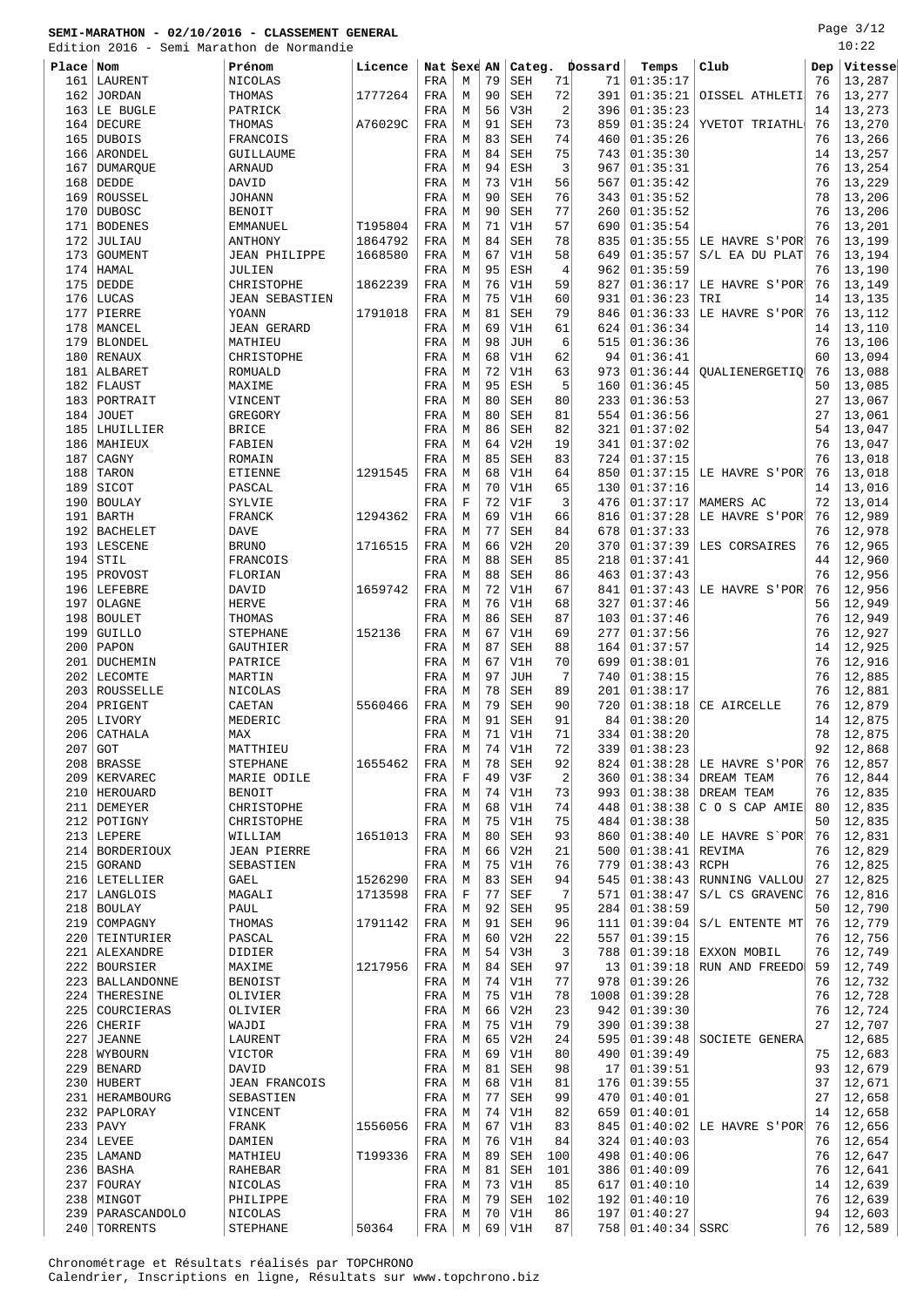**SEMI-MARATHON - 02/10/2016 - CLASSEMENT GENERAL**

Edition 2016 - Semi Marathon de Normandie

| Place | Nom | Prénom | Licence | Nat | Sexe | AN | Categ. | | Dossard | Temps | Club | Dep | Vitesse |
|---|---|---|---|---|---|---|---|---|---|---|---|---|---|
| 161 | LAURENT | NICOLAS | | FRA | M | 79 | SEH | 71 | 71 | 01:35:17 | | 76 | 13,287 |
| 162 | JORDAN | THOMAS | 1777264 | FRA | M | 90 | SEH | 72 | 391 | 01:35:21 | OISSEL ATHLETI | 76 | 13,277 |
| 163 | LE BUGLE | PATRICK | | FRA | M | 56 | V3H | 2 | 396 | 01:35:23 | | 14 | 13,273 |
| 164 | DECURE | THOMAS | A76029C | FRA | M | 91 | SEH | 73 | 859 | 01:35:24 | YVETOT TRIATHL | 76 | 13,270 |
| 165 | DUBOIS | FRANCOIS | | FRA | M | 83 | SEH | 74 | 460 | 01:35:26 | | 76 | 13,266 |
| 166 | ARONDEL | GUILLAUME | | FRA | M | 84 | SEH | 75 | 743 | 01:35:30 | | 14 | 13,257 |
| 167 | DUMARQUE | ARNAUD | | FRA | M | 94 | ESH | 3 | 967 | 01:35:31 | | 76 | 13,254 |
| 168 | DEDDE | DAVID | | FRA | M | 73 | V1H | 56 | 567 | 01:35:42 | | 76 | 13,229 |
| 169 | ROUSSEL | JOHANN | | FRA | M | 90 | SEH | 76 | 343 | 01:35:52 | | 78 | 13,206 |
| 170 | DUBOSC | BENOIT | | FRA | M | 90 | SEH | 77 | 260 | 01:35:52 | | 76 | 13,206 |
| 171 | BODENES | EMMANUEL | T195804 | FRA | M | 71 | V1H | 57 | 690 | 01:35:54 | | 76 | 13,201 |
| 172 | JULIAU | ANTHONY | 1864792 | FRA | M | 84 | SEH | 78 | 835 | 01:35:55 | LE HAVRE S'POR | 76 | 13,199 |
| 173 | GOUMENT | JEAN PHILIPPE | 1668580 | FRA | M | 67 | V1H | 58 | 649 | 01:35:57 | S/L EA DU PLAT | 76 | 13,194 |
| 174 | HAMAL | JULIEN | | FRA | M | 95 | ESH | 4 | 962 | 01:35:59 | | 76 | 13,190 |
| 175 | DEDDE | CHRISTOPHE | 1862239 | FRA | M | 76 | V1H | 59 | 827 | 01:36:17 | LE HAVRE S'POR | 76 | 13,149 |
| 176 | LUCAS | JEAN SEBASTIEN | | FRA | M | 75 | V1H | 60 | 931 | 01:36:23 | TRI | 14 | 13,135 |
| 177 | PIERRE | YOANN | 1791018 | FRA | M | 81 | SEH | 79 | 846 | 01:36:33 | LE HAVRE S'POR | 76 | 13,112 |
| 178 | MANCEL | JEAN GERARD | | FRA | M | 69 | V1H | 61 | 624 | 01:36:34 | | 14 | 13,110 |
| 179 | BLONDEL | MATHIEU | | FRA | M | 98 | JUH | 6 | 515 | 01:36:36 | | 76 | 13,106 |
| 180 | RENAUX | CHRISTOPHE | | FRA | M | 68 | V1H | 62 | 94 | 01:36:41 | | 60 | 13,094 |
| 181 | ALBARET | ROMUALD | | FRA | M | 72 | V1H | 63 | 973 | 01:36:44 | QUALIENERGETIQ | 76 | 13,088 |
| 182 | FLAUST | MAXIME | | FRA | M | 95 | ESH | 5 | 160 | 01:36:45 | | 50 | 13,085 |
| 183 | PORTRAIT | VINCENT | | FRA | M | 80 | SEH | 80 | 233 | 01:36:53 | | 27 | 13,067 |
| 184 | JOUET | GREGORY | | FRA | M | 80 | SEH | 81 | 554 | 01:36:56 | | 27 | 13,061 |
| 185 | LHUILLIER | BRICE | | FRA | M | 86 | SEH | 82 | 321 | 01:37:02 | | 54 | 13,047 |
| 186 | MAHIEUX | FABIEN | | FRA | M | 64 | V2H | 19 | 341 | 01:37:02 | | 76 | 13,047 |
| 187 | CAGNY | ROMAIN | | FRA | M | 85 | SEH | 83 | 724 | 01:37:15 | | 76 | 13,018 |
| 188 | TARON | ETIENNE | 1291545 | FRA | M | 68 | V1H | 64 | 850 | 01:37:15 | LE HAVRE S'POR | 76 | 13,018 |
| 189 | SICOT | PASCAL | | FRA | M | 70 | V1H | 65 | 130 | 01:37:16 | | 14 | 13,016 |
| 190 | BOULAY | SYLVIE | | FRA | F | 72 | V1F | 3 | 476 | 01:37:17 | MAMERS AC | 72 | 13,014 |
| 191 | BARTH | FRANCK | 1294362 | FRA | M | 69 | V1H | 66 | 816 | 01:37:28 | LE HAVRE S'POR | 76 | 12,989 |
| 192 | BACHELET | DAVE | | FRA | M | 77 | SEH | 84 | 678 | 01:37:33 | | 76 | 12,978 |
| 193 | LESCENE | BRUNO | 1716515 | FRA | M | 66 | V2H | 20 | 370 | 01:37:39 | LES CORSAIRES | 76 | 12,965 |
| 194 | STIL | FRANCOIS | | FRA | M | 88 | SEH | 85 | 218 | 01:37:41 | | 44 | 12,960 |
| 195 | PROVOST | FLORIAN | | FRA | M | 88 | SEH | 86 | 463 | 01:37:43 | | 76 | 12,956 |
| 196 | LEFEBRE | DAVID | 1659742 | FRA | M | 72 | V1H | 67 | 841 | 01:37:43 | LE HAVRE S'POR | 76 | 12,956 |
| 197 | OLAGNE | HERVE | | FRA | M | 76 | V1H | 68 | 327 | 01:37:46 | | 56 | 12,949 |
| 198 | BOULET | THOMAS | | FRA | M | 86 | SEH | 87 | 103 | 01:37:46 | | 76 | 12,949 |
| 199 | GUILLO | STEPHANE | 152136 | FRA | M | 67 | V1H | 69 | 277 | 01:37:56 | | 76 | 12,927 |
| 200 | PAPON | GAUTHIER | | FRA | M | 87 | SEH | 88 | 164 | 01:37:57 | | 14 | 12,925 |
| 201 | DUCHEMIN | PATRICE | | FRA | M | 67 | V1H | 70 | 699 | 01:38:01 | | 76 | 12,916 |
| 202 | LECOMTE | MARTIN | | FRA | M | 97 | JUH | 7 | 740 | 01:38:15 | | 76 | 12,885 |
| 203 | ROUSSELLE | NICOLAS | | FRA | M | 78 | SEH | 89 | 201 | 01:38:17 | | 76 | 12,881 |
| 204 | PRIGENT | CAETAN | 5560466 | FRA | M | 79 | SEH | 90 | 720 | 01:38:18 | CE AIRCELLE | 76 | 12,879 |
| 205 | LIVORY | MEDERIC | | FRA | M | 91 | SEH | 91 | 84 | 01:38:20 | | 14 | 12,875 |
| 206 | CATHALA | MAX | | FRA | M | 71 | V1H | 71 | 334 | 01:38:20 | | 78 | 12,875 |
| 207 | GOT | MATTHIEU | | FRA | M | 74 | V1H | 72 | 339 | 01:38:23 | | 92 | 12,868 |
| 208 | BRASSE | STEPHANE | 1655462 | FRA | M | 78 | SEH | 92 | 824 | 01:38:28 | LE HAVRE S'POR | 76 | 12,857 |
| 209 | KERVAREC | MARIE ODILE | | FRA | F | 49 | V3F | 2 | 360 | 01:38:34 | DREAM TEAM | 76 | 12,844 |
| 210 | HEROUARD | BENOIT | | FRA | M | 74 | V1H | 73 | 993 | 01:38:38 | DREAM TEAM | 76 | 12,835 |
| 211 | DEMEYER | CHRISTOPHE | | FRA | M | 68 | V1H | 74 | 448 | 01:38:38 | C O S CAP AMIE | 80 | 12,835 |
| 212 | POTIGNY | CHRISTOPHE | | FRA | M | 75 | V1H | 75 | 484 | 01:38:38 | | 50 | 12,835 |
| 213 | LEPERE | WILLIAM | 1651013 | FRA | M | 80 | SEH | 93 | 860 | 01:38:40 | LE HAVRE S`POR | 76 | 12,831 |
| 214 | BORDERIOUX | JEAN PIERRE | | FRA | M | 66 | V2H | 21 | 500 | 01:38:41 | REVIMA | 76 | 12,829 |
| 215 | GORAND | SEBASTIEN | | FRA | M | 75 | V1H | 76 | 779 | 01:38:43 | RCPH | 76 | 12,825 |
| 216 | LETELLIER | GAEL | 1526290 | FRA | M | 83 | SEH | 94 | 545 | 01:38:43 | RUNNING VALLOU | 27 | 12,825 |
| 217 | LANGLOIS | MAGALI | 1713598 | FRA | F | 77 | SEF | 7 | 571 | 01:38:47 | S/L CS GRAVENC | 76 | 12,816 |
| 218 | BOULAY | PAUL | | FRA | M | 92 | SEH | 95 | 284 | 01:38:59 | | 50 | 12,790 |
| 219 | COMPAGNY | THOMAS | 1791142 | FRA | M | 91 | SEH | 96 | 111 | 01:39:04 | S/L ENTENTE MT | 76 | 12,779 |
| 220 | TEINTURIER | PASCAL | | FRA | M | 60 | V2H | 22 | 557 | 01:39:15 | | 76 | 12,756 |
| 221 | ALEXANDRE | DIDIER | | FRA | M | 54 | V3H | 3 | 788 | 01:39:18 | EXXON MOBIL | 76 | 12,749 |
| 222 | BOURSIER | MAXIME | 1217956 | FRA | M | 84 | SEH | 97 | 13 | 01:39:18 | RUN AND FREEDO | 59 | 12,749 |
| 223 | BALLANDONNE | BENOIST | | FRA | M | 74 | V1H | 77 | 978 | 01:39:26 | | 76 | 12,732 |
| 224 | THERESINE | OLIVIER | | FRA | M | 75 | V1H | 78 | 1008 | 01:39:28 | | 76 | 12,728 |
| 225 | COURCIERAS | OLIVIER | | FRA | M | 66 | V2H | 23 | 942 | 01:39:30 | | 76 | 12,724 |
| 226 | CHERIF | WAJDI | | FRA | M | 75 | V1H | 79 | 390 | 01:39:38 | | 27 | 12,707 |
| 227 | JEANNE | LAURENT | | FRA | M | 65 | V2H | 24 | 595 | 01:39:48 | SOCIETE GENERA | | 12,685 |
| 228 | WYBOURN | VICTOR | | FRA | M | 69 | V1H | 80 | 490 | 01:39:49 | | 75 | 12,683 |
| 229 | BENARD | DAVID | | FRA | M | 81 | SEH | 98 | 17 | 01:39:51 | | 93 | 12,679 |
| 230 | HUBERT | JEAN FRANCOIS | | FRA | M | 68 | V1H | 81 | 176 | 01:39:55 | | 37 | 12,671 |
| 231 | HERAMBOURG | SEBASTIEN | | FRA | M | 77 | SEH | 99 | 470 | 01:40:01 | | 27 | 12,658 |
| 232 | PAPLORAY | VINCENT | | FRA | M | 74 | V1H | 82 | 659 | 01:40:01 | | 14 | 12,658 |
| 233 | PAVY | FRANK | 1556056 | FRA | M | 67 | V1H | 83 | 845 | 01:40:02 | LE HAVRE S'POR | 76 | 12,656 |
| 234 | LEVEE | DAMIEN | | FRA | M | 76 | V1H | 84 | 324 | 01:40:03 | | 76 | 12,654 |
| 235 | LAMAND | MATHIEU | T199336 | FRA | M | 89 | SEH | 100 | 498 | 01:40:06 | | 76 | 12,647 |
| 236 | BASHA | RAHEBAR | | FRA | M | 81 | SEH | 101 | 386 | 01:40:09 | | 76 | 12,641 |
| 237 | FOURAY | NICOLAS | | FRA | M | 73 | V1H | 85 | 617 | 01:40:10 | | 14 | 12,639 |
| 238 | MINGOT | PHILIPPE | | FRA | M | 79 | SEH | 102 | 192 | 01:40:10 | | 76 | 12,639 |
| 239 | PARASCANDOLO | NICOLAS | | FRA | M | 70 | V1H | 86 | 197 | 01:40:27 | | 94 | 12,603 |
| 240 | TORRENTS | STEPHANE | 50364 | FRA | M | 69 | V1H | 87 | 758 | 01:40:34 | SSRC | 76 | 12,589 |

Chronométrage et Résultats réalisés par TOPCHRONO
Calendrier, Inscriptions en ligne, Résultats sur www.topchrono.biz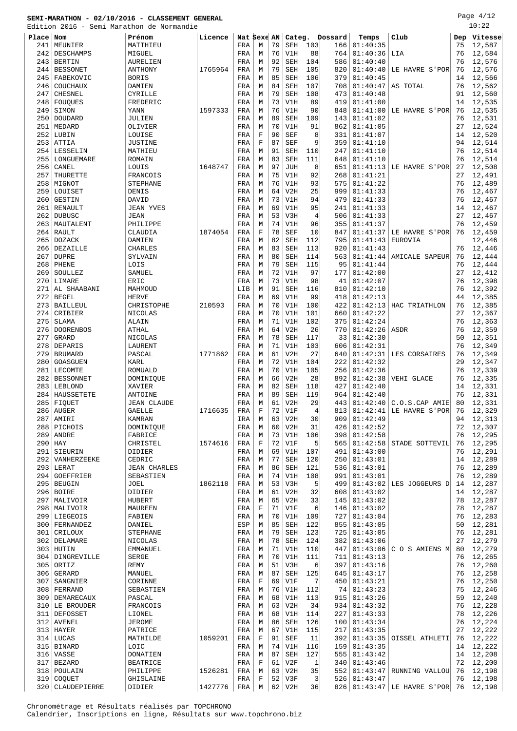**SEMI-MARATHON - 02/10/2016 - CLASSEMENT GENERAL**

Edition 2016 - Semi Marathon de Normandie

10:22

| Place | Nom | Prénom | Licence | Nat | Sexe | AN | Categ. | | Dossard | Temps | Club | Dep | Vitesse |
|---|---|---|---|---|---|---|---|---|---|---|---|---|---|
| 241 | MEUNIER | MATTHIEU | | FRA | M | 79 | SEH | 103 | 166 | 01:40:35 | | 75 | 12,587 |
| 242 | DESCHAMPS | MIGUEL | | FRA | M | 76 | V1H | 88 | 764 | 01:40:36 | LIA | 76 | 12,584 |
| 243 | BERTIN | AURELIEN | | FRA | M | 92 | SEH | 104 | 586 | 01:40:40 | | 76 | 12,576 |
| 244 | BESSONET | ANTHONY | 1765964 | FRA | M | 79 | SEH | 105 | 820 | 01:40:40 | LE HAVRE S'POR | 76 | 12,576 |
| 245 | FABEKOVIC | BORIS | | FRA | M | 85 | SEH | 106 | 379 | 01:40:45 | | 14 | 12,566 |
| 246 | COUCHAUX | DAMIEN | | FRA | M | 84 | SEH | 107 | 708 | 01:40:47 | AS TOTAL | 76 | 12,562 |
| 247 | CHESNEL | CYRILLE | | FRA | M | 79 | SEH | 108 | 473 | 01:40:48 | | 91 | 12,560 |
| 248 | FOUQUES | FREDERIC | | FRA | M | 73 | V1H | 89 | 419 | 01:41:00 | | 14 | 12,535 |
| 249 | SIMON | YANN | 1597333 | FRA | M | 76 | V1H | 90 | 848 | 01:41:00 | LE HAVRE S'POR | 76 | 12,535 |
| 250 | DOUDARD | JULIEN | | FRA | M | 89 | SEH | 109 | 143 | 01:41:02 | | 76 | 12,531 |
| 251 | MEDARD | OLIVIER | | FRA | M | 70 | V1H | 91 | 862 | 01:41:05 | | 27 | 12,524 |
| 252 | LUBIN | LOUISE | | FRA | F | 90 | SEF | 8 | 331 | 01:41:07 | | 14 | 12,520 |
| 253 | ATTIA | JUSTINE | | FRA | F | 87 | SEF | 9 | 359 | 01:41:10 | | 94 | 12,514 |
| 254 | LESSELIN | MATHIEU | | FRA | M | 91 | SEH | 110 | 247 | 01:41:10 | | 76 | 12,514 |
| 255 | LONGUEMARE | ROMAIN | | FRA | M | 83 | SEH | 111 | 648 | 01:41:10 | | 76 | 12,514 |
| 256 | CANEL | LOUIS | 1648747 | FRA | M | 97 | JUH | 8 | 651 | 01:41:13 | LE HAVRE S'POR | 27 | 12,508 |
| 257 | THURETTE | FRANCOIS | | FRA | M | 75 | V1H | 92 | 268 | 01:41:21 | | 27 | 12,491 |
| 258 | MIGNOT | STEPHANE | | FRA | M | 76 | V1H | 93 | 575 | 01:41:22 | | 76 | 12,489 |
| 259 | LOUISET | DENIS | | FRA | M | 64 | V2H | 25 | 999 | 01:41:33 | | 76 | 12,467 |
| 260 | GESTIN | DAVID | | FRA | M | 73 | V1H | 94 | 479 | 01:41:33 | | 76 | 12,467 |
| 261 | RENAULT | JEAN YVES | | FRA | M | 69 | V1H | 95 | 241 | 01:41:33 | | 14 | 12,467 |
| 262 | DUBUSC | JEAN | | FRA | M | 53 | V3H | 4 | 506 | 01:41:33 | | 27 | 12,467 |
| 263 | MAUTALENT | PHILIPPE | | FRA | M | 74 | V1H | 96 | 355 | 01:41:37 | | 76 | 12,459 |
| 264 | RAULT | CLAUDIA | 1874054 | FRA | F | 78 | SEF | 10 | 847 | 01:41:37 | LE HAVRE S'POR | 76 | 12,459 |
| 265 | DOZACK | DAMIEN | | FRA | M | 82 | SEH | 112 | 795 | 01:41:43 | EUROVIA | | 12,446 |
| 266 | DEZAILLE | CHARLES | | FRA | M | 83 | SEH | 113 | 920 | 01:41:43 | | 76 | 12,446 |
| 267 | DUPRE | SYLVAIN | | FRA | M | 80 | SEH | 114 | 563 | 01:41:44 | AMICALE SAPEUR | 76 | 12,444 |
| 268 | PHENE | LOIS | | FRA | M | 79 | SEH | 115 | 95 | 01:41:44 | | 76 | 12,444 |
| 269 | SOULLEZ | SAMUEL | | FRA | M | 72 | V1H | 97 | 177 | 01:42:00 | | 27 | 12,412 |
| 270 | LIMARE | ERIC | | FRA | M | 73 | V1H | 98 | 41 | 01:42:07 | | 76 | 12,398 |
| 271 | AL SHAABANI | MAHMOUD | | LIB | M | 91 | SEH | 116 | 810 | 01:42:10 | | 76 | 12,392 |
| 272 | BEGEL | HERVE | | FRA | M | 69 | V1H | 99 | 418 | 01:42:13 | | 44 | 12,385 |
| 273 | BAILLEUL | CHRISTOPHE | 210593 | FRA | M | 70 | V1H | 100 | 422 | 01:42:13 | HAC TRIATHLON | 76 | 12,385 |
| 274 | CRIBIER | NICOLAS | | FRA | M | 70 | V1H | 101 | 660 | 01:42:22 | | 27 | 12,367 |
| 275 | SLAMA | ALAIN | | FRA | M | 71 | V1H | 102 | 375 | 01:42:24 | | 76 | 12,363 |
| 276 | DOORENBOS | ATHAL | | FRA | M | 64 | V2H | 26 | 770 | 01:42:26 | ASDR | 76 | 12,359 |
| 277 | GRARD | NICOLAS | | FRA | M | 78 | SEH | 117 | 33 | 01:42:30 | | 50 | 12,351 |
| 278 | DEPARIS | LAURENT | | FRA | M | 71 | V1H | 103 | 606 | 01:42:31 | | 76 | 12,349 |
| 279 | BRUMARD | PASCAL | 1771862 | FRA | M | 61 | V2H | 27 | 640 | 01:42:31 | LES CORSAIRES | 76 | 12,349 |
| 280 | GOASGUEN | KARL | | FRA | M | 72 | V1H | 104 | 222 | 01:42:32 | | 29 | 12,347 |
| 281 | LECOMTE | ROMUALD | | FRA | M | 70 | V1H | 105 | 256 | 01:42:36 | | 76 | 12,339 |
| 282 | BESSONNET | DOMINIQUE | | FRA | M | 66 | V2H | 28 | 892 | 01:42:38 | VEHI GLACE | 76 | 12,335 |
| 283 | LEBLOND | XAVIER | | FRA | M | 82 | SEH | 118 | 427 | 01:42:40 | | 14 | 12,331 |
| 284 | HAUSSETETE | ANTOINE | | FRA | M | 89 | SEH | 119 | 964 | 01:42:40 | | 76 | 12,331 |
| 285 | FIQUET | JEAN CLAUDE | | FRA | M | 61 | V2H | 29 | 443 | 01:42:40 | C.O.S.CAP AMIE | 80 | 12,331 |
| 286 | AUGER | GAELLE | 1716635 | FRA | F | 72 | V1F | 4 | 813 | 01:42:41 | LE HAVRE S'POR | 76 | 12,329 |
| 287 | AMIRI | KAMRAN | | IRA | M | 63 | V2H | 30 | 909 | 01:42:49 | | 94 | 12,313 |
| 288 | PICHOIS | DOMINIQUE | | FRA | M | 60 | V2H | 31 | 426 | 01:42:52 | | 72 | 12,307 |
| 289 | ANDRE | FABRICE | | FRA | M | 73 | V1H | 106 | 398 | 01:42:58 | | 76 | 12,295 |
| 290 | HAY | CHRISTEL | 1574616 | FRA | F | 72 | V1F | 5 | 565 | 01:42:58 | STADE SOTTEVIL | 76 | 12,295 |
| 291 | SIEURIN | DIDIER | | FRA | M | 69 | V1H | 107 | 491 | 01:43:00 | | 76 | 12,291 |
| 292 | VANHERZEEKE | CEDRIC | | FRA | M | 77 | SEH | 120 | 250 | 01:43:01 | | 14 | 12,289 |
| 293 | LERAT | JEAN CHARLES | | FRA | M | 86 | SEH | 121 | 536 | 01:43:01 | | 76 | 12,289 |
| 294 | GOEFFRIER | SEBASTIEN | | FRA | M | 74 | V1H | 108 | 991 | 01:43:01 | | 76 | 12,289 |
| 295 | BEUGIN | JOEL | 1862118 | FRA | M | 53 | V3H | 5 | 499 | 01:43:02 | LES JOGGEURS D | 14 | 12,287 |
| 296 | BOIRE | DIDIER | | FRA | M | 61 | V2H | 32 | 608 | 01:43:02 | | 14 | 12,287 |
| 297 | MALIVOIR | HUBERT | | FRA | M | 65 | V2H | 33 | 145 | 01:43:02 | | 78 | 12,287 |
| 298 | MALIVOIR | MAUREEN | | FRA | F | 71 | V1F | 6 | 146 | 01:43:02 | | 78 | 12,287 |
| 299 | LIEGEOIS | FABIEN | | FRA | M | 70 | V1H | 109 | 727 | 01:43:04 | | 76 | 12,283 |
| 300 | FERNANDEZ | DANIEL | | ESP | M | 85 | SEH | 122 | 855 | 01:43:05 | | 50 | 12,281 |
| 301 | CRILOUX | STEPHANE | | FRA | M | 79 | SEH | 123 | 725 | 01:43:05 | | 76 | 12,281 |
| 302 | DELAMARE | NICOLAS | | FRA | M | 78 | SEH | 124 | 382 | 01:43:06 | | 27 | 12,279 |
| 303 | HUTIN | EMMANUEL | | FRA | M | 71 | V1H | 110 | 447 | 01:43:06 | C O S AMIENS M | 80 | 12,279 |
| 304 | DINGREVILLE | SERGE | | FRA | M | 70 | V1H | 111 | 711 | 01:43:13 | | 76 | 12,265 |
| 305 | ORTIZ | REMY | | FRA | M | 51 | V3H | 6 | 397 | 01:43:16 | | 76 | 12,260 |
| 306 | GERARD | MANUEL | | FRA | M | 87 | SEH | 125 | 645 | 01:43:17 | | 76 | 12,258 |
| 307 | SANGNIER | CORINNE | | FRA | F | 69 | V1F | 7 | 450 | 01:43:21 | | 76 | 12,250 |
| 308 | FERRAND | SEBASTIEN | | FRA | M | 76 | V1H | 112 | 74 | 01:43:23 | | 76 | 12,246 |
| 309 | DEMARECAUX | PASCAL | | FRA | M | 68 | V1H | 113 | 915 | 01:43:26 | | 59 | 12,240 |
| 310 | LE BROUDER | FRANCOIS | | FRA | M | 63 | V2H | 34 | 934 | 01:43:32 | | 76 | 12,228 |
| 311 | DEFOSSET | LIONEL | | FRA | M | 68 | V1H | 114 | 227 | 01:43:33 | | 78 | 12,226 |
| 312 | AVENEL | JEROME | | FRA | M | 86 | SEH | 126 | 100 | 01:43:34 | | 76 | 12,224 |
| 313 | HAYER | PATRICE | | FRA | M | 67 | V1H | 115 | 217 | 01:43:35 | | 27 | 12,222 |
| 314 | LUCAS | MATHILDE | 1059201 | FRA | F | 91 | SEF | 11 | 392 | 01:43:35 | OISSEL ATHLETI | 76 | 12,222 |
| 315 | BINARD | LOIC | | FRA | M | 74 | V1H | 116 | 159 | 01:43:35 | | 14 | 12,222 |
| 316 | VASSE | DONATIEN | | FRA | M | 87 | SEH | 127 | 555 | 01:43:42 | | 14 | 12,208 |
| 317 | BEZARD | BEATRICE | | FRA | F | 61 | V2F | 1 | 340 | 01:43:46 | | 72 | 12,200 |
| 318 | POULAIN | PHILIPPE | 1526281 | FRA | M | 63 | V2H | 35 | 552 | 01:43:47 | RUNNING VALLOU | 76 | 12,198 |
| 319 | COQUET | GHISLAINE | | FRA | F | 52 | V3F | 3 | 526 | 01:43:47 | | 76 | 12,198 |
| 320 | CLAUDEPIERRE | DIDIER | 1427776 | FRA | M | 62 | V2H | 36 | 826 | 01:43:47 | LE HAVRE S'POR | 76 | 12,198 |

Chronométrage et Résultats réalisés par TOPCHRONO
Calendrier, Inscriptions en ligne, Résultats sur www.topchrono.biz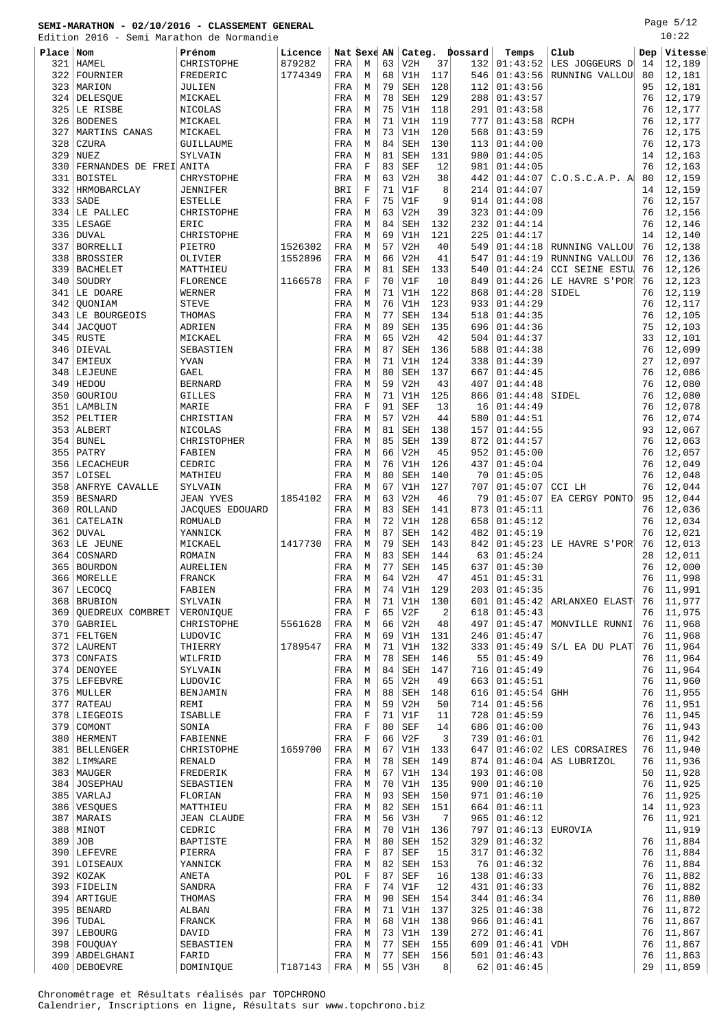**SEMI-MARATHON - 02/10/2016 - CLASSEMENT GENERAL**

Edition 2016 - Semi Marathon de Normandie

| Place | Nom | Prénom | Licence | Nat | Sexe | AN | Categ. | | Dossard | Temps | Club | Dep | Vitesse |
|---|---|---|---|---|---|---|---|---|---|---|---|---|---|
| 321 | HAMEL | CHRISTOPHE | 879282 | FRA | M | 63 | V2H | 37 | 132 | 01:43:52 | LES JOGGEURS D | 14 | 12,189 |
| 322 | FOURNIER | FREDERIC | 1774349 | FRA | M | 68 | V1H | 117 | 546 | 01:43:56 | RUNNING VALLOU | 80 | 12,181 |
| 323 | MARION | JULIEN | | FRA | M | 79 | SEH | 128 | 112 | 01:43:56 | | 95 | 12,181 |
| 324 | DELESQUE | MICKAEL | | FRA | M | 78 | SEH | 129 | 288 | 01:43:57 | | 76 | 12,179 |
| 325 | LE RISBE | NICOLAS | | FRA | M | 75 | V1H | 118 | 291 | 01:43:58 | | 76 | 12,177 |
| 326 | BODENES | MICKAEL | | FRA | M | 71 | V1H | 119 | 777 | 01:43:58 | RCPH | 76 | 12,177 |
| 327 | MARTINS CANAS | MICKAEL | | FRA | M | 73 | V1H | 120 | 568 | 01:43:59 | | 76 | 12,175 |
| 328 | CZURA | GUILLAUME | | FRA | M | 84 | SEH | 130 | 113 | 01:44:00 | | 76 | 12,173 |
| 329 | NUEZ | SYLVAIN | | FRA | M | 81 | SEH | 131 | 980 | 01:44:05 | | 14 | 12,163 |
| 330 | FERNANDES DE FREI | ANITA | | FRA | F | 83 | SEF | 12 | 981 | 01:44:05 | | 76 | 12,163 |
| 331 | BOISTEL | CHRYSTOPHE | | FRA | M | 63 | V2H | 38 | 442 | 01:44:07 | C.O.S.C.A.P. A | 80 | 12,159 |
| 332 | HRMOBARCLAY | JENNIFER | | BRI | F | 71 | V1F | 8 | 214 | 01:44:07 | | 14 | 12,159 |
| 333 | SADE | ESTELLE | | FRA | F | 75 | V1F | 9 | 914 | 01:44:08 | | 76 | 12,157 |
| 334 | LE PALLEC | CHRISTOPHE | | FRA | M | 63 | V2H | 39 | 323 | 01:44:09 | | 76 | 12,156 |
| 335 | LESAGE | ERIC | | FRA | M | 84 | SEH | 132 | 232 | 01:44:14 | | 76 | 12,146 |
| 336 | DUVAL | CHRISTOPHE | | FRA | M | 69 | V1H | 121 | 225 | 01:44:17 | | 14 | 12,140 |
| 337 | BORRELLI | PIETRO | 1526302 | FRA | M | 57 | V2H | 40 | 549 | 01:44:18 | RUNNING VALLOU | 76 | 12,138 |
| 338 | BROSSIER | OLIVIER | 1552896 | FRA | M | 66 | V2H | 41 | 547 | 01:44:19 | RUNNING VALLOU | 76 | 12,136 |
| 339 | BACHELET | MATTHIEU | | FRA | M | 81 | SEH | 133 | 540 | 01:44:24 | CCI SEINE ESTU | 76 | 12,126 |
| 340 | SOUDRY | FLORENCE | 1166578 | FRA | F | 70 | V1F | 10 | 849 | 01:44:26 | LE HAVRE S'POR | 76 | 12,123 |
| 341 | LE DOARE | WERNER | | FRA | M | 71 | V1H | 122 | 868 | 01:44:28 | SIDEL | 76 | 12,119 |
| 342 | QUONIAM | STEVE | | FRA | M | 76 | V1H | 123 | 933 | 01:44:29 | | 76 | 12,117 |
| 343 | LE BOURGEOIS | THOMAS | | FRA | M | 77 | SEH | 134 | 518 | 01:44:35 | | 76 | 12,105 |
| 344 | JACQUOT | ADRIEN | | FRA | M | 89 | SEH | 135 | 696 | 01:44:36 | | 75 | 12,103 |
| 345 | RUSTE | MICKAEL | | FRA | M | 65 | V2H | 42 | 504 | 01:44:37 | | 33 | 12,101 |
| 346 | DIEVAL | SEBASTIEN | | FRA | M | 87 | SEH | 136 | 588 | 01:44:38 | | 76 | 12,099 |
| 347 | EMIEUX | YVAN | | FRA | M | 71 | V1H | 124 | 338 | 01:44:39 | | 27 | 12,097 |
| 348 | LEJEUNE | GAEL | | FRA | M | 80 | SEH | 137 | 667 | 01:44:45 | | 76 | 12,086 |
| 349 | HEDOU | BERNARD | | FRA | M | 59 | V2H | 43 | 407 | 01:44:48 | | 76 | 12,080 |
| 350 | GOURIOU | GILLES | | FRA | M | 71 | V1H | 125 | 866 | 01:44:48 | SIDEL | 76 | 12,080 |
| 351 | LAMBLIN | MARIE | | FRA | F | 91 | SEF | 13 | 16 | 01:44:49 | | 76 | 12,078 |
| 352 | PELTIER | CHRISTIAN | | FRA | M | 57 | V2H | 44 | 580 | 01:44:51 | | 76 | 12,074 |
| 353 | ALBERT | NICOLAS | | FRA | M | 81 | SEH | 138 | 157 | 01:44:55 | | 93 | 12,067 |
| 354 | BUNEL | CHRISTOPHER | | FRA | M | 85 | SEH | 139 | 872 | 01:44:57 | | 76 | 12,063 |
| 355 | PATRY | FABIEN | | FRA | M | 66 | V2H | 45 | 952 | 01:45:00 | | 76 | 12,057 |
| 356 | LECACHEUR | CEDRIC | | FRA | M | 76 | V1H | 126 | 437 | 01:45:04 | | 76 | 12,049 |
| 357 | LOISEL | MATHIEU | | FRA | M | 80 | SEH | 140 | 70 | 01:45:05 | | 76 | 12,048 |
| 358 | ANFRYE CAVALLE | SYLVAIN | | FRA | M | 67 | V1H | 127 | 707 | 01:45:07 | CCI LH | 76 | 12,044 |
| 359 | BESNARD | JEAN YVES | 1854102 | FRA | M | 63 | V2H | 46 | 79 | 01:45:07 | EA CERGY PONTO | 95 | 12,044 |
| 360 | ROLLAND | JACQUES EDOUARD | | FRA | M | 83 | SEH | 141 | 873 | 01:45:11 | | 76 | 12,036 |
| 361 | CATELAIN | ROMUALD | | FRA | M | 72 | V1H | 128 | 658 | 01:45:12 | | 76 | 12,034 |
| 362 | DUVAL | YANNICK | | FRA | M | 87 | SEH | 142 | 482 | 01:45:19 | | 76 | 12,021 |
| 363 | LE JEUNE | MICKAEL | 1417730 | FRA | M | 79 | SEH | 143 | 842 | 01:45:23 | LE HAVRE S'POR | 76 | 12,013 |
| 364 | COSNARD | ROMAIN | | FRA | M | 83 | SEH | 144 | 63 | 01:45:24 | | 28 | 12,011 |
| 365 | BOURDON | AURELIEN | | FRA | M | 77 | SEH | 145 | 637 | 01:45:30 | | 76 | 12,000 |
| 366 | MORELLE | FRANCK | | FRA | M | 64 | V2H | 47 | 451 | 01:45:31 | | 76 | 11,998 |
| 367 | LECOCQ | FABIEN | | FRA | M | 74 | V1H | 129 | 203 | 01:45:35 | | 76 | 11,991 |
| 368 | BRUBION | SYLVAIN | | FRA | M | 71 | V1H | 130 | 601 | 01:45:42 | ARLANXEO ELAST | 76 | 11,977 |
| 369 | QUEDREUX COMBRET | VERONIQUE | | FRA | F | 65 | V2F | 2 | 618 | 01:45:43 | | 76 | 11,975 |
| 370 | GABRIEL | CHRISTOPHE | 5561628 | FRA | M | 66 | V2H | 48 | 497 | 01:45:47 | MONVILLE RUNNI | 76 | 11,968 |
| 371 | FELTGEN | LUDOVIC | | FRA | M | 69 | V1H | 131 | 246 | 01:45:47 | | 76 | 11,968 |
| 372 | LAURENT | THIERRY | 1789547 | FRA | M | 71 | V1H | 132 | 333 | 01:45:49 | S/L EA DU PLAT | 76 | 11,964 |
| 373 | CONFAIS | WILFRID | | FRA | M | 78 | SEH | 146 | 55 | 01:45:49 | | 76 | 11,964 |
| 374 | DENOYEE | SYLVAIN | | FRA | M | 84 | SEH | 147 | 716 | 01:45:49 | | 76 | 11,964 |
| 375 | LEFEBVRE | LUDOVIC | | FRA | M | 65 | V2H | 49 | 663 | 01:45:51 | | 76 | 11,960 |
| 376 | MULLER | BENJAMIN | | FRA | M | 88 | SEH | 148 | 616 | 01:45:54 | GHH | 76 | 11,955 |
| 377 | RATEAU | REMI | | FRA | M | 59 | V2H | 50 | 714 | 01:45:56 | | 76 | 11,951 |
| 378 | LIEGEOIS | ISABLLE | | FRA | F | 71 | V1F | 11 | 728 | 01:45:59 | | 76 | 11,945 |
| 379 | COMONT | SONIA | | FRA | F | 80 | SEF | 14 | 686 | 01:46:00 | | 76 | 11,943 |
| 380 | HERMENT | FABIENNE | | FRA | F | 66 | V2F | 3 | 739 | 01:46:01 | | 76 | 11,942 |
| 381 | BELLENGER | CHRISTOPHE | 1659700 | FRA | M | 67 | V1H | 133 | 647 | 01:46:02 | LES CORSAIRES | 76 | 11,940 |
| 382 | LIM%ARE | RENALD | | FRA | M | 78 | SEH | 149 | 874 | 01:46:04 | AS LUBRIZOL | 76 | 11,936 |
| 383 | MAUGER | FREDERIK | | FRA | M | 67 | V1H | 134 | 193 | 01:46:08 | | 50 | 11,928 |
| 384 | JOSEPHAU | SEBASTIEN | | FRA | M | 70 | V1H | 135 | 900 | 01:46:10 | | 76 | 11,925 |
| 385 | VARLAJ | FLORIAN | | FRA | M | 93 | SEH | 150 | 971 | 01:46:10 | | 76 | 11,925 |
| 386 | VESQUES | MATTHIEU | | FRA | M | 82 | SEH | 151 | 664 | 01:46:11 | | 14 | 11,923 |
| 387 | MARAIS | JEAN CLAUDE | | FRA | M | 56 | V3H | 7 | 965 | 01:46:12 | | 76 | 11,921 |
| 388 | MINOT | CEDRIC | | FRA | M | 70 | V1H | 136 | 797 | 01:46:13 | EUROVIA | | 11,919 |
| 389 | JOB | BAPTISTE | | FRA | M | 80 | SEH | 152 | 329 | 01:46:32 | | 76 | 11,884 |
| 390 | LEFEVRE | PIERRA | | FRA | F | 87 | SEF | 15 | 317 | 01:46:32 | | 76 | 11,884 |
| 391 | LOISEAUX | YANNICK | | FRA | M | 82 | SEH | 153 | 76 | 01:46:32 | | 76 | 11,884 |
| 392 | KOZAK | ANETA | | POL | F | 87 | SEF | 16 | 138 | 01:46:33 | | 76 | 11,882 |
| 393 | FIDELIN | SANDRA | | FRA | F | 74 | V1F | 12 | 431 | 01:46:33 | | 76 | 11,882 |
| 394 | ARTIGUE | THOMAS | | FRA | M | 90 | SEH | 154 | 344 | 01:46:34 | | 76 | 11,880 |
| 395 | BENARD | ALBAN | | FRA | M | 71 | V1H | 137 | 325 | 01:46:38 | | 76 | 11,872 |
| 396 | TUDAL | FRANCK | | FRA | M | 68 | V1H | 138 | 966 | 01:46:41 | | 76 | 11,867 |
| 397 | LEBOURG | DAVID | | FRA | M | 73 | V1H | 139 | 272 | 01:46:41 | | 76 | 11,867 |
| 398 | FOUQUAY | SEBASTIEN | | FRA | M | 77 | SEH | 155 | 609 | 01:46:41 | VDH | 76 | 11,867 |
| 399 | ABDELGHANI | FARID | | FRA | M | 77 | SEH | 156 | 501 | 01:46:43 | | 76 | 11,863 |
| 400 | DEBOEVRE | DOMINIQUE | T187143 | FRA | M | 55 | V3H | 8 | 62 | 01:46:45 | | 29 | 11,859 |

Chronométrage et Résultats réalisés par TOPCHRONO
Calendrier, Inscriptions en ligne, Résultats sur www.topchrono.biz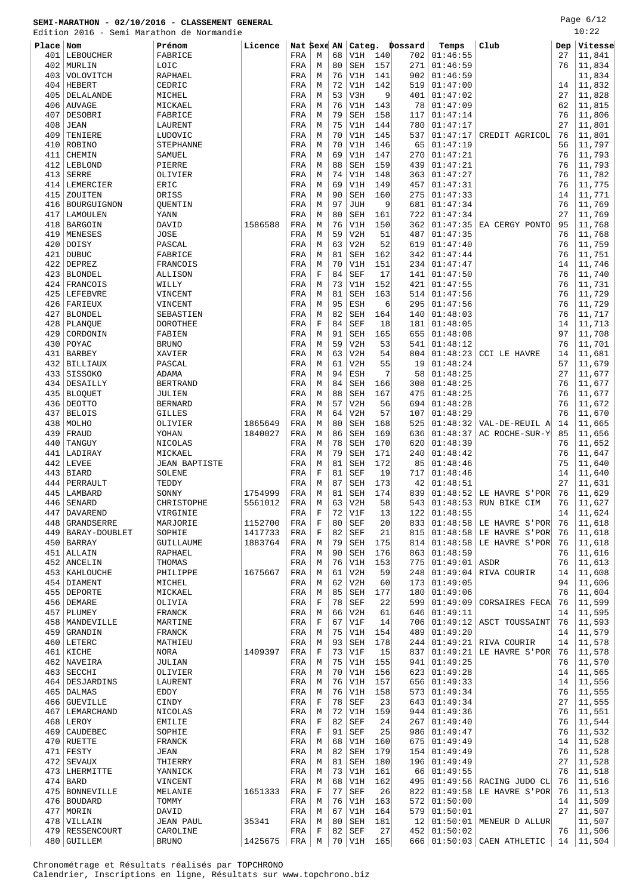**SEMI-MARATHON - 02/10/2016 - CLASSEMENT GENERAL**

Edition 2016 - Semi Marathon de Normandie

| Place | Nom | Prénom | Licence | Nat | Sexe | AN | Categ. | | Dossard | Temps | Club | Dep | Vitesse |
|---|---|---|---|---|---|---|---|---|---|---|---|---|---|
| 401 | LEBOUCHER | FABRICE | | FRA | M | 68 | V1H | 140 | 702 | 01:46:55 | | 27 | 11,841 |
| 402 | MURLIN | LOIC | | FRA | M | 80 | SEH | 157 | 271 | 01:46:59 | | 76 | 11,834 |
| 403 | VOLOVITCH | RAPHAEL | | FRA | M | 76 | V1H | 141 | 902 | 01:46:59 | | | 11,834 |
| 404 | HEBERT | CEDRIC | | FRA | M | 72 | V1H | 142 | 519 | 01:47:00 | | 14 | 11,832 |
| 405 | DELALANDE | MICHEL | | FRA | M | 53 | V3H | 9 | 401 | 01:47:02 | | 27 | 11,828 |
| 406 | AUVAGE | MICKAEL | | FRA | M | 76 | V1H | 143 | 78 | 01:47:09 | | 62 | 11,815 |
| 407 | DESOBRI | FABRICE | | FRA | M | 79 | SEH | 158 | 117 | 01:47:14 | | 76 | 11,806 |
| 408 | JEAN | LAURENT | | FRA | M | 75 | V1H | 144 | 780 | 01:47:17 | | 27 | 11,801 |
| 409 | TENIERE | LUDOVIC | | FRA | M | 70 | V1H | 145 | 537 | 01:47:17 | CREDIT AGRICOL | 76 | 11,801 |
| 410 | ROBINO | STEPHANNE | | FRA | M | 70 | V1H | 146 | 65 | 01:47:19 | | 56 | 11,797 |
| 411 | CHEMIN | SAMUEL | | FRA | M | 69 | V1H | 147 | 270 | 01:47:21 | | 76 | 11,793 |
| 412 | LEBLOND | PIERRE | | FRA | M | 88 | SEH | 159 | 439 | 01:47:21 | | 76 | 11,793 |
| 413 | SERRE | OLIVIER | | FRA | M | 74 | V1H | 148 | 363 | 01:47:27 | | 76 | 11,782 |
| 414 | LEMERCIER | ERIC | | FRA | M | 69 | V1H | 149 | 457 | 01:47:31 | | 76 | 11,775 |
| 415 | ZOUITEN | DRISS | | FRA | M | 90 | SEH | 160 | 275 | 01:47:33 | | 14 | 11,771 |
| 416 | BOURGUIGNON | QUENTIN | | FRA | M | 97 | JUH | 9 | 681 | 01:47:34 | | 76 | 11,769 |
| 417 | LAMOULEN | YANN | | FRA | M | 80 | SEH | 161 | 722 | 01:47:34 | | 27 | 11,769 |
| 418 | BARGOIN | DAVID | 1586588 | FRA | M | 76 | V1H | 150 | 362 | 01:47:35 | EA CERGY PONTO | 95 | 11,768 |
| 419 | MENESES | JOSE | | FRA | M | 59 | V2H | 51 | 487 | 01:47:35 | | 76 | 11,768 |
| 420 | DOISY | PASCAL | | FRA | M | 63 | V2H | 52 | 619 | 01:47:40 | | 76 | 11,759 |
| 421 | DUBUC | FABRICE | | FRA | M | 81 | SEH | 162 | 342 | 01:47:44 | | 76 | 11,751 |
| 422 | DEPREZ | FRANCOIS | | FRA | M | 70 | V1H | 151 | 234 | 01:47:47 | | 14 | 11,746 |
| 423 | BLONDEL | ALLISON | | FRA | F | 84 | SEF | 17 | 141 | 01:47:50 | | 76 | 11,740 |
| 424 | FRANCOIS | WILLY | | FRA | M | 73 | V1H | 152 | 421 | 01:47:55 | | 76 | 11,731 |
| 425 | LEFEBVRE | VINCENT | | FRA | M | 81 | SEH | 163 | 514 | 01:47:56 | | 76 | 11,729 |
| 426 | FARIEUX | VINCENT | | FRA | M | 95 | ESH | 6 | 295 | 01:47:56 | | 76 | 11,729 |
| 427 | BLONDEL | SEBASTIEN | | FRA | M | 82 | SEH | 164 | 140 | 01:48:03 | | 76 | 11,717 |
| 428 | PLANQUE | DOROTHEE | | FRA | F | 84 | SEF | 18 | 181 | 01:48:05 | | 14 | 11,713 |
| 429 | CORDONIN | FABIEN | | FRA | M | 91 | SEH | 165 | 655 | 01:48:08 | | 97 | 11,708 |
| 430 | POYAC | BRUNO | | FRA | M | 59 | V2H | 53 | 541 | 01:48:12 | | 76 | 11,701 |
| 431 | BARBEY | XAVIER | | FRA | M | 63 | V2H | 54 | 804 | 01:48:23 | CCI LE HAVRE | 14 | 11,681 |
| 432 | BILLIAUX | PASCAL | | FRA | M | 61 | V2H | 55 | 19 | 01:48:24 | | 57 | 11,679 |
| 433 | SISSOKO | ADAMA | | FRA | M | 94 | ESH | 7 | 58 | 01:48:25 | | 27 | 11,677 |
| 434 | DESAILLY | BERTRAND | | FRA | M | 84 | SEH | 166 | 308 | 01:48:25 | | 76 | 11,677 |
| 435 | BLOQUET | JULIEN | | FRA | M | 88 | SEH | 167 | 475 | 01:48:25 | | 76 | 11,677 |
| 436 | DEOTTO | BERNARD | | FRA | M | 57 | V2H | 56 | 694 | 01:48:28 | | 76 | 11,672 |
| 437 | BELOIS | GILLES | | FRA | M | 64 | V2H | 57 | 107 | 01:48:29 | | 76 | 11,670 |
| 438 | MOLHO | OLIVIER | 1865649 | FRA | M | 80 | SEH | 168 | 525 | 01:48:32 | VAL-DE-REUIL A | 14 | 11,665 |
| 439 | FRAUD | YOHAN | 1840027 | FRA | M | 86 | SEH | 169 | 636 | 01:48:37 | AC ROCHE-SUR-Y | 85 | 11,656 |
| 440 | TANGUY | NICOLAS | | FRA | M | 78 | SEH | 170 | 620 | 01:48:39 | | 76 | 11,652 |
| 441 | LADIRAY | MICKAEL | | FRA | M | 79 | SEH | 171 | 240 | 01:48:42 | | 76 | 11,647 |
| 442 | LEVEE | JEAN BAPTISTE | | FRA | M | 81 | SEH | 172 | 85 | 01:48:46 | | 75 | 11,640 |
| 443 | BIARD | SOLENE | | FRA | F | 81 | SEF | 19 | 717 | 01:48:46 | | 14 | 11,640 |
| 444 | PERRAULT | TEDDY | | FRA | M | 87 | SEH | 173 | 42 | 01:48:51 | | 27 | 11,631 |
| 445 | LAMBARD | SONNY | 1754999 | FRA | M | 81 | SEH | 174 | 839 | 01:48:52 | LE HAVRE S'POR | 76 | 11,629 |
| 446 | SENARD | CHRISTOPHE | 5561012 | FRA | M | 63 | V2H | 58 | 543 | 01:48:53 | RUN BIKE CIM | 76 | 11,627 |
| 447 | DAVAREND | VIRGINIE | | FRA | F | 72 | V1F | 13 | 122 | 01:48:55 | | 14 | 11,624 |
| 448 | GRANDSERRE | MARJORIE | 1152700 | FRA | F | 80 | SEF | 20 | 833 | 01:48:58 | LE HAVRE S'POR | 76 | 11,618 |
| 449 | BARAY-DOUBLET | SOPHIE | 1417733 | FRA | F | 82 | SEF | 21 | 815 | 01:48:58 | LE HAVRE S'POR | 76 | 11,618 |
| 450 | BARRAY | GUILLAUME | 1883764 | FRA | M | 79 | SEH | 175 | 814 | 01:48:58 | LE HAVRE S'POR | 76 | 11,618 |
| 451 | ALLAIN | RAPHAEL | | FRA | M | 90 | SEH | 176 | 863 | 01:48:59 | | 76 | 11,616 |
| 452 | ANCELIN | THOMAS | | FRA | M | 76 | V1H | 153 | 775 | 01:49:01 | ASDR | 76 | 11,613 |
| 453 | KAHLOUCHE | PHILIPPE | 1675667 | FRA | M | 61 | V2H | 59 | 248 | 01:49:04 | RIVA COURIR | 14 | 11,608 |
| 454 | DIAMENT | MICHEL | | FRA | M | 62 | V2H | 60 | 173 | 01:49:05 | | 94 | 11,606 |
| 455 | DEPORTE | MICKAEL | | FRA | M | 85 | SEH | 177 | 180 | 01:49:06 | | 76 | 11,604 |
| 456 | DEMARE | OLIVIA | | FRA | F | 78 | SEF | 22 | 599 | 01:49:09 | CORSAIRES FECA | 76 | 11,599 |
| 457 | PLUMEY | FRANCK | | FRA | M | 66 | V2H | 61 | 646 | 01:49:11 | | 14 | 11,595 |
| 458 | MANDEVILLE | MARTINE | | FRA | F | 67 | V1F | 14 | 706 | 01:49:12 | ASCT TOUSSAINT | 76 | 11,593 |
| 459 | GRANDIN | FRANCK | | FRA | M | 75 | V1H | 154 | 489 | 01:49:20 | | 14 | 11,579 |
| 460 | LETERC | MATHIEU | | FRA | M | 93 | SEH | 178 | 244 | 01:49:21 | RIVA COURIR | 14 | 11,578 |
| 461 | KICHE | NORA | 1409397 | FRA | F | 73 | V1F | 15 | 837 | 01:49:21 | LE HAVRE S'POR | 76 | 11,578 |
| 462 | NAVEIRA | JULIAN | | FRA | M | 75 | V1H | 155 | 941 | 01:49:25 | | 76 | 11,570 |
| 463 | SECCHI | OLIVIER | | FRA | M | 70 | V1H | 156 | 623 | 01:49:28 | | 14 | 11,565 |
| 464 | DESJARDINS | LAURENT | | FRA | M | 76 | V1H | 157 | 656 | 01:49:33 | | 14 | 11,556 |
| 465 | DALMAS | EDDY | | FRA | M | 76 | V1H | 158 | 573 | 01:49:34 | | 76 | 11,555 |
| 466 | GUEVILLE | CINDY | | FRA | F | 78 | SEF | 23 | 643 | 01:49:34 | | 27 | 11,555 |
| 467 | LEMARCHAND | NICOLAS | | FRA | M | 72 | V1H | 159 | 944 | 01:49:36 | | 76 | 11,551 |
| 468 | LEROY | EMILIE | | FRA | F | 82 | SEF | 24 | 267 | 01:49:40 | | 76 | 11,544 |
| 469 | CAUDEBEC | SOPHIE | | FRA | F | 91 | SEF | 25 | 986 | 01:49:47 | | 76 | 11,532 |
| 470 | RUETTE | FRANCK | | FRA | M | 68 | V1H | 160 | 675 | 01:49:49 | | 14 | 11,528 |
| 471 | FESTY | JEAN | | FRA | M | 82 | SEH | 179 | 154 | 01:49:49 | | 76 | 11,528 |
| 472 | SEVAUX | THIERRY | | FRA | M | 81 | SEH | 180 | 196 | 01:49:49 | | 27 | 11,528 |
| 473 | LHERMITTE | YANNICK | | FRA | M | 73 | V1H | 161 | 66 | 01:49:55 | | 76 | 11,518 |
| 474 | BARD | VINCENT | | FRA | M | 68 | V1H | 162 | 495 | 01:49:56 | RACING JUDO CL | 76 | 11,516 |
| 475 | BONNEVILLE | MELANIE | 1651333 | FRA | F | 77 | SEF | 26 | 822 | 01:49:58 | LE HAVRE S'POR | 76 | 11,513 |
| 476 | BOUDARD | TOMMY | | FRA | M | 76 | V1H | 163 | 572 | 01:50:00 | | 14 | 11,509 |
| 477 | MORIN | DAVID | | FRA | M | 67 | V1H | 164 | 579 | 01:50:01 | | 27 | 11,507 |
| 478 | VILLAIN | JEAN PAUL | 35341 | FRA | M | 80 | SEH | 181 | 12 | 01:50:01 | MENEUR D ALLUR | | 11,507 |
| 479 | RESSENCOURT | CAROLINE | | FRA | F | 82 | SEF | 27 | 452 | 01:50:02 | | 76 | 11,506 |
| 480 | GUILLEM | BRUNO | 1425675 | FRA | M | 70 | V1H | 165 | 666 | 01:50:03 | CAEN ATHLETIC | 14 | 11,504 |

Chronométrage et Résultats réalisés par TOPCHRONO
Calendrier, Inscriptions en ligne, Résultats sur www.topchrono.biz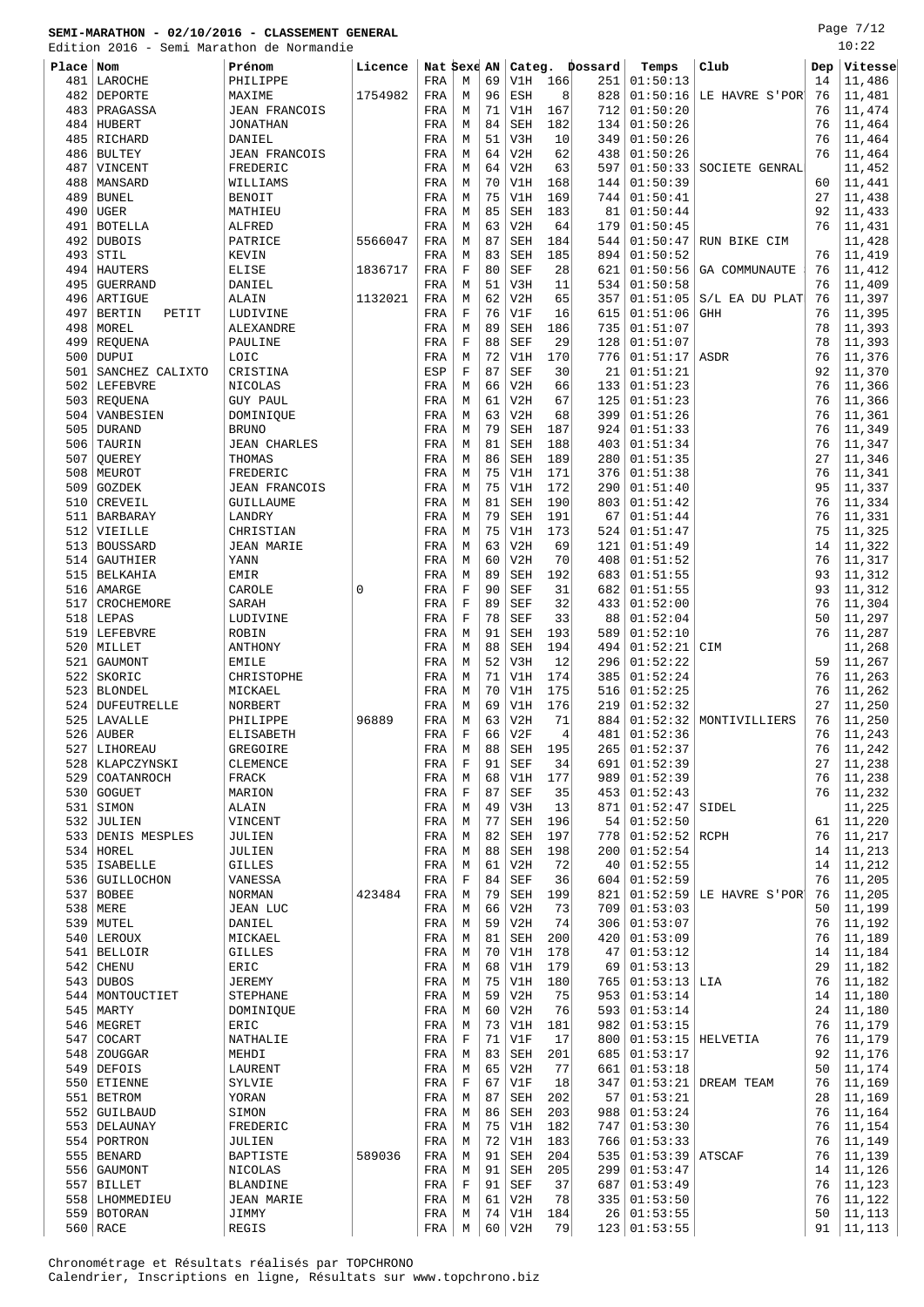# SEMI-MARATHON - 02/10/2016 - CLASSEMENT GENERAL

Edition 2016 - Semi Marathon de Normandie

10:22

| Place | Nom | Prénom | Licence | Nat | Sexe | AN | Categ. | | Dossard | Temps | Club | Dep | Vitesse |
|---|---|---|---|---|---|---|---|---|---|---|---|---|---|
| 481 | LAROCHE | PHILIPPE | | FRA | M | 69 | V1H | 166 | 251 | 01:50:13 | | 14 | 11,486 |
| 482 | DEPORTE | MAXIME | 1754982 | FRA | M | 96 | ESH | 8 | 828 | 01:50:16 | LE HAVRE S'POR | 76 | 11,481 |
| 483 | PRAGASSA | JEAN FRANCOIS | | FRA | M | 71 | V1H | 167 | 712 | 01:50:20 | | 76 | 11,474 |
| 484 | HUBERT | JONATHAN | | FRA | M | 84 | SEH | 182 | 134 | 01:50:26 | | 76 | 11,464 |
| 485 | RICHARD | DANIEL | | FRA | M | 51 | V3H | 10 | 349 | 01:50:26 | | 76 | 11,464 |
| 486 | BULTEY | JEAN FRANCOIS | | FRA | M | 64 | V2H | 62 | 438 | 01:50:26 | | 76 | 11,464 |
| 487 | VINCENT | FREDERIC | | FRA | M | 64 | V2H | 63 | 597 | 01:50:33 | SOCIETE GENRAL | | 11,452 |
| 488 | MANSARD | WILLIAMS | | FRA | M | 70 | V1H | 168 | 144 | 01:50:39 | | 60 | 11,441 |
| 489 | BUNEL | BENOIT | | FRA | M | 75 | V1H | 169 | 744 | 01:50:41 | | 27 | 11,438 |
| 490 | UGER | MATHIEU | | FRA | M | 85 | SEH | 183 | 81 | 01:50:44 | | 92 | 11,433 |
| 491 | BOTELLA | ALFRED | | FRA | M | 63 | V2H | 64 | 179 | 01:50:45 | | 76 | 11,431 |
| 492 | DUBOIS | PATRICE | 5566047 | FRA | M | 87 | SEH | 184 | 544 | 01:50:47 | RUN BIKE CIM | | 11,428 |
| 493 | STIL | KEVIN | | FRA | M | 83 | SEH | 185 | 894 | 01:50:52 | | 76 | 11,419 |
| 494 | HAUTERS | ELISE | 1836717 | FRA | F | 80 | SEF | 28 | 621 | 01:50:56 | GA COMMUNAUTE | 76 | 11,412 |
| 495 | GUERRAND | DANIEL | | FRA | M | 51 | V3H | 11 | 534 | 01:50:58 | | 76 | 11,409 |
| 496 | ARTIGUE | ALAIN | 1132021 | FRA | M | 62 | V2H | 65 | 357 | 01:51:05 | S/L EA DU PLAT | 76 | 11,397 |
| 497 | BERTIN PETIT | LUDIVINE | | FRA | F | 76 | V1F | 16 | 615 | 01:51:06 | GHH | 76 | 11,395 |
| 498 | MOREL | ALEXANDRE | | FRA | M | 89 | SEH | 186 | 735 | 01:51:07 | | 78 | 11,393 |
| 499 | REQUENA | PAULINE | | FRA | F | 88 | SEF | 29 | 128 | 01:51:07 | | 78 | 11,393 |
| 500 | DUPUI | LOIC | | FRA | M | 72 | V1H | 170 | 776 | 01:51:17 | ASDR | 76 | 11,376 |
| 501 | SANCHEZ CALIXTO | CRISTINA | | ESP | F | 87 | SEF | 30 | 21 | 01:51:21 | | 92 | 11,370 |
| 502 | LEFEBVRE | NICOLAS | | FRA | M | 66 | V2H | 66 | 133 | 01:51:23 | | 76 | 11,366 |
| 503 | REQUENA | GUY PAUL | | FRA | M | 61 | V2H | 67 | 125 | 01:51:23 | | 76 | 11,366 |
| 504 | VANBESIEN | DOMINIQUE | | FRA | M | 63 | V2H | 68 | 399 | 01:51:26 | | 76 | 11,361 |
| 505 | DURAND | BRUNO | | FRA | M | 79 | SEH | 187 | 924 | 01:51:33 | | 76 | 11,349 |
| 506 | TAURIN | JEAN CHARLES | | FRA | M | 81 | SEH | 188 | 403 | 01:51:34 | | 76 | 11,347 |
| 507 | QUEREY | THOMAS | | FRA | M | 86 | SEH | 189 | 280 | 01:51:35 | | 27 | 11,346 |
| 508 | MEUROT | FREDERIC | | FRA | M | 75 | V1H | 171 | 376 | 01:51:38 | | 76 | 11,341 |
| 509 | GOZDEK | JEAN FRANCOIS | | FRA | M | 75 | V1H | 172 | 290 | 01:51:40 | | 95 | 11,337 |
| 510 | CREVEIL | GUILLAUME | | FRA | M | 81 | SEH | 190 | 803 | 01:51:42 | | 76 | 11,334 |
| 511 | BARBARAY | LANDRY | | FRA | M | 79 | SEH | 191 | 67 | 01:51:44 | | 76 | 11,331 |
| 512 | VIEILLE | CHRISTIAN | | FRA | M | 75 | V1H | 173 | 524 | 01:51:47 | | 75 | 11,325 |
| 513 | BOUSSARD | JEAN MARIE | | FRA | M | 63 | V2H | 69 | 121 | 01:51:49 | | 14 | 11,322 |
| 514 | GAUTHIER | YANN | | FRA | M | 60 | V2H | 70 | 408 | 01:51:52 | | 76 | 11,317 |
| 515 | BELKAHIA | EMIR | | FRA | M | 89 | SEH | 192 | 683 | 01:51:55 | | 93 | 11,312 |
| 516 | AMARGE | CAROLE | 0 | FRA | F | 90 | SEF | 31 | 682 | 01:51:55 | | 93 | 11,312 |
| 517 | CROCHEMORE | SARAH | | FRA | F | 89 | SEF | 32 | 433 | 01:52:00 | | 76 | 11,304 |
| 518 | LEPAS | LUDIVINE | | FRA | F | 78 | SEF | 33 | 88 | 01:52:04 | | 50 | 11,297 |
| 519 | LEFEBVRE | ROBIN | | FRA | M | 91 | SEH | 193 | 589 | 01:52:10 | | 76 | 11,287 |
| 520 | MILLET | ANTHONY | | FRA | M | 88 | SEH | 194 | 494 | 01:52:21 | CIM | | 11,268 |
| 521 | GAUMONT | EMILE | | FRA | M | 52 | V3H | 12 | 296 | 01:52:22 | | 59 | 11,267 |
| 522 | SKORIC | CHRISTOPHE | | FRA | M | 71 | V1H | 174 | 385 | 01:52:24 | | 76 | 11,263 |
| 523 | BLONDEL | MICKAEL | | FRA | M | 70 | V1H | 175 | 516 | 01:52:25 | | 76 | 11,262 |
| 524 | DUFEUTRELLE | NORBERT | | FRA | M | 69 | V1H | 176 | 219 | 01:52:32 | | 27 | 11,250 |
| 525 | LAVALLE | PHILIPPE | 96889 | FRA | M | 63 | V2H | 71 | 884 | 01:52:32 | MONTIVILLIERS | 76 | 11,250 |
| 526 | AUBER | ELISABETH | | FRA | F | 66 | V2F | 4 | 481 | 01:52:36 | | 76 | 11,243 |
| 527 | LIHOREAU | GREGOIRE | | FRA | M | 88 | SEH | 195 | 265 | 01:52:37 | | 76 | 11,242 |
| 528 | KLAPCZYNSKI | CLEMENCE | | FRA | F | 91 | SEF | 34 | 691 | 01:52:39 | | 27 | 11,238 |
| 529 | COATANROCH | FRACK | | FRA | M | 68 | V1H | 177 | 989 | 01:52:39 | | 76 | 11,238 |
| 530 | GOGUET | MARION | | FRA | F | 87 | SEF | 35 | 453 | 01:52:43 | | 76 | 11,232 |
| 531 | SIMON | ALAIN | | FRA | M | 49 | V3H | 13 | 871 | 01:52:47 | SIDEL | | 11,225 |
| 532 | JULIEN | VINCENT | | FRA | M | 77 | SEH | 196 | 54 | 01:52:50 | | 61 | 11,220 |
| 533 | DENIS MESPLES | JULIEN | | FRA | M | 82 | SEH | 197 | 778 | 01:52:52 | RCPH | 76 | 11,217 |
| 534 | HOREL | JULIEN | | FRA | M | 88 | SEH | 198 | 200 | 01:52:54 | | 14 | 11,213 |
| 535 | ISABELLE | GILLES | | FRA | M | 61 | V2H | 72 | 40 | 01:52:55 | | 14 | 11,212 |
| 536 | GUILLOCHON | VANESSA | | FRA | F | 84 | SEF | 36 | 604 | 01:52:59 | | 76 | 11,205 |
| 537 | BOBEE | NORMAN | 423484 | FRA | M | 79 | SEH | 199 | 821 | 01:52:59 | LE HAVRE S'POR | 76 | 11,205 |
| 538 | MERE | JEAN LUC | | FRA | M | 66 | V2H | 73 | 709 | 01:53:03 | | 50 | 11,199 |
| 539 | MUTEL | DANIEL | | FRA | M | 59 | V2H | 74 | 306 | 01:53:07 | | 76 | 11,192 |
| 540 | LEROUX | MICKAEL | | FRA | M | 81 | SEH | 200 | 420 | 01:53:09 | | 76 | 11,189 |
| 541 | BELLOIR | GILLES | | FRA | M | 70 | V1H | 178 | 47 | 01:53:12 | | 14 | 11,184 |
| 542 | CHENU | ERIC | | FRA | M | 68 | V1H | 179 | 69 | 01:53:13 | | 29 | 11,182 |
| 543 | DUBOS | JEREMY | | FRA | M | 75 | V1H | 180 | 765 | 01:53:13 | LIA | 76 | 11,182 |
| 544 | MONTOUCTIET | STEPHANE | | FRA | M | 59 | V2H | 75 | 953 | 01:53:14 | | 14 | 11,180 |
| 545 | MARTY | DOMINIQUE | | FRA | M | 60 | V2H | 76 | 593 | 01:53:14 | | 24 | 11,180 |
| 546 | MEGRET | ERIC | | FRA | M | 73 | V1H | 181 | 982 | 01:53:15 | | 76 | 11,179 |
| 547 | COCART | NATHALIE | | FRA | F | 71 | V1F | 17 | 800 | 01:53:15 | HELVETIA | 76 | 11,179 |
| 548 | ZOUGGAR | MEHDI | | FRA | M | 83 | SEH | 201 | 685 | 01:53:17 | | 92 | 11,176 |
| 549 | DEFOIS | LAURENT | | FRA | M | 65 | V2H | 77 | 661 | 01:53:18 | | 50 | 11,174 |
| 550 | ETIENNE | SYLVIE | | FRA | F | 67 | V1F | 18 | 347 | 01:53:21 | DREAM TEAM | 76 | 11,169 |
| 551 | BETROM | YORAN | | FRA | M | 87 | SEH | 202 | 57 | 01:53:21 | | 28 | 11,169 |
| 552 | GUILBAUD | SIMON | | FRA | M | 86 | SEH | 203 | 988 | 01:53:24 | | 76 | 11,164 |
| 553 | DELAUNAY | FREDERIC | | FRA | M | 75 | V1H | 182 | 747 | 01:53:30 | | 76 | 11,154 |
| 554 | PORTRON | JULIEN | | FRA | M | 72 | V1H | 183 | 766 | 01:53:33 | | 76 | 11,149 |
| 555 | BENARD | BAPTISTE | 589036 | FRA | M | 91 | SEH | 204 | 535 | 01:53:39 | ATSCAF | 76 | 11,139 |
| 556 | GAUMONT | NICOLAS | | FRA | M | 91 | SEH | 205 | 299 | 01:53:47 | | 14 | 11,126 |
| 557 | BILLET | BLANDINE | | FRA | F | 91 | SEF | 37 | 687 | 01:53:49 | | 76 | 11,123 |
| 558 | LHOMMEDIEU | JEAN MARIE | | FRA | M | 61 | V2H | 78 | 335 | 01:53:50 | | 76 | 11,122 |
| 559 | BOTORAN | JIMMY | | FRA | M | 74 | V1H | 184 | 26 | 01:53:55 | | 50 | 11,113 |
| 560 | RACE | REGIS | | FRA | M | 60 | V2H | 79 | 123 | 01:53:55 | | 91 | 11,113 |

Chronométrage et Résultats réalisés par TOPCHRONO
Calendrier, Inscriptions en ligne, Résultats sur www.topchrono.biz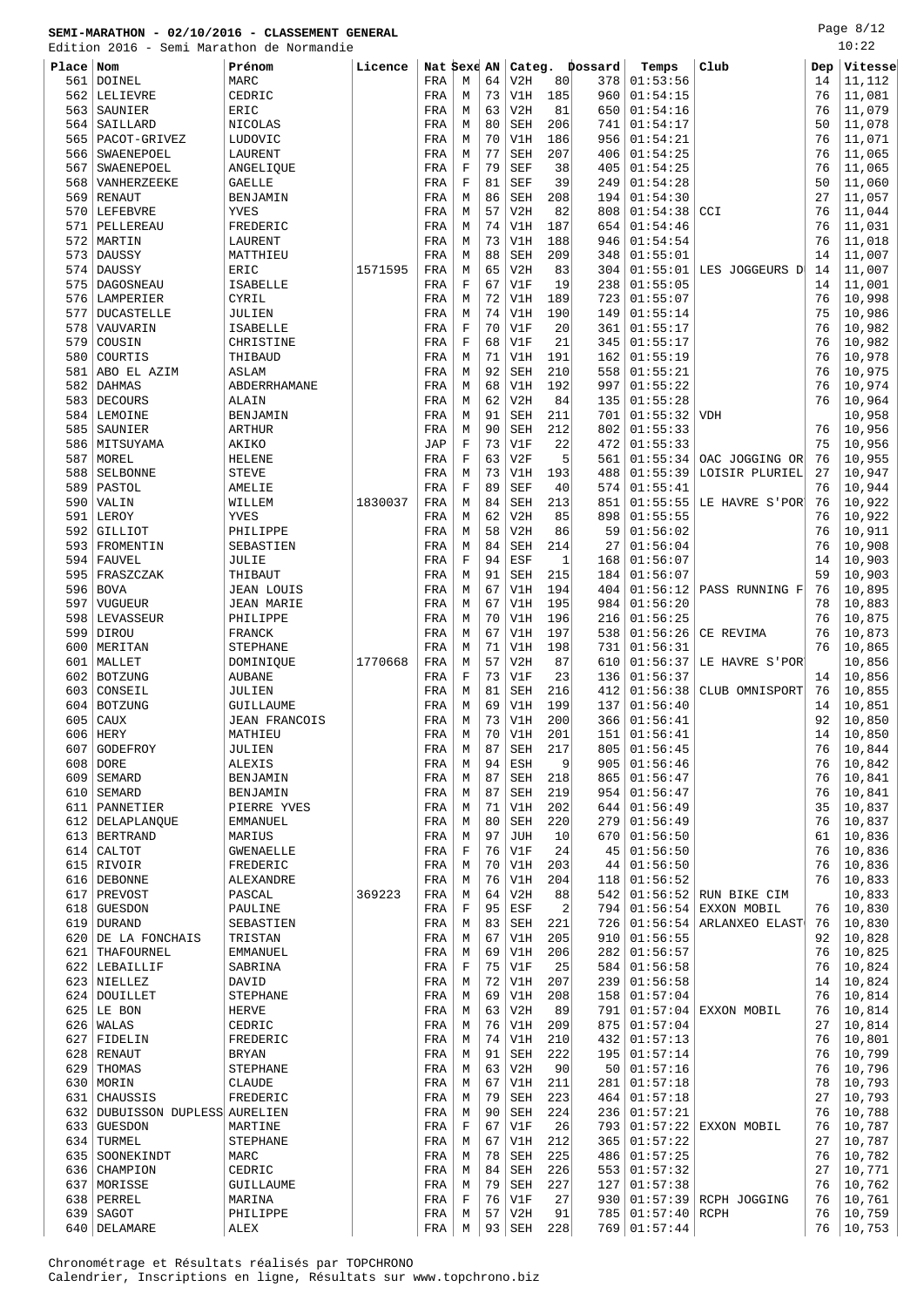# SEMI-MARATHON - 02/10/2016 - CLASSEMENT GENERAL

Edition 2016 - Semi Marathon de Normandie

10:22

| Place | Nom | Prénom | Licence | Nat | Sexe | AN | Categ. | | Dossard | Temps | Club | Dep | Vitesse |
|---|---|---|---|---|---|---|---|---|---|---|---|---|---|
| 561 | DOINEL | MARC | | FRA | M | 64 | V2H | 80 | 378 | 01:53:56 | | 14 | 11,112 |
| 562 | LELIEVRE | CEDRIC | | FRA | M | 73 | V1H | 185 | 960 | 01:54:15 | | 76 | 11,081 |
| 563 | SAUNIER | ERIC | | FRA | M | 63 | V2H | 81 | 650 | 01:54:16 | | 76 | 11,079 |
| 564 | SAILLARD | NICOLAS | | FRA | M | 80 | SEH | 206 | 741 | 01:54:17 | | 50 | 11,078 |
| 565 | PACOT-GRIVEZ | LUDOVIC | | FRA | M | 70 | V1H | 186 | 956 | 01:54:21 | | 76 | 11,071 |
| 566 | SWAENEPOEL | LAURENT | | FRA | M | 77 | SEH | 207 | 406 | 01:54:25 | | 76 | 11,065 |
| 567 | SWAENEPOEL | ANGELIQUE | | FRA | F | 79 | SEF | 38 | 405 | 01:54:25 | | 76 | 11,065 |
| 568 | VANHERZEEKE | GAELLE | | FRA | F | 81 | SEF | 39 | 249 | 01:54:28 | | 50 | 11,060 |
| 569 | RENAUT | BENJAMIN | | FRA | M | 86 | SEH | 208 | 194 | 01:54:30 | | 27 | 11,057 |
| 570 | LEFEBVRE | YVES | | FRA | M | 57 | V2H | 82 | 808 | 01:54:38 | CCI | 76 | 11,044 |
| 571 | PELLEREAU | FREDERIC | | FRA | M | 74 | V1H | 187 | 654 | 01:54:46 | | 76 | 11,031 |
| 572 | MARTIN | LAURENT | | FRA | M | 73 | V1H | 188 | 946 | 01:54:54 | | 76 | 11,018 |
| 573 | DAUSSY | MATTHIEU | | FRA | M | 88 | SEH | 209 | 348 | 01:55:01 | | 14 | 11,007 |
| 574 | DAUSSY | ERIC | 1571595 | FRA | M | 65 | V2H | 83 | 304 | 01:55:01 | LES JOGGEURS D | 14 | 11,007 |
| 575 | DAGOSNEAU | ISABELLE | | FRA | F | 67 | V1F | 19 | 238 | 01:55:05 | | 14 | 11,001 |
| 576 | LAMPERIER | CYRIL | | FRA | M | 72 | V1H | 189 | 723 | 01:55:07 | | 76 | 10,998 |
| 577 | DUCASTELLE | JULIEN | | FRA | M | 74 | V1H | 190 | 149 | 01:55:14 | | 75 | 10,986 |
| 578 | VAUVARIN | ISABELLE | | FRA | F | 70 | V1F | 20 | 361 | 01:55:17 | | 76 | 10,982 |
| 579 | COUSIN | CHRISTINE | | FRA | F | 68 | V1F | 21 | 345 | 01:55:17 | | 76 | 10,982 |
| 580 | COURTIS | THIBAUD | | FRA | M | 71 | V1H | 191 | 162 | 01:55:19 | | 76 | 10,978 |
| 581 | ABO EL AZIM | ASLAM | | FRA | M | 92 | SEH | 210 | 558 | 01:55:21 | | 76 | 10,975 |
| 582 | DAHMAS | ABDERRHAMANE | | FRA | M | 68 | V1H | 192 | 997 | 01:55:22 | | 76 | 10,974 |
| 583 | DECOURS | ALAIN | | FRA | M | 62 | V2H | 84 | 135 | 01:55:28 | | 76 | 10,964 |
| 584 | LEMOINE | BENJAMIN | | FRA | M | 91 | SEH | 211 | 701 | 01:55:32 | VDH | | 10,958 |
| 585 | SAUNIER | ARTHUR | | FRA | M | 90 | SEH | 212 | 802 | 01:55:33 | | 76 | 10,956 |
| 586 | MITSUYAMA | AKIKO | | JAP | F | 73 | V1F | 22 | 472 | 01:55:33 | | 75 | 10,956 |
| 587 | MOREL | HELENE | | FRA | F | 63 | V2F | 5 | 561 | 01:55:34 | OAC JOGGING OR | 76 | 10,955 |
| 588 | SELBONNE | STEVE | | FRA | M | 73 | V1H | 193 | 488 | 01:55:39 | LOISIR PLURIEL | 27 | 10,947 |
| 589 | PASTOL | AMELIE | | FRA | F | 89 | SEF | 40 | 574 | 01:55:41 | | 76 | 10,944 |
| 590 | VALIN | WILLEM | 1830037 | FRA | M | 84 | SEH | 213 | 851 | 01:55:55 | LE HAVRE S'POR | 76 | 10,922 |
| 591 | LEROY | YVES | | FRA | M | 62 | V2H | 85 | 898 | 01:55:55 | | 76 | 10,922 |
| 592 | GILLIOT | PHILIPPE | | FRA | M | 58 | V2H | 86 | 59 | 01:56:02 | | 76 | 10,911 |
| 593 | FROMENTIN | SEBASTIEN | | FRA | M | 84 | SEH | 214 | 27 | 01:56:04 | | 76 | 10,908 |
| 594 | FAUVEL | JULIE | | FRA | F | 94 | ESF | 1 | 168 | 01:56:07 | | 14 | 10,903 |
| 595 | FRASZCZAK | THIBAUT | | FRA | M | 91 | SEH | 215 | 184 | 01:56:07 | | 59 | 10,903 |
| 596 | BOVA | JEAN LOUIS | | FRA | M | 67 | V1H | 194 | 404 | 01:56:12 | PASS RUNNING F | 76 | 10,895 |
| 597 | VUGUEUR | JEAN MARIE | | FRA | M | 67 | V1H | 195 | 984 | 01:56:20 | | 78 | 10,883 |
| 598 | LEVASSEUR | PHILIPPE | | FRA | M | 70 | V1H | 196 | 216 | 01:56:25 | | 76 | 10,875 |
| 599 | DIROU | FRANCK | | FRA | M | 67 | V1H | 197 | 538 | 01:56:26 | CE REVIMA | 76 | 10,873 |
| 600 | MERITAN | STEPHANE | | FRA | M | 71 | V1H | 198 | 731 | 01:56:31 | | 76 | 10,865 |
| 601 | MALLET | DOMINIQUE | 1770668 | FRA | M | 57 | V2H | 87 | 610 | 01:56:37 | LE HAVRE S'POR | | 10,856 |
| 602 | BOTZUNG | AUBANE | | FRA | F | 73 | V1F | 23 | 136 | 01:56:37 | | 14 | 10,856 |
| 603 | CONSEIL | JULIEN | | FRA | M | 81 | SEH | 216 | 412 | 01:56:38 | CLUB OMNISPORT | 76 | 10,855 |
| 604 | BOTZUNG | GUILLAUME | | FRA | M | 69 | V1H | 199 | 137 | 01:56:40 | | 14 | 10,851 |
| 605 | CAUX | JEAN FRANCOIS | | FRA | M | 73 | V1H | 200 | 366 | 01:56:41 | | 92 | 10,850 |
| 606 | HERY | MATHIEU | | FRA | M | 70 | V1H | 201 | 151 | 01:56:41 | | 14 | 10,850 |
| 607 | GODEFROY | JULIEN | | FRA | M | 87 | SEH | 217 | 805 | 01:56:45 | | 76 | 10,844 |
| 608 | DORE | ALEXIS | | FRA | M | 94 | ESH | 9 | 905 | 01:56:46 | | 76 | 10,842 |
| 609 | SEMARD | BENJAMIN | | FRA | M | 87 | SEH | 218 | 865 | 01:56:47 | | 76 | 10,841 |
| 610 | SEMARD | BENJAMIN | | FRA | M | 87 | SEH | 219 | 954 | 01:56:47 | | 76 | 10,841 |
| 611 | PANNETIER | PIERRE YVES | | FRA | M | 71 | V1H | 202 | 644 | 01:56:49 | | 35 | 10,837 |
| 612 | DELAPLANQUE | EMMANUEL | | FRA | M | 80 | SEH | 220 | 279 | 01:56:49 | | 76 | 10,837 |
| 613 | BERTRAND | MARIUS | | FRA | M | 97 | JUH | 10 | 670 | 01:56:50 | | 61 | 10,836 |
| 614 | CALTOT | GWENAELLE | | FRA | F | 76 | V1F | 24 | 45 | 01:56:50 | | 76 | 10,836 |
| 615 | RIVOIR | FREDERIC | | FRA | M | 70 | V1H | 203 | 44 | 01:56:50 | | 76 | 10,836 |
| 616 | DEBONNE | ALEXANDRE | | FRA | M | 76 | V1H | 204 | 118 | 01:56:52 | | 76 | 10,833 |
| 617 | PREVOST | PASCAL | 369223 | FRA | M | 64 | V2H | 88 | 542 | 01:56:52 | RUN BIKE CIM | | 10,833 |
| 618 | GUESDON | PAULINE | | FRA | F | 95 | ESF | 2 | 794 | 01:56:54 | EXXON MOBIL | 76 | 10,830 |
| 619 | DURAND | SEBASTIEN | | FRA | M | 83 | SEH | 221 | 726 | 01:56:54 | ARLANXEO ELAST | 76 | 10,830 |
| 620 | DE LA FONCHAIS | TRISTAN | | FRA | M | 67 | V1H | 205 | 910 | 01:56:55 | | 92 | 10,828 |
| 621 | THAFOURNEL | EMMANUEL | | FRA | M | 69 | V1H | 206 | 282 | 01:56:57 | | 76 | 10,825 |
| 622 | LEBAILLIF | SABRINA | | FRA | F | 75 | V1F | 25 | 584 | 01:56:58 | | 76 | 10,824 |
| 623 | NIELLEZ | DAVID | | FRA | M | 72 | V1H | 207 | 239 | 01:56:58 | | 14 | 10,824 |
| 624 | DOUILLET | STEPHANE | | FRA | M | 69 | V1H | 208 | 158 | 01:57:04 | | 76 | 10,814 |
| 625 | LE BON | HERVE | | FRA | M | 63 | V2H | 89 | 791 | 01:57:04 | EXXON MOBIL | 76 | 10,814 |
| 626 | WALAS | CEDRIC | | FRA | M | 76 | V1H | 209 | 875 | 01:57:04 | | 27 | 10,814 |
| 627 | FIDELIN | FREDERIC | | FRA | M | 74 | V1H | 210 | 432 | 01:57:13 | | 76 | 10,801 |
| 628 | RENAUT | BRYAN | | FRA | M | 91 | SEH | 222 | 195 | 01:57:14 | | 76 | 10,799 |
| 629 | THOMAS | STEPHANE | | FRA | M | 63 | V2H | 90 | 50 | 01:57:16 | | 76 | 10,796 |
| 630 | MORIN | CLAUDE | | FRA | M | 67 | V1H | 211 | 281 | 01:57:18 | | 78 | 10,793 |
| 631 | CHAUSSIS | FREDERIC | | FRA | M | 79 | SEH | 223 | 464 | 01:57:18 | | 27 | 10,793 |
| 632 | DUBUISSON DUPLESS | AURELIEN | | FRA | M | 90 | SEH | 224 | 236 | 01:57:21 | | 76 | 10,788 |
| 633 | GUESDON | MARTINE | | FRA | F | 67 | V1F | 26 | 793 | 01:57:22 | EXXON MOBIL | 76 | 10,787 |
| 634 | TURMEL | STEPHANE | | FRA | M | 67 | V1H | 212 | 365 | 01:57:22 | | 27 | 10,787 |
| 635 | SOONEKINDT | MARC | | FRA | M | 78 | SEH | 225 | 486 | 01:57:25 | | 76 | 10,782 |
| 636 | CHAMPION | CEDRIC | | FRA | M | 84 | SEH | 226 | 553 | 01:57:32 | | 27 | 10,771 |
| 637 | MORISSE | GUILLAUME | | FRA | M | 79 | SEH | 227 | 127 | 01:57:38 | | 76 | 10,762 |
| 638 | PERREL | MARINA | | FRA | F | 76 | V1F | 27 | 930 | 01:57:39 | RCPH JOGGING | 76 | 10,761 |
| 639 | SAGOT | PHILIPPE | | FRA | M | 57 | V2H | 91 | 785 | 01:57:40 | RCPH | 76 | 10,759 |
| 640 | DELAMARE | ALEX | | FRA | M | 93 | SEH | 228 | 769 | 01:57:44 | | 76 | 10,753 |

Chronométrage et Résultats réalisés par TOPCHRONO
Calendrier, Inscriptions en ligne, Résultats sur www.topchrono.biz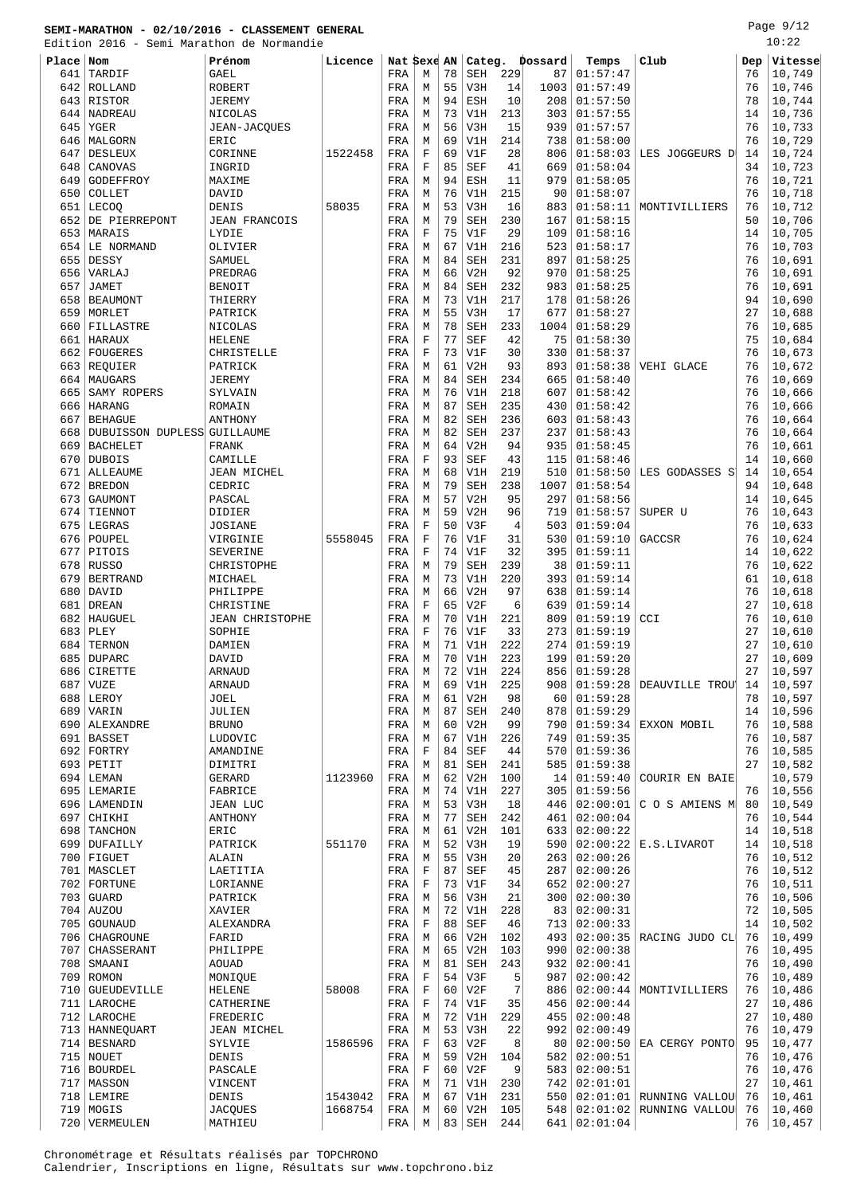# SEMI-MARATHON - 02/10/2016 - CLASSEMENT GENERAL

Edition 2016 - Semi Marathon de Normandie

10:22

| Place | Nom | Prénom | Licence | Nat | Sexe | AN | Categ. | | Dossard | Temps | Club | Dep | Vitesse |
|---|---|---|---|---|---|---|---|---|---|---|---|---|---|
| 641 | TARDIF | GAEL | | FRA | M | 78 | SEH | 229 | 87 | 01:57:47 | | 76 | 10,749 |
| 642 | ROLLAND | ROBERT | | FRA | M | 55 | V3H | 14 | 1003 | 01:57:49 | | 76 | 10,746 |
| 643 | RISTOR | JEREMY | | FRA | M | 94 | ESH | 10 | 208 | 01:57:50 | | 78 | 10,744 |
| 644 | NADREAU | NICOLAS | | FRA | M | 73 | V1H | 213 | 303 | 01:57:55 | | 14 | 10,736 |
| 645 | YGER | JEAN-JACQUES | | FRA | M | 56 | V3H | 15 | 939 | 01:57:57 | | 76 | 10,733 |
| 646 | MALGORN | ERIC | | FRA | M | 69 | V1H | 214 | 738 | 01:58:00 | | 76 | 10,729 |
| 647 | DESLEUX | CORINNE | 1522458 | FRA | F | 69 | V1F | 28 | 806 | 01:58:03 | LES JOGGEURS D | 14 | 10,724 |
| 648 | CANOVAS | INGRID | | FRA | F | 85 | SEF | 41 | 669 | 01:58:04 | | 34 | 10,723 |
| 649 | GODEFFROY | MAXIME | | FRA | M | 94 | ESH | 11 | 979 | 01:58:05 | | 76 | 10,721 |
| 650 | COLLET | DAVID | | FRA | M | 76 | V1H | 215 | 90 | 01:58:07 | | 76 | 10,718 |
| 651 | LECOQ | DENIS | 58035 | FRA | M | 53 | V3H | 16 | 883 | 01:58:11 | MONTIVILLIERS | 76 | 10,712 |
| 652 | DE PIERREPONT | JEAN FRANCOIS | | FRA | M | 79 | SEH | 230 | 167 | 01:58:15 | | 50 | 10,706 |
| 653 | MARAIS | LYDIE | | FRA | F | 75 | V1F | 29 | 109 | 01:58:16 | | 14 | 10,705 |
| 654 | LE NORMAND | OLIVIER | | FRA | M | 67 | V1H | 216 | 523 | 01:58:17 | | 76 | 10,703 |
| 655 | DESSY | SAMUEL | | FRA | M | 84 | SEH | 231 | 897 | 01:58:25 | | 76 | 10,691 |
| 656 | VARLAJ | PREDRAG | | FRA | M | 66 | V2H | 92 | 970 | 01:58:25 | | 76 | 10,691 |
| 657 | JAMET | BENOIT | | FRA | M | 84 | SEH | 232 | 983 | 01:58:25 | | 76 | 10,691 |
| 658 | BEAUMONT | THIERRY | | FRA | M | 73 | V1H | 217 | 178 | 01:58:26 | | 94 | 10,690 |
| 659 | MORLET | PATRICK | | FRA | M | 55 | V3H | 17 | 677 | 01:58:27 | | 27 | 10,688 |
| 660 | FILLASTRE | NICOLAS | | FRA | M | 78 | SEH | 233 | 1004 | 01:58:29 | | 76 | 10,685 |
| 661 | HARAUX | HELENE | | FRA | F | 77 | SEF | 42 | 75 | 01:58:30 | | 75 | 10,684 |
| 662 | FOUGERES | CHRISTELLE | | FRA | F | 73 | V1F | 30 | 330 | 01:58:37 | | 76 | 10,673 |
| 663 | REQUIER | PATRICK | | FRA | M | 61 | V2H | 93 | 893 | 01:58:38 | VEHI GLACE | 76 | 10,672 |
| 664 | MAUGARS | JEREMY | | FRA | M | 84 | SEH | 234 | 665 | 01:58:40 | | 76 | 10,669 |
| 665 | SAMY ROPERS | SYLVAIN | | FRA | M | 76 | V1H | 218 | 607 | 01:58:42 | | 76 | 10,666 |
| 666 | HARANG | ROMAIN | | FRA | M | 87 | SEH | 235 | 430 | 01:58:42 | | 76 | 10,666 |
| 667 | BEHAGUE | ANTHONY | | FRA | M | 82 | SEH | 236 | 603 | 01:58:43 | | 76 | 10,664 |
| 668 | DUBUISSON DUPLESS | GUILLAUME | | FRA | M | 82 | SEH | 237 | 237 | 01:58:43 | | 76 | 10,664 |
| 669 | BACHELET | FRANK | | FRA | M | 64 | V2H | 94 | 935 | 01:58:45 | | 76 | 10,661 |
| 670 | DUBOIS | CAMILLE | | FRA | F | 93 | SEF | 43 | 115 | 01:58:46 | | 14 | 10,660 |
| 671 | ALLEAUME | JEAN MICHEL | | FRA | M | 68 | V1H | 219 | 510 | 01:58:50 | LES GODASSES S | 14 | 10,654 |
| 672 | BREDON | CEDRIC | | FRA | M | 79 | SEH | 238 | 1007 | 01:58:54 | | 94 | 10,648 |
| 673 | GAUMONT | PASCAL | | FRA | M | 57 | V2H | 95 | 297 | 01:58:56 | | 14 | 10,645 |
| 674 | TIENNOT | DIDIER | | FRA | M | 59 | V2H | 96 | 719 | 01:58:57 | SUPER U | 76 | 10,643 |
| 675 | LEGRAS | JOSIANE | | FRA | F | 50 | V3F | 4 | 503 | 01:59:04 | | 76 | 10,633 |
| 676 | POUPEL | VIRGINIE | 5558045 | FRA | F | 76 | V1F | 31 | 530 | 01:59:10 | GACCSR | 76 | 10,624 |
| 677 | PITOIS | SEVERINE | | FRA | F | 74 | V1F | 32 | 395 | 01:59:11 | | 14 | 10,622 |
| 678 | RUSSO | CHRISTOPHE | | FRA | M | 79 | SEH | 239 | 38 | 01:59:11 | | 76 | 10,622 |
| 679 | BERTRAND | MICHAEL | | FRA | M | 73 | V1H | 220 | 393 | 01:59:14 | | 61 | 10,618 |
| 680 | DAVID | PHILIPPE | | FRA | M | 66 | V2H | 97 | 638 | 01:59:14 | | 76 | 10,618 |
| 681 | DREAN | CHRISTINE | | FRA | F | 65 | V2F | 6 | 639 | 01:59:14 | | 27 | 10,618 |
| 682 | HAUGUEL | JEAN CHRISTOPHE | | FRA | M | 70 | V1H | 221 | 809 | 01:59:19 | CCI | 76 | 10,610 |
| 683 | PLEY | SOPHIE | | FRA | F | 76 | V1F | 33 | 273 | 01:59:19 | | 27 | 10,610 |
| 684 | TERNON | DAMIEN | | FRA | M | 71 | V1H | 222 | 274 | 01:59:19 | | 27 | 10,610 |
| 685 | DUPARC | DAVID | | FRA | M | 70 | V1H | 223 | 199 | 01:59:20 | | 27 | 10,609 |
| 686 | CIRETTE | ARNAUD | | FRA | M | 72 | V1H | 224 | 856 | 01:59:28 | | 27 | 10,597 |
| 687 | VUZE | ARNAUD | | FRA | M | 69 | V1H | 225 | 908 | 01:59:28 | DEAUVILLE TROU | 14 | 10,597 |
| 688 | LEROY | JOEL | | FRA | M | 61 | V2H | 98 | 60 | 01:59:28 | | 78 | 10,597 |
| 689 | VARIN | JULIEN | | FRA | M | 87 | SEH | 240 | 878 | 01:59:29 | | 14 | 10,596 |
| 690 | ALEXANDRE | BRUNO | | FRA | M | 60 | V2H | 99 | 790 | 01:59:34 | EXXON MOBIL | 76 | 10,588 |
| 691 | BASSET | LUDOVIC | | FRA | M | 67 | V1H | 226 | 749 | 01:59:35 | | 76 | 10,587 |
| 692 | FORTRY | AMANDINE | | FRA | F | 84 | SEF | 44 | 570 | 01:59:36 | | 76 | 10,585 |
| 693 | PETIT | DIMITRI | | FRA | M | 81 | SEH | 241 | 585 | 01:59:38 | | 27 | 10,582 |
| 694 | LEMAN | GERARD | 1123960 | FRA | M | 62 | V2H | 100 | 14 | 01:59:40 | COURIR EN BAIE | | 10,579 |
| 695 | LEMARIE | FABRICE | | FRA | M | 74 | V1H | 227 | 305 | 01:59:56 | | 76 | 10,556 |
| 696 | LAMENDIN | JEAN LUC | | FRA | M | 53 | V3H | 18 | 446 | 02:00:01 | C O S AMIENS M | 80 | 10,549 |
| 697 | CHIKHI | ANTHONY | | FRA | M | 77 | SEH | 242 | 461 | 02:00:04 | | 76 | 10,544 |
| 698 | TANCHON | ERIC | | FRA | M | 61 | V2H | 101 | 633 | 02:00:22 | | 14 | 10,518 |
| 699 | DUFAILLY | PATRICK | 551170 | FRA | M | 52 | V3H | 19 | 590 | 02:00:22 | E.S.LIVAROT | 14 | 10,518 |
| 700 | FIGUET | ALAIN | | FRA | M | 55 | V3H | 20 | 263 | 02:00:26 | | 76 | 10,512 |
| 701 | MASCLET | LAETITIA | | FRA | F | 87 | SEF | 45 | 287 | 02:00:26 | | 76 | 10,512 |
| 702 | FORTUNE | LORIANNE | | FRA | F | 73 | V1F | 34 | 652 | 02:00:27 | | 76 | 10,511 |
| 703 | GUARD | PATRICK | | FRA | M | 56 | V3H | 21 | 300 | 02:00:30 | | 76 | 10,506 |
| 704 | AUZOU | XAVIER | | FRA | M | 72 | V1H | 228 | 83 | 02:00:31 | | 72 | 10,505 |
| 705 | GOUNAUD | ALEXANDRA | | FRA | F | 88 | SEF | 46 | 713 | 02:00:33 | | 14 | 10,502 |
| 706 | CHAGROUNE | FARID | | FRA | M | 66 | V2H | 102 | 493 | 02:00:35 | RACING JUDO CL | 76 | 10,499 |
| 707 | CHASSERANT | PHILIPPE | | FRA | M | 65 | V2H | 103 | 990 | 02:00:38 | | 76 | 10,495 |
| 708 | SMAANI | AOUAD | | FRA | M | 81 | SEH | 243 | 932 | 02:00:41 | | 76 | 10,490 |
| 709 | ROMON | MONIQUE | | FRA | F | 54 | V3F | 5 | 987 | 02:00:42 | | 76 | 10,489 |
| 710 | GUEUDEVILLE | HELENE | 58008 | FRA | F | 60 | V2F | 7 | 886 | 02:00:44 | MONTIVILLIERS | 76 | 10,486 |
| 711 | LAROCHE | CATHERINE | | FRA | F | 74 | V1F | 35 | 456 | 02:00:44 | | 27 | 10,486 |
| 712 | LAROCHE | FREDERIC | | FRA | M | 72 | V1H | 229 | 455 | 02:00:48 | | 27 | 10,480 |
| 713 | HANNEQUART | JEAN MICHEL | | FRA | M | 53 | V3H | 22 | 992 | 02:00:49 | | 76 | 10,479 |
| 714 | BESNARD | SYLVIE | 1586596 | FRA | F | 63 | V2F | 8 | 80 | 02:00:50 | EA CERGY PONTO | 95 | 10,477 |
| 715 | NOUET | DENIS | | FRA | M | 59 | V2H | 104 | 582 | 02:00:51 | | 76 | 10,476 |
| 716 | BOURDEL | PASCALE | | FRA | F | 60 | V2F | 9 | 583 | 02:00:51 | | 76 | 10,476 |
| 717 | MASSON | VINCENT | | FRA | M | 71 | V1H | 230 | 742 | 02:01:01 | | 27 | 10,461 |
| 718 | LEMIRE | DENIS | 1543042 | FRA | M | 67 | V1H | 231 | 550 | 02:01:01 | RUNNING VALLOU | 76 | 10,461 |
| 719 | MOGIS | JACQUES | 1668754 | FRA | M | 60 | V2H | 105 | 548 | 02:01:02 | RUNNING VALLOU | 76 | 10,460 |
| 720 | VERMEULEN | MATHIEU | | FRA | M | 83 | SEH | 244 | 641 | 02:01:04 | | 76 | 10,457 |

Chronométrage et Résultats réalisés par TOPCHRONO
Calendrier, Inscriptions en ligne, Résultats sur www.topchrono.biz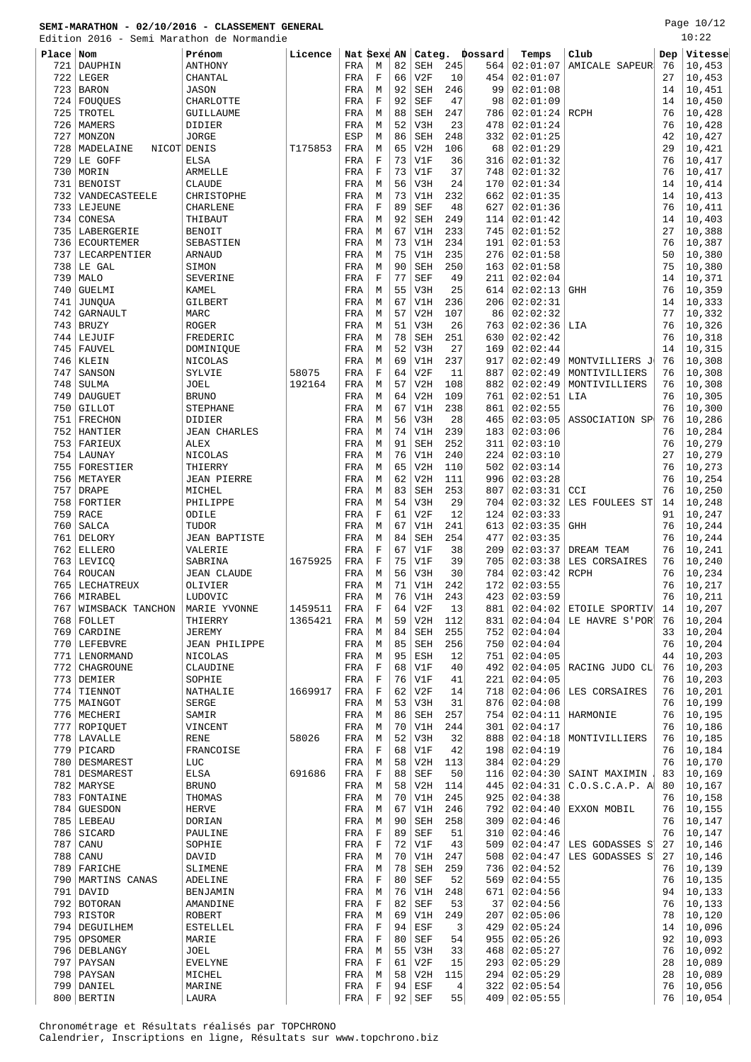# SEMI-MARATHON - 02/10/2016 - CLASSEMENT GENERAL

Edition 2016 - Semi Marathon de Normandie

| Place | Nom | Prénom | Licence | Nat | Sexe | AN | Categ. | | Dossard | Temps | Club | Dep | Vitesse |
|---|---|---|---|---|---|---|---|---|---|---|---|---|---|
| 721 | DAUPHIN | ANTHONY | | FRA | M | 82 | SEH | 245 | 564 | 02:01:07 | AMICALE SAPEUR | 76 | 10,453 |
| 722 | LEGER | CHANTAL | | FRA | F | 66 | V2F | 10 | 454 | 02:01:07 | | 27 | 10,453 |
| 723 | BARON | JASON | | FRA | M | 92 | SEH | 246 | 99 | 02:01:08 | | 14 | 10,451 |
| 724 | FOUQUES | CHARLOTTE | | FRA | F | 92 | SEF | 47 | 98 | 02:01:09 | | 14 | 10,450 |
| 725 | TROTEL | GUILLAUME | | FRA | M | 88 | SEH | 247 | 786 | 02:01:24 | RCPH | 76 | 10,428 |
| 726 | MAMERS | DIDIER | | FRA | M | 52 | V3H | 23 | 478 | 02:01:24 | | 76 | 10,428 |
| 727 | MONZON | JORGE | | ESP | M | 86 | SEH | 248 | 332 | 02:01:25 | | 42 | 10,427 |
| 728 | MADELAINE NICOT | DENIS | T175853 | FRA | M | 65 | V2H | 106 | 68 | 02:01:29 | | 29 | 10,421 |
| 729 | LE GOFF | ELSA | | FRA | F | 73 | V1F | 36 | 316 | 02:01:32 | | 76 | 10,417 |
| 730 | MORIN | ARMELLE | | FRA | F | 73 | V1F | 37 | 748 | 02:01:32 | | 76 | 10,417 |
| 731 | BENOIST | CLAUDE | | FRA | M | 56 | V3H | 24 | 170 | 02:01:34 | | 14 | 10,414 |
| 732 | VANDECASTEELE | CHRISTOPHE | | FRA | M | 73 | V1H | 232 | 662 | 02:01:35 | | 14 | 10,413 |
| 733 | LEJEUNE | CHARLENE | | FRA | F | 89 | SEF | 48 | 627 | 02:01:36 | | 76 | 10,411 |
| 734 | CONESA | THIBAUT | | FRA | M | 92 | SEH | 249 | 114 | 02:01:42 | | 14 | 10,403 |
| 735 | LABERGERIE | BENOIT | | FRA | M | 67 | V1H | 233 | 745 | 02:01:52 | | 27 | 10,388 |
| 736 | ECOURTEMER | SEBASTIEN | | FRA | M | 73 | V1H | 234 | 191 | 02:01:53 | | 76 | 10,387 |
| 737 | LECARPENTIER | ARNAUD | | FRA | M | 75 | V1H | 235 | 276 | 02:01:58 | | 50 | 10,380 |
| 738 | LE GAL | SIMON | | FRA | M | 90 | SEH | 250 | 163 | 02:01:58 | | 75 | 10,380 |
| 739 | MALO | SEVERINE | | FRA | F | 77 | SEF | 49 | 211 | 02:02:04 | | 14 | 10,371 |
| 740 | GUELMI | KAMEL | | FRA | M | 55 | V3H | 25 | 614 | 02:02:13 | GHH | 76 | 10,359 |
| 741 | JUNQUA | GILBERT | | FRA | M | 67 | V1H | 236 | 206 | 02:02:31 | | 14 | 10,333 |
| 742 | GARNAULT | MARC | | FRA | M | 57 | V2H | 107 | 86 | 02:02:32 | | 77 | 10,332 |
| 743 | BRUZY | ROGER | | FRA | M | 51 | V3H | 26 | 763 | 02:02:36 | LIA | 76 | 10,326 |
| 744 | LEJUIF | FREDERIC | | FRA | M | 78 | SEH | 251 | 630 | 02:02:42 | | 76 | 10,318 |
| 745 | FAUVEL | DOMINIQUE | | FRA | M | 52 | V3H | 27 | 169 | 02:02:44 | | 14 | 10,315 |
| 746 | KLEIN | NICOLAS | | FRA | M | 69 | V1H | 237 | 917 | 02:02:49 | MONTVILLIERS J | 76 | 10,308 |
| 747 | SANSON | SYLVIE | 58075 | FRA | F | 64 | V2F | 11 | 887 | 02:02:49 | MONTIVILLIERS | 76 | 10,308 |
| 748 | SULMA | JOEL | 192164 | FRA | M | 57 | V2H | 108 | 882 | 02:02:49 | MONTIVILLIERS | 76 | 10,308 |
| 749 | DAUGUET | BRUNO | | FRA | M | 64 | V2H | 109 | 761 | 02:02:51 | LIA | 76 | 10,305 |
| 750 | GILLOT | STEPHANE | | FRA | M | 67 | V1H | 238 | 861 | 02:02:55 | | 76 | 10,300 |
| 751 | FRECHON | DIDIER | | FRA | M | 56 | V3H | 28 | 465 | 02:03:05 | ASSOCIATION SP | 76 | 10,286 |
| 752 | HANTIER | JEAN CHARLES | | FRA | M | 74 | V1H | 239 | 183 | 02:03:06 | | 76 | 10,284 |
| 753 | FARIEUX | ALEX | | FRA | M | 91 | SEH | 252 | 311 | 02:03:10 | | 76 | 10,279 |
| 754 | LAUNAY | NICOLAS | | FRA | M | 76 | V1H | 240 | 224 | 02:03:10 | | 27 | 10,279 |
| 755 | FORESTIER | THIERRY | | FRA | M | 65 | V2H | 110 | 502 | 02:03:14 | | 76 | 10,273 |
| 756 | METAYER | JEAN PIERRE | | FRA | M | 62 | V2H | 111 | 996 | 02:03:28 | | 76 | 10,254 |
| 757 | DRAPE | MICHEL | | FRA | M | 83 | SEH | 253 | 807 | 02:03:31 | CCI | 76 | 10,250 |
| 758 | FORTIER | PHILIPPE | | FRA | M | 54 | V3H | 29 | 704 | 02:03:32 | LES FOULEES ST | 14 | 10,248 |
| 759 | RACE | ODILE | | FRA | F | 61 | V2F | 12 | 124 | 02:03:33 | | 91 | 10,247 |
| 760 | SALCA | TUDOR | | FRA | M | 67 | V1H | 241 | 613 | 02:03:35 | GHH | 76 | 10,244 |
| 761 | DELORY | JEAN BAPTISTE | | FRA | M | 84 | SEH | 254 | 477 | 02:03:35 | | 76 | 10,244 |
| 762 | ELLERO | VALERIE | | FRA | F | 67 | V1F | 38 | 209 | 02:03:37 | DREAM TEAM | 76 | 10,241 |
| 763 | LEVICQ | SABRINA | 1675925 | FRA | F | 75 | V1F | 39 | 705 | 02:03:38 | LES CORSAIRES | 76 | 10,240 |
| 764 | ROUCAN | JEAN CLAUDE | | FRA | M | 56 | V3H | 30 | 784 | 02:03:42 | RCPH | 76 | 10,234 |
| 765 | LECHATREUX | OLIVIER | | FRA | M | 71 | V1H | 242 | 172 | 02:03:55 | | 76 | 10,217 |
| 766 | MIRABEL | LUDOVIC | | FRA | M | 76 | V1H | 243 | 423 | 02:03:59 | | 76 | 10,211 |
| 767 | WIMSBACK TANCHON | MARIE YVONNE | 1459511 | FRA | F | 64 | V2F | 13 | 881 | 02:04:02 | ETOILE SPORTIV | 14 | 10,207 |
| 768 | FOLLET | THIERRY | 1365421 | FRA | M | 59 | V2H | 112 | 831 | 02:04:04 | LE HAVRE S'POR | 76 | 10,204 |
| 769 | CARDINE | JEREMY | | FRA | M | 84 | SEH | 255 | 752 | 02:04:04 | | 33 | 10,204 |
| 770 | LEFEBVRE | JEAN PHILIPPE | | FRA | M | 85 | SEH | 256 | 750 | 02:04:04 | | 76 | 10,204 |
| 771 | LENORMAND | NICOLAS | | FRA | M | 95 | ESH | 12 | 751 | 02:04:05 | | 44 | 10,203 |
| 772 | CHAGROUNE | CLAUDINE | | FRA | F | 68 | V1F | 40 | 492 | 02:04:05 | RACING JUDO CL | 76 | 10,203 |
| 773 | DEMIER | SOPHIE | | FRA | F | 76 | V1F | 41 | 221 | 02:04:05 | | 76 | 10,203 |
| 774 | TIENNOT | NATHALIE | 1669917 | FRA | F | 62 | V2F | 14 | 718 | 02:04:06 | LES CORSAIRES | 76 | 10,201 |
| 775 | MAINGOT | SERGE | | FRA | M | 53 | V3H | 31 | 876 | 02:04:08 | | 76 | 10,199 |
| 776 | MECHERI | SAMIR | | FRA | M | 86 | SEH | 257 | 754 | 02:04:11 | HARMONIE | 76 | 10,195 |
| 777 | ROPIQUET | VINCENT | | FRA | M | 70 | V1H | 244 | 301 | 02:04:17 | | 76 | 10,186 |
| 778 | LAVALLE | RENE | 58026 | FRA | M | 52 | V3H | 32 | 888 | 02:04:18 | MONTIVILLIERS | 76 | 10,185 |
| 779 | PICARD | FRANCOISE | | FRA | F | 68 | V1F | 42 | 198 | 02:04:19 | | 76 | 10,184 |
| 780 | DESMAREST | LUC | | FRA | M | 58 | V2H | 113 | 384 | 02:04:29 | | 76 | 10,170 |
| 781 | DESMAREST | ELSA | 691686 | FRA | F | 88 | SEF | 50 | 116 | 02:04:30 | SAINT MAXIMIN | 83 | 10,169 |
| 782 | MARYSE | BRUNO | | FRA | M | 58 | V2H | 114 | 445 | 02:04:31 | C.O.S.C.A.P. A | 80 | 10,167 |
| 783 | FONTAINE | THOMAS | | FRA | M | 70 | V1H | 245 | 925 | 02:04:38 | | 76 | 10,158 |
| 784 | GUESDON | HERVE | | FRA | M | 67 | V1H | 246 | 792 | 02:04:40 | EXXON MOBIL | 76 | 10,155 |
| 785 | LEBEAU | DORIAN | | FRA | M | 90 | SEH | 258 | 309 | 02:04:46 | | 76 | 10,147 |
| 786 | SICARD | PAULINE | | FRA | F | 89 | SEF | 51 | 310 | 02:04:46 | | 76 | 10,147 |
| 787 | CANU | SOPHIE | | FRA | F | 72 | V1F | 43 | 509 | 02:04:47 | LES GODASSES S | 27 | 10,146 |
| 788 | CANU | DAVID | | FRA | M | 70 | V1H | 247 | 508 | 02:04:47 | LES GODASSES S | 27 | 10,146 |
| 789 | FARICHE | SLIMENE | | FRA | M | 78 | SEH | 259 | 736 | 02:04:52 | | 76 | 10,139 |
| 790 | MARTINS CANAS | ADELINE | | FRA | F | 80 | SEF | 52 | 569 | 02:04:55 | | 76 | 10,135 |
| 791 | DAVID | BENJAMIN | | FRA | M | 76 | V1H | 248 | 671 | 02:04:56 | | 94 | 10,133 |
| 792 | BOTORAN | AMANDINE | | FRA | F | 82 | SEF | 53 | 37 | 02:04:56 | | 76 | 10,133 |
| 793 | RISTOR | ROBERT | | FRA | M | 69 | V1H | 249 | 207 | 02:05:06 | | 78 | 10,120 |
| 794 | DEGUILHEM | ESTELLEL | | FRA | F | 94 | ESF | 3 | 429 | 02:05:24 | | 14 | 10,096 |
| 795 | OPSOMER | MARIE | | FRA | F | 80 | SEF | 54 | 955 | 02:05:26 | | 92 | 10,093 |
| 796 | DEBLANGY | JOEL | | FRA | M | 55 | V3H | 33 | 468 | 02:05:27 | | 76 | 10,092 |
| 797 | PAYSAN | EVELYNE | | FRA | F | 61 | V2F | 15 | 293 | 02:05:29 | | 28 | 10,089 |
| 798 | PAYSAN | MICHEL | | FRA | M | 58 | V2H | 115 | 294 | 02:05:29 | | 28 | 10,089 |
| 799 | DANIEL | MARINE | | FRA | F | 94 | ESF | 4 | 322 | 02:05:54 | | 76 | 10,056 |
| 800 | BERTIN | LAURA | | FRA | F | 92 | SEF | 55 | 409 | 02:05:55 | | 76 | 10,054 |

Chronométrage et Résultats réalisés par TOPCHRONO
Calendrier, Inscriptions en ligne, Résultats sur www.topchrono.biz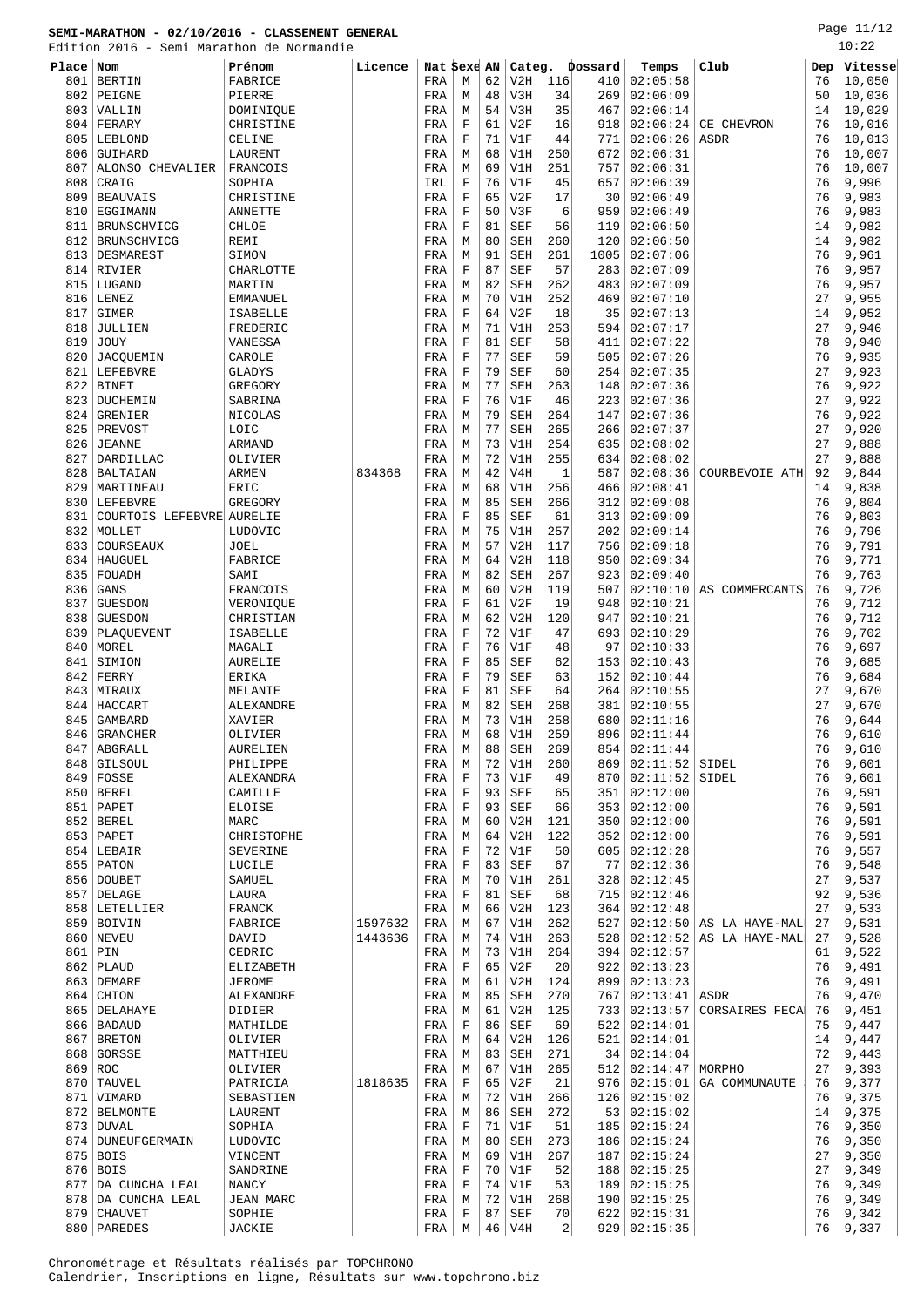**SEMI-MARATHON - 02/10/2016 - CLASSEMENT GENERAL**

Edition 2016 - Semi Marathon de Normandie

10:22

| Place | Nom | Prénom | Licence | Nat | Sexe | AN | Categ. | | Dossard | Temps | Club | Dep | Vitesse |
|---|---|---|---|---|---|---|---|---|---|---|---|---|---|
| 801 | BERTIN | FABRICE | | FRA | M | 62 | V2H | 116 | 410 | 02:05:58 | | 76 | 10,050 |
| 802 | PEIGNE | PIERRE | | FRA | M | 48 | V3H | 34 | 269 | 02:06:09 | | 50 | 10,036 |
| 803 | VALLIN | DOMINIQUE | | FRA | M | 54 | V3H | 35 | 467 | 02:06:14 | | 14 | 10,029 |
| 804 | FERARY | CHRISTINE | | FRA | F | 61 | V2F | 16 | 918 | 02:06:24 | CE CHEVRON | 76 | 10,016 |
| 805 | LEBLOND | CELINE | | FRA | F | 71 | V1F | 44 | 771 | 02:06:26 | ASDR | 76 | 10,013 |
| 806 | GUIHARD | LAURENT | | FRA | M | 68 | V1H | 250 | 672 | 02:06:31 | | 76 | 10,007 |
| 807 | ALONSO CHEVALIER | FRANCOIS | | FRA | M | 69 | V1H | 251 | 757 | 02:06:31 | | 76 | 10,007 |
| 808 | CRAIG | SOPHIA | | IRL | F | 76 | V1F | 45 | 657 | 02:06:39 | | 76 | 9,996 |
| 809 | BEAUVAIS | CHRISTINE | | FRA | F | 65 | V2F | 17 | 30 | 02:06:49 | | 76 | 9,983 |
| 810 | EGGIMANN | ANNETTE | | FRA | F | 50 | V3F | 6 | 959 | 02:06:49 | | 76 | 9,983 |
| 811 | BRUNSCHVICG | CHLOE | | FRA | F | 81 | SEF | 56 | 119 | 02:06:50 | | 14 | 9,982 |
| 812 | BRUNSCHVICG | REMI | | FRA | M | 80 | SEH | 260 | 120 | 02:06:50 | | 14 | 9,982 |
| 813 | DESMAREST | SIMON | | FRA | M | 91 | SEH | 261 | 1005 | 02:07:06 | | 76 | 9,961 |
| 814 | RIVIER | CHARLOTTE | | FRA | F | 87 | SEF | 57 | 283 | 02:07:09 | | 76 | 9,957 |
| 815 | LUGAND | MARTIN | | FRA | M | 82 | SEH | 262 | 483 | 02:07:09 | | 76 | 9,957 |
| 816 | LENEZ | EMMANUEL | | FRA | M | 70 | V1H | 252 | 469 | 02:07:10 | | 27 | 9,955 |
| 817 | GIMER | ISABELLE | | FRA | F | 64 | V2F | 18 | 35 | 02:07:13 | | 14 | 9,952 |
| 818 | JULLIEN | FREDERIC | | FRA | M | 71 | V1H | 253 | 594 | 02:07:17 | | 27 | 9,946 |
| 819 | JOUY | VANESSA | | FRA | F | 81 | SEF | 58 | 411 | 02:07:22 | | 78 | 9,940 |
| 820 | JACQUEMIN | CAROLE | | FRA | F | 77 | SEF | 59 | 505 | 02:07:26 | | 76 | 9,935 |
| 821 | LEFEBVRE | GLADYS | | FRA | F | 79 | SEF | 60 | 254 | 02:07:35 | | 27 | 9,923 |
| 822 | BINET | GREGORY | | FRA | M | 77 | SEH | 263 | 148 | 02:07:36 | | 76 | 9,922 |
| 823 | DUCHEMIN | SABRINA | | FRA | F | 76 | V1F | 46 | 223 | 02:07:36 | | 27 | 9,922 |
| 824 | GRENIER | NICOLAS | | FRA | M | 79 | SEH | 264 | 147 | 02:07:36 | | 76 | 9,922 |
| 825 | PREVOST | LOIC | | FRA | M | 77 | SEH | 265 | 266 | 02:07:37 | | 27 | 9,920 |
| 826 | JEANNE | ARMAND | | FRA | M | 73 | V1H | 254 | 635 | 02:08:02 | | 27 | 9,888 |
| 827 | DARDILLAC | OLIVIER | | FRA | M | 72 | V1H | 255 | 634 | 02:08:02 | | 27 | 9,888 |
| 828 | BALTAIAN | ARMEN | 834368 | FRA | M | 42 | V4H | 1 | 587 | 02:08:36 | COURBEVOIE ATH | 92 | 9,844 |
| 829 | MARTINEAU | ERIC | | FRA | M | 68 | V1H | 256 | 466 | 02:08:41 | | 14 | 9,838 |
| 830 | LEFEBVRE | GREGORY | | FRA | M | 85 | SEH | 266 | 312 | 02:09:08 | | 76 | 9,804 |
| 831 | COURTOIS LEFEBVRE | AURELIE | | FRA | F | 85 | SEF | 61 | 313 | 02:09:09 | | 76 | 9,803 |
| 832 | MOLLET | LUDOVIC | | FRA | M | 75 | V1H | 257 | 202 | 02:09:14 | | 76 | 9,796 |
| 833 | COURSEAUX | JOEL | | FRA | M | 57 | V2H | 117 | 756 | 02:09:18 | | 76 | 9,791 |
| 834 | HAUGUEL | FABRICE | | FRA | M | 64 | V2H | 118 | 950 | 02:09:34 | | 76 | 9,771 |
| 835 | FOUADH | SAMI | | FRA | M | 82 | SEH | 267 | 923 | 02:09:40 | | 76 | 9,763 |
| 836 | GANS | FRANCOIS | | FRA | M | 60 | V2H | 119 | 507 | 02:10:10 | AS COMMERCANTS | 76 | 9,726 |
| 837 | GUESDON | VERONIQUE | | FRA | F | 61 | V2F | 19 | 948 | 02:10:21 | | 76 | 9,712 |
| 838 | GUESDON | CHRISTIAN | | FRA | M | 62 | V2H | 120 | 947 | 02:10:21 | | 76 | 9,712 |
| 839 | PLAQUEVENT | ISABELLE | | FRA | F | 72 | V1F | 47 | 693 | 02:10:29 | | 76 | 9,702 |
| 840 | MOREL | MAGALI | | FRA | F | 76 | V1F | 48 | 97 | 02:10:33 | | 76 | 9,697 |
| 841 | SIMION | AURELIE | | FRA | F | 85 | SEF | 62 | 153 | 02:10:43 | | 76 | 9,685 |
| 842 | FERRY | ERIKA | | FRA | F | 79 | SEF | 63 | 152 | 02:10:44 | | 76 | 9,684 |
| 843 | MIRAUX | MELANIE | | FRA | F | 81 | SEF | 64 | 264 | 02:10:55 | | 27 | 9,670 |
| 844 | HACCART | ALEXANDRE | | FRA | M | 82 | SEH | 268 | 381 | 02:10:55 | | 27 | 9,670 |
| 845 | GAMBARD | XAVIER | | FRA | M | 73 | V1H | 258 | 680 | 02:11:16 | | 76 | 9,644 |
| 846 | GRANCHER | OLIVIER | | FRA | M | 68 | V1H | 259 | 896 | 02:11:44 | | 76 | 9,610 |
| 847 | ABGRALL | AURELIEN | | FRA | M | 88 | SEH | 269 | 854 | 02:11:44 | | 76 | 9,610 |
| 848 | GILSOUL | PHILIPPE | | FRA | M | 72 | V1H | 260 | 869 | 02:11:52 | SIDEL | 76 | 9,601 |
| 849 | FOSSE | ALEXANDRA | | FRA | F | 73 | V1F | 49 | 870 | 02:11:52 | SIDEL | 76 | 9,601 |
| 850 | BEREL | CAMILLE | | FRA | F | 93 | SEF | 65 | 351 | 02:12:00 | | 76 | 9,591 |
| 851 | PAPET | ELOISE | | FRA | F | 93 | SEF | 66 | 353 | 02:12:00 | | 76 | 9,591 |
| 852 | BEREL | MARC | | FRA | M | 60 | V2H | 121 | 350 | 02:12:00 | | 76 | 9,591 |
| 853 | PAPET | CHRISTOPHE | | FRA | M | 64 | V2H | 122 | 352 | 02:12:00 | | 76 | 9,591 |
| 854 | LEBAIR | SEVERINE | | FRA | F | 72 | V1F | 50 | 605 | 02:12:28 | | 76 | 9,557 |
| 855 | PATON | LUCILE | | FRA | F | 83 | SEF | 67 | 77 | 02:12:36 | | 76 | 9,548 |
| 856 | DOUBET | SAMUEL | | FRA | M | 70 | V1H | 261 | 328 | 02:12:45 | | 27 | 9,537 |
| 857 | DELAGE | LAURA | | FRA | F | 81 | SEF | 68 | 715 | 02:12:46 | | 92 | 9,536 |
| 858 | LETELLIER | FRANCK | | FRA | M | 66 | V2H | 123 | 364 | 02:12:48 | | 27 | 9,533 |
| 859 | BOIVIN | FABRICE | 1597632 | FRA | M | 67 | V1H | 262 | 527 | 02:12:50 | AS LA HAYE-MAL | 27 | 9,531 |
| 860 | NEVEU | DAVID | 1443636 | FRA | M | 74 | V1H | 263 | 528 | 02:12:52 | AS LA HAYE-MAL | 27 | 9,528 |
| 861 | PIN | CEDRIC | | FRA | M | 73 | V1H | 264 | 394 | 02:12:57 | | 61 | 9,522 |
| 862 | PLAUD | ELIZABETH | | FRA | F | 65 | V2F | 20 | 922 | 02:13:23 | | 76 | 9,491 |
| 863 | DEMARE | JEROME | | FRA | M | 61 | V2H | 124 | 899 | 02:13:23 | | 76 | 9,491 |
| 864 | CHION | ALEXANDRE | | FRA | M | 85 | SEH | 270 | 767 | 02:13:41 | ASDR | 76 | 9,470 |
| 865 | DELAHAYE | DIDIER | | FRA | M | 61 | V2H | 125 | 733 | 02:13:57 | CORSAIRES FECA | 76 | 9,451 |
| 866 | BADAUD | MATHILDE | | FRA | F | 86 | SEF | 69 | 522 | 02:14:01 | | 75 | 9,447 |
| 867 | BRETON | OLIVIER | | FRA | M | 64 | V2H | 126 | 521 | 02:14:01 | | 14 | 9,447 |
| 868 | GORSSE | MATTHIEU | | FRA | M | 83 | SEH | 271 | 34 | 02:14:04 | | 72 | 9,443 |
| 869 | ROC | OLIVIER | | FRA | M | 67 | V1H | 265 | 512 | 02:14:47 | MORPHO | 27 | 9,393 |
| 870 | TAUVEL | PATRICIA | 1818635 | FRA | F | 65 | V2F | 21 | 976 | 02:15:01 | GA COMMUNAUTE | 76 | 9,377 |
| 871 | VIMARD | SEBASTIEN | | FRA | M | 72 | V1H | 266 | 126 | 02:15:02 | | 76 | 9,375 |
| 872 | BELMONTE | LAURENT | | FRA | M | 86 | SEH | 272 | 53 | 02:15:02 | | 14 | 9,375 |
| 873 | DUVAL | SOPHIA | | FRA | F | 71 | V1F | 51 | 185 | 02:15:24 | | 76 | 9,350 |
| 874 | DUNEUFGERMAIN | LUDOVIC | | FRA | M | 80 | SEH | 273 | 186 | 02:15:24 | | 76 | 9,350 |
| 875 | BOIS | VINCENT | | FRA | M | 69 | V1H | 267 | 187 | 02:15:24 | | 27 | 9,350 |
| 876 | BOIS | SANDRINE | | FRA | F | 70 | V1F | 52 | 188 | 02:15:25 | | 27 | 9,349 |
| 877 | DA CUNCHA LEAL | NANCY | | FRA | F | 74 | V1F | 53 | 189 | 02:15:25 | | 76 | 9,349 |
| 878 | DA CUNCHA LEAL | JEAN MARC | | FRA | M | 72 | V1H | 268 | 190 | 02:15:25 | | 76 | 9,349 |
| 879 | CHAUVET | SOPHIE | | FRA | F | 87 | SEF | 70 | 622 | 02:15:31 | | 76 | 9,342 |
| 880 | PAREDES | JACKIE | | FRA | M | 46 | V4H | 2 | 929 | 02:15:35 | | 76 | 9,337 |

Chronométrage et Résultats réalisés par TOPCHRONO
Calendrier, Inscriptions en ligne, Résultats sur www.topchrono.biz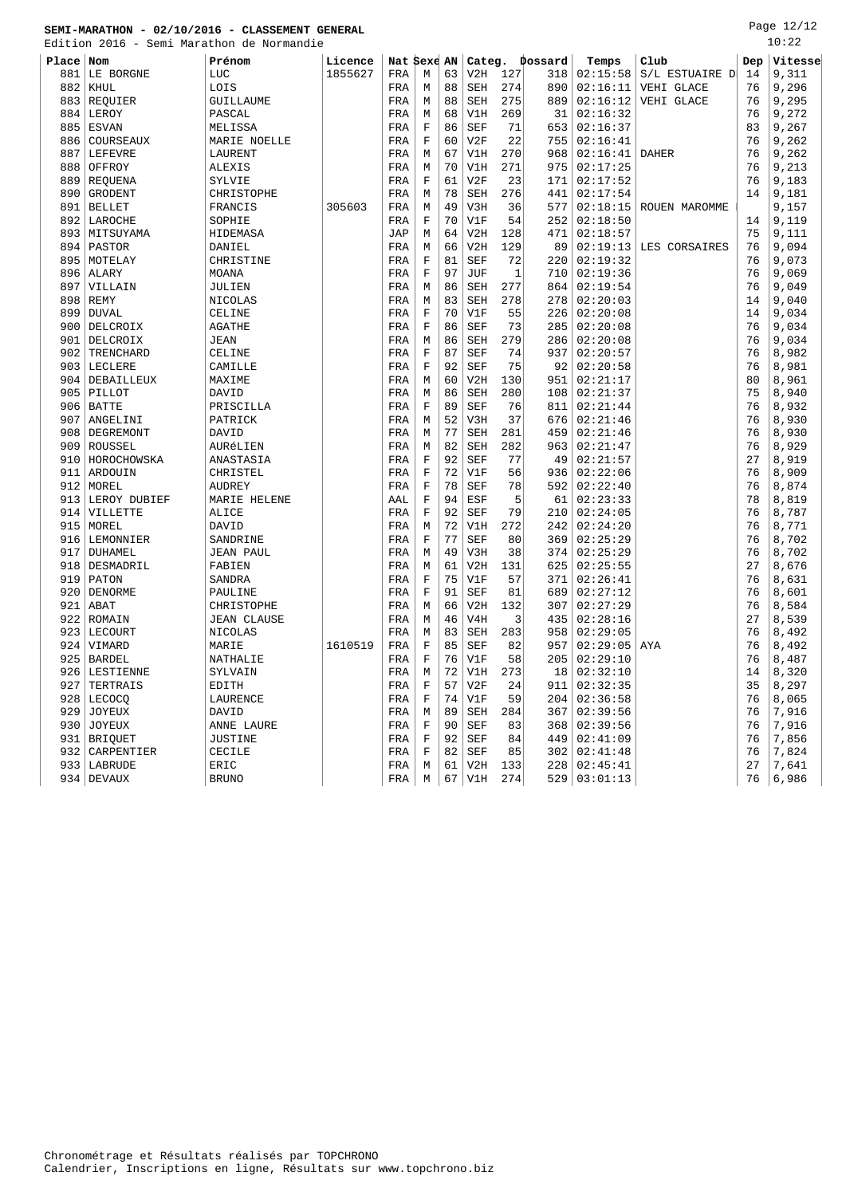**SEMI-MARATHON - 02/10/2016 - CLASSEMENT GENERAL**

Edition 2016 - Semi Marathon de Normandie

10:22

| Place | Nom | Prénom | Licence | Nat | Sexe | AN | Categ. | | Dossard | Temps | Club | Dep | Vitesse |
|---|---|---|---|---|---|---|---|---|---|---|---|---|---|
| 881 | LE BORGNE | LUC | 1855627 | FRA | M | 63 | V2H | 127 | 318 | 02:15:58 | S/L ESTUAIRE D | 14 | 9,311 |
| 882 | KHUL | LOIS | | FRA | M | 88 | SEH | 274 | 890 | 02:16:11 | VEHI GLACE | 76 | 9,296 |
| 883 | REQUIER | GUILLAUME | | FRA | M | 88 | SEH | 275 | 889 | 02:16:12 | VEHI GLACE | 76 | 9,295 |
| 884 | LEROY | PASCAL | | FRA | M | 68 | V1H | 269 | 31 | 02:16:32 | | 76 | 9,272 |
| 885 | ESVAN | MELISSA | | FRA | F | 86 | SEF | 71 | 653 | 02:16:37 | | 83 | 9,267 |
| 886 | COURSEAUX | MARIE NOELLE | | FRA | F | 60 | V2F | 22 | 755 | 02:16:41 | | 76 | 9,262 |
| 887 | LEFEVRE | LAURENT | | FRA | M | 67 | V1H | 270 | 968 | 02:16:41 | DAHER | 76 | 9,262 |
| 888 | OFFROY | ALEXIS | | FRA | M | 70 | V1H | 271 | 975 | 02:17:25 | | 76 | 9,213 |
| 889 | REQUENA | SYLVIE | | FRA | F | 61 | V2F | 23 | 171 | 02:17:52 | | 76 | 9,183 |
| 890 | GRODENT | CHRISTOPHE | | FRA | M | 78 | SEH | 276 | 441 | 02:17:54 | | 14 | 9,181 |
| 891 | BELLET | FRANCIS | 305603 | FRA | M | 49 | V3H | 36 | 577 | 02:18:15 | ROUEN MAROMME | | 9,157 |
| 892 | LAROCHE | SOPHIE | | FRA | F | 70 | V1F | 54 | 252 | 02:18:50 | | 14 | 9,119 |
| 893 | MITSUYAMA | HIDEMASA | | JAP | M | 64 | V2H | 128 | 471 | 02:18:57 | | 75 | 9,111 |
| 894 | PASTOR | DANIEL | | FRA | M | 66 | V2H | 129 | 89 | 02:19:13 | LES CORSAIRES | 76 | 9,094 |
| 895 | MOTELAY | CHRISTINE | | FRA | F | 81 | SEF | 72 | 220 | 02:19:32 | | 76 | 9,073 |
| 896 | ALARY | MOANA | | FRA | F | 97 | JUF | 1 | 710 | 02:19:36 | | 76 | 9,069 |
| 897 | VILLAIN | JULIEN | | FRA | M | 86 | SEH | 277 | 864 | 02:19:54 | | 76 | 9,049 |
| 898 | REMY | NICOLAS | | FRA | M | 83 | SEH | 278 | 278 | 02:20:03 | | 14 | 9,040 |
| 899 | DUVAL | CELINE | | FRA | F | 70 | V1F | 55 | 226 | 02:20:08 | | 14 | 9,034 |
| 900 | DELCROIX | AGATHE | | FRA | F | 86 | SEF | 73 | 285 | 02:20:08 | | 76 | 9,034 |
| 901 | DELCROIX | JEAN | | FRA | M | 86 | SEH | 279 | 286 | 02:20:08 | | 76 | 9,034 |
| 902 | TRENCHARD | CELINE | | FRA | F | 87 | SEF | 74 | 937 | 02:20:57 | | 76 | 8,982 |
| 903 | LECLERE | CAMILLE | | FRA | F | 92 | SEF | 75 | 92 | 02:20:58 | | 76 | 8,981 |
| 904 | DEBAILLEUX | MAXIME | | FRA | M | 60 | V2H | 130 | 951 | 02:21:17 | | 80 | 8,961 |
| 905 | PILLOT | DAVID | | FRA | M | 86 | SEH | 280 | 108 | 02:21:37 | | 75 | 8,940 |
| 906 | BATTE | PRISCILLA | | FRA | F | 89 | SEF | 76 | 811 | 02:21:44 | | 76 | 8,932 |
| 907 | ANGELINI | PATRICK | | FRA | M | 52 | V3H | 37 | 676 | 02:21:46 | | 76 | 8,930 |
| 908 | DEGREMONT | DAVID | | FRA | M | 77 | SEH | 281 | 459 | 02:21:46 | | 76 | 8,930 |
| 909 | ROUSSEL | AURéLIEN | | FRA | M | 82 | SEH | 282 | 963 | 02:21:47 | | 76 | 8,929 |
| 910 | HOROCHOWSKA | ANASTASIA | | FRA | F | 92 | SEF | 77 | 49 | 02:21:57 | | 27 | 8,919 |
| 911 | ARDOUIN | CHRISTEL | | FRA | F | 72 | V1F | 56 | 936 | 02:22:06 | | 76 | 8,909 |
| 912 | MOREL | AUDREY | | FRA | F | 78 | SEF | 78 | 592 | 02:22:40 | | 76 | 8,874 |
| 913 | LEROY DUBIEF | MARIE HELENE | | AAL | F | 94 | ESF | 5 | 61 | 02:23:33 | | 78 | 8,819 |
| 914 | VILLETTE | ALICE | | FRA | F | 92 | SEF | 79 | 210 | 02:24:05 | | 76 | 8,787 |
| 915 | MOREL | DAVID | | FRA | M | 72 | V1H | 272 | 242 | 02:24:20 | | 76 | 8,771 |
| 916 | LEMONNIER | SANDRINE | | FRA | F | 77 | SEF | 80 | 369 | 02:25:29 | | 76 | 8,702 |
| 917 | DUHAMEL | JEAN PAUL | | FRA | M | 49 | V3H | 38 | 374 | 02:25:29 | | 76 | 8,702 |
| 918 | DESMADRIL | FABIEN | | FRA | M | 61 | V2H | 131 | 625 | 02:25:55 | | 27 | 8,676 |
| 919 | PATON | SANDRA | | FRA | F | 75 | V1F | 57 | 371 | 02:26:41 | | 76 | 8,631 |
| 920 | DENORME | PAULINE | | FRA | F | 91 | SEF | 81 | 689 | 02:27:12 | | 76 | 8,601 |
| 921 | ABAT | CHRISTOPHE | | FRA | M | 66 | V2H | 132 | 307 | 02:27:29 | | 76 | 8,584 |
| 922 | ROMAIN | JEAN CLAUSE | | FRA | M | 46 | V4H | 3 | 435 | 02:28:16 | | 27 | 8,539 |
| 923 | LECOURT | NICOLAS | | FRA | M | 83 | SEH | 283 | 958 | 02:29:05 | | 76 | 8,492 |
| 924 | VIMARD | MARIE | 1610519 | FRA | F | 85 | SEF | 82 | 957 | 02:29:05 | AYA | 76 | 8,492 |
| 925 | BARDEL | NATHALIE | | FRA | F | 76 | V1F | 58 | 205 | 02:29:10 | | 76 | 8,487 |
| 926 | LESTIENNE | SYLVAIN | | FRA | M | 72 | V1H | 273 | 18 | 02:32:10 | | 14 | 8,320 |
| 927 | TERTRAIS | EDITH | | FRA | F | 57 | V2F | 24 | 911 | 02:32:35 | | 35 | 8,297 |
| 928 | LECOCQ | LAURENCE | | FRA | F | 74 | V1F | 59 | 204 | 02:36:58 | | 76 | 8,065 |
| 929 | JOYEUX | DAVID | | FRA | M | 89 | SEH | 284 | 367 | 02:39:56 | | 76 | 7,916 |
| 930 | JOYEUX | ANNE LAURE | | FRA | F | 90 | SEF | 83 | 368 | 02:39:56 | | 76 | 7,916 |
| 931 | BRIQUET | JUSTINE | | FRA | F | 92 | SEF | 84 | 449 | 02:41:09 | | 76 | 7,856 |
| 932 | CARPENTIER | CECILE | | FRA | F | 82 | SEF | 85 | 302 | 02:41:48 | | 76 | 7,824 |
| 933 | LABRUDE | ERIC | | FRA | M | 61 | V2H | 133 | 228 | 02:45:41 | | 27 | 7,641 |
| 934 | DEVAUX | BRUNO | | FRA | M | 67 | V1H | 274 | 529 | 03:01:13 | | 76 | 6,986 |

Chronométrage et Résultats réalisés par TOPCHRONO
Calendrier, Inscriptions en ligne, Résultats sur www.topchrono.biz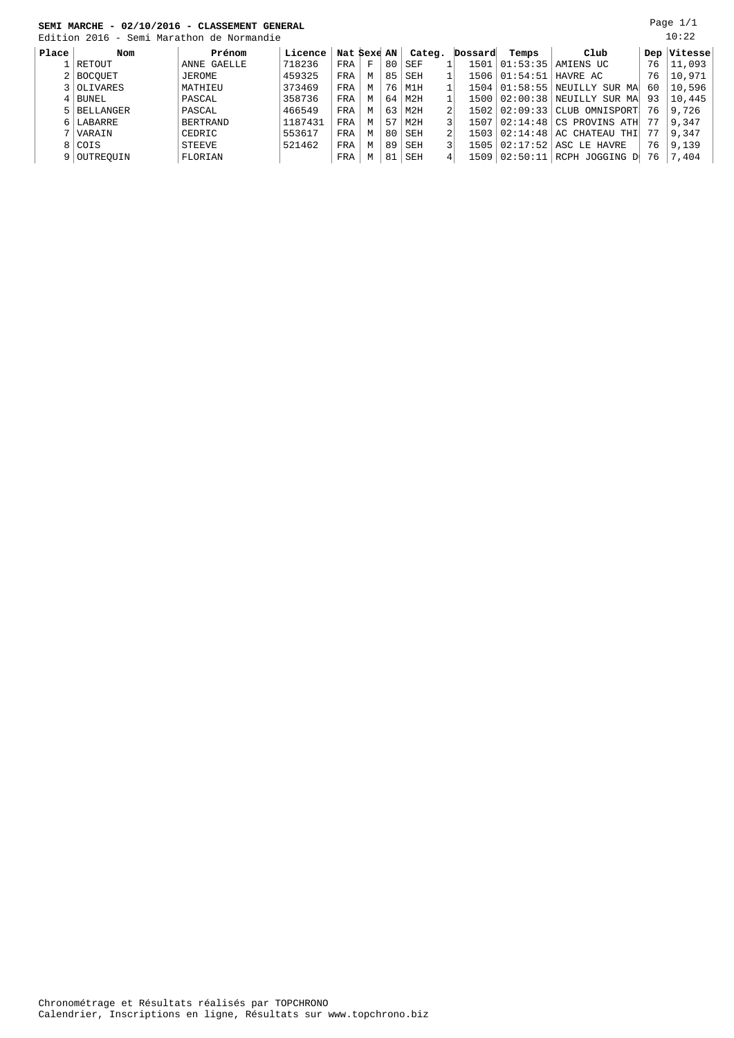**SEMI MARCHE - 02/10/2016 - CLASSEMENT GENERAL**

Edition 2016 - Semi Marathon de Normandie

10:22

| Place | Nom | Prénom | Licence | Nat | Sexe | AN | Categ. | | Dossard | Temps | Club | Dep | Vitesse |
|---|---|---|---|---|---|---|---|---|---|---|---|---|---|
| 1 | RETOUT | ANNE GAELLE | 718236 | FRA | F | 80 | SEF | 1 | 1501 | 01:53:35 | AMIENS UC | 76 | 11,093 |
| 2 | BOCQUET | JEROME | 459325 | FRA | M | 85 | SEH | 1 | 1506 | 01:54:51 | HAVRE AC | 76 | 10,971 |
| 3 | OLIVARES | MATHIEU | 373469 | FRA | M | 76 | M1H | 1 | 1504 | 01:58:55 | NEUILLY SUR MA | 60 | 10,596 |
| 4 | BUNEL | PASCAL | 358736 | FRA | M | 64 | M2H | 1 | 1500 | 02:00:38 | NEUILLY SUR MA | 93 | 10,445 |
| 5 | BELLANGER | PASCAL | 466549 | FRA | M | 63 | M2H | 2 | 1502 | 02:09:33 | CLUB OMNISPORT | 76 | 9,726 |
| 6 | LABARRE | BERTRAND | 1187431 | FRA | M | 57 | M2H | 3 | 1507 | 02:14:48 | CS PROVINS ATH | 77 | 9,347 |
| 7 | VARAIN | CEDRIC | 553617 | FRA | M | 80 | SEH | 2 | 1503 | 02:14:48 | AC CHATEAU THI | 77 | 9,347 |
| 8 | COIS | STEEVE | 521462 | FRA | M | 89 | SEH | 3 | 1505 | 02:17:52 | ASC LE HAVRE | 76 | 9,139 |
| 9 | OUTREQUIN | FLORIAN | | FRA | M | 81 | SEH | 4 | 1509 | 02:50:11 | RCPH JOGGING D | 76 | 7,404 |

Chronométrage et Résultats réalisés par TOPCHRONO
Calendrier, Inscriptions en ligne, Résultats sur www.topchrono.biz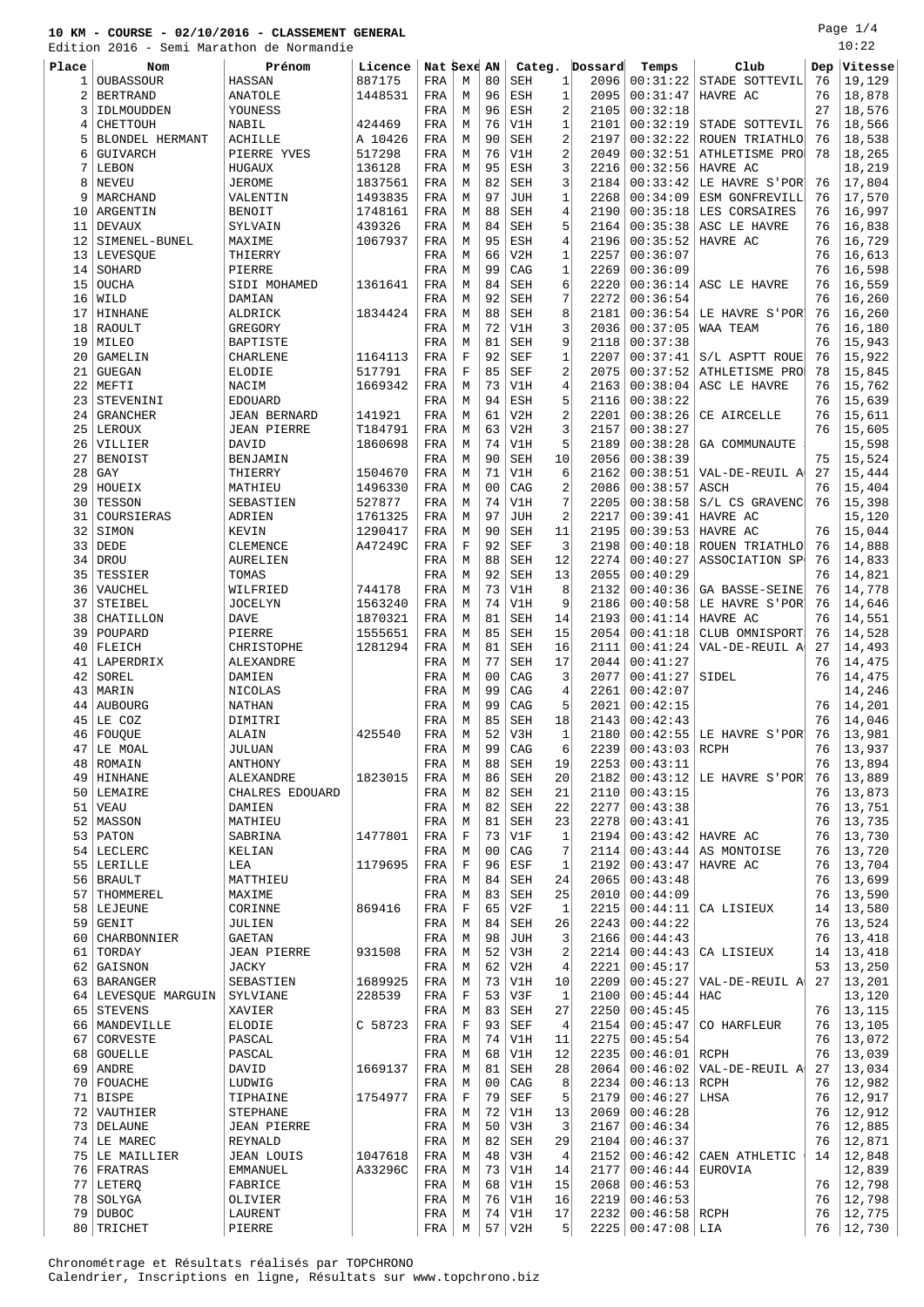**10 KM - COURSE - 02/10/2016 - CLASSEMENT GENERAL**

Edition 2016 - Semi Marathon de Normandie

10:22

| Place | Nom | Prénom | Licence | Nat | Sexe | AN | Categ. | | Dossard | Temps | Club | Dep | Vitesse |
|---|---|---|---|---|---|---|---|---|---|---|---|---|---|
| 1 | OUBASSOUR | HASSAN | 887175 | FRA | M | 80 | SEH | 1 | 2096 | 00:31:22 | STADE SOTTEVIL | 76 | 19,129 |
| 2 | BERTRAND | ANATOLE | 1448531 | FRA | M | 96 | ESH | 1 | 2095 | 00:31:47 | HAVRE AC | 76 | 18,878 |
| 3 | IDLMOUDDEN | YOUNESS | | FRA | M | 96 | ESH | 2 | 2105 | 00:32:18 | | 27 | 18,576 |
| 4 | CHETTOUH | NABIL | 424469 | FRA | M | 76 | V1H | 1 | 2101 | 00:32:19 | STADE SOTTEVIL | 76 | 18,566 |
| 5 | BLONDEL HERMANT | ACHILLE | A 10426 | FRA | M | 90 | SEH | 2 | 2197 | 00:32:22 | ROUEN TRIATHLO | 76 | 18,538 |
| 6 | GUIVARCH | PIERRE YVES | 517298 | FRA | M | 76 | V1H | 2 | 2049 | 00:32:51 | ATHLETISME PRO | 78 | 18,265 |
| 7 | LEBON | HUGAUX | 136128 | FRA | M | 95 | ESH | 3 | 2216 | 00:32:56 | HAVRE AC | | 18,219 |
| 8 | NEVEU | JEROME | 1837561 | FRA | M | 82 | SEH | 3 | 2184 | 00:33:42 | LE HAVRE S'POR | 76 | 17,804 |
| 9 | MARCHAND | VALENTIN | 1493835 | FRA | M | 97 | JUH | 1 | 2268 | 00:34:09 | ESM GONFREVILL | 76 | 17,570 |
| 10 | ARGENTIN | BENOIT | 1748161 | FRA | M | 88 | SEH | 4 | 2190 | 00:35:18 | LES CORSAIRES | 76 | 16,997 |
| 11 | DEVAUX | SYLVAIN | 439326 | FRA | M | 84 | SEH | 5 | 2164 | 00:35:38 | ASC LE HAVRE | 76 | 16,838 |
| 12 | SIMENEL-BUNEL | MAXIME | 1067937 | FRA | M | 95 | ESH | 4 | 2196 | 00:35:52 | HAVRE AC | 76 | 16,729 |
| 13 | LEVESQUE | THIERRY | | FRA | M | 66 | V2H | 1 | 2257 | 00:36:07 | | 76 | 16,613 |
| 14 | SOHARD | PIERRE | | FRA | M | 99 | CAG | 1 | 2269 | 00:36:09 | | 76 | 16,598 |
| 15 | OUCHA | SIDI MOHAMED | 1361641 | FRA | M | 84 | SEH | 6 | 2220 | 00:36:14 | ASC LE HAVRE | 76 | 16,559 |
| 16 | WILD | DAMIAN | | FRA | M | 92 | SEH | 7 | 2272 | 00:36:54 | | 76 | 16,260 |
| 17 | HINHANE | ALDRICK | 1834424 | FRA | M | 88 | SEH | 8 | 2181 | 00:36:54 | LE HAVRE S'POR | 76 | 16,260 |
| 18 | RAOULT | GREGORY | | FRA | M | 72 | V1H | 3 | 2036 | 00:37:05 | WAA TEAM | 76 | 16,180 |
| 19 | MILEO | BAPTISTE | | FRA | M | 81 | SEH | 9 | 2118 | 00:37:38 | | 76 | 15,943 |
| 20 | GAMELIN | CHARLENE | 1164113 | FRA | F | 92 | SEF | 1 | 2207 | 00:37:41 | S/L ASPTT ROUE | 76 | 15,922 |
| 21 | GUEGAN | ELODIE | 517791 | FRA | F | 85 | SEF | 2 | 2075 | 00:37:52 | ATHLETISME PRO | 78 | 15,845 |
| 22 | MEFTI | NACIM | 1669342 | FRA | M | 73 | V1H | 4 | 2163 | 00:38:04 | ASC LE HAVRE | 76 | 15,762 |
| 23 | STEVENINI | EDOUARD | | FRA | M | 94 | ESH | 5 | 2116 | 00:38:22 | | 76 | 15,639 |
| 24 | GRANCHER | JEAN BERNARD | 141921 | FRA | M | 61 | V2H | 2 | 2201 | 00:38:26 | CE AIRCELLE | 76 | 15,611 |
| 25 | LEROUX | JEAN PIERRE | T184791 | FRA | M | 63 | V2H | 3 | 2157 | 00:38:27 | | 76 | 15,605 |
| 26 | VILLIER | DAVID | 1860698 | FRA | M | 74 | V1H | 5 | 2189 | 00:38:28 | GA COMMUNAUTE | | 15,598 |
| 27 | BENOIST | BENJAMIN | | FRA | M | 90 | SEH | 10 | 2056 | 00:38:39 | | 75 | 15,524 |
| 28 | GAY | THIERRY | 1504670 | FRA | M | 71 | V1H | 6 | 2162 | 00:38:51 | VAL-DE-REUIL A | 27 | 15,444 |
| 29 | HOUEIX | MATHIEU | 1496330 | FRA | M | 00 | CAG | 2 | 2086 | 00:38:57 | ASCH | 76 | 15,404 |
| 30 | TESSON | SEBASTIEN | 527877 | FRA | M | 74 | V1H | 7 | 2205 | 00:38:58 | S/L CS GRAVENC | 76 | 15,398 |
| 31 | COURSIERAS | ADRIEN | 1761325 | FRA | M | 97 | JUH | 2 | 2217 | 00:39:41 | HAVRE AC | | 15,120 |
| 32 | SIMON | KEVIN | 1290417 | FRA | M | 90 | SEH | 11 | 2195 | 00:39:53 | HAVRE AC | 76 | 15,044 |
| 33 | DEDE | CLEMENCE | A47249C | FRA | F | 92 | SEF | 3 | 2198 | 00:40:18 | ROUEN TRIATHLO | 76 | 14,888 |
| 34 | DROU | AURELIEN | | FRA | M | 88 | SEH | 12 | 2274 | 00:40:27 | ASSOCIATION SP | 76 | 14,833 |
| 35 | TESSIER | TOMAS | | FRA | M | 92 | SEH | 13 | 2055 | 00:40:29 | | 76 | 14,821 |
| 36 | VAUCHEL | WILFRIED | 744178 | FRA | M | 73 | V1H | 8 | 2132 | 00:40:36 | GA BASSE-SEINE | 76 | 14,778 |
| 37 | STEIBEL | JOCELYN | 1563240 | FRA | M | 74 | V1H | 9 | 2186 | 00:40:58 | LE HAVRE S'POR | 76 | 14,646 |
| 38 | CHATILLON | DAVE | 1870321 | FRA | M | 81 | SEH | 14 | 2193 | 00:41:14 | HAVRE AC | 76 | 14,551 |
| 39 | POUPARD | PIERRE | 1555651 | FRA | M | 85 | SEH | 15 | 2054 | 00:41:18 | CLUB OMNISPORT | 76 | 14,528 |
| 40 | FLEICH | CHRISTOPHE | 1281294 | FRA | M | 81 | SEH | 16 | 2111 | 00:41:24 | VAL-DE-REUIL A | 27 | 14,493 |
| 41 | LAPERDRIX | ALEXANDRE | | FRA | M | 77 | SEH | 17 | 2044 | 00:41:27 | | 76 | 14,475 |
| 42 | SOREL | DAMIEN | | FRA | M | 00 | CAG | 3 | 2077 | 00:41:27 | SIDEL | 76 | 14,475 |
| 43 | MARIN | NICOLAS | | FRA | M | 99 | CAG | 4 | 2261 | 00:42:07 | | | 14,246 |
| 44 | AUBOURG | NATHAN | | FRA | M | 99 | CAG | 5 | 2021 | 00:42:15 | | 76 | 14,201 |
| 45 | LE COZ | DIMITRI | | FRA | M | 85 | SEH | 18 | 2143 | 00:42:43 | | 76 | 14,046 |
| 46 | FOUQUE | ALAIN | 425540 | FRA | M | 52 | V3H | 1 | 2180 | 00:42:55 | LE HAVRE S'POR | 76 | 13,981 |
| 47 | LE MOAL | JULUAN | | FRA | M | 99 | CAG | 6 | 2239 | 00:43:03 | RCPH | 76 | 13,937 |
| 48 | ROMAIN | ANTHONY | | FRA | M | 88 | SEH | 19 | 2253 | 00:43:11 | | 76 | 13,894 |
| 49 | HINHANE | ALEXANDRE | 1823015 | FRA | M | 86 | SEH | 20 | 2182 | 00:43:12 | LE HAVRE S'POR | 76 | 13,889 |
| 50 | LEMAIRE | CHALRES EDOUARD | | FRA | M | 82 | SEH | 21 | 2110 | 00:43:15 | | 76 | 13,873 |
| 51 | VEAU | DAMIEN | | FRA | M | 82 | SEH | 22 | 2277 | 00:43:38 | | 76 | 13,751 |
| 52 | MASSON | MATHIEU | | FRA | M | 81 | SEH | 23 | 2278 | 00:43:41 | | 76 | 13,735 |
| 53 | PATON | SABRINA | 1477801 | FRA | F | 73 | V1F | 1 | 2194 | 00:43:42 | HAVRE AC | 76 | 13,730 |
| 54 | LECLERC | KELIAN | | FRA | M | 00 | CAG | 7 | 2114 | 00:43:44 | AS MONTOISE | 76 | 13,720 |
| 55 | LERILLE | LEA | 1179695 | FRA | F | 96 | ESF | 1 | 2192 | 00:43:47 | HAVRE AC | 76 | 13,704 |
| 56 | BRAULT | MATTHIEU | | FRA | M | 84 | SEH | 24 | 2065 | 00:43:48 | | 76 | 13,699 |
| 57 | THOMMEREL | MAXIME | | FRA | M | 83 | SEH | 25 | 2010 | 00:44:09 | | 76 | 13,590 |
| 58 | LEJEUNE | CORINNE | 869416 | FRA | F | 65 | V2F | 1 | 2215 | 00:44:11 | CA LISIEUX | 14 | 13,580 |
| 59 | GENIT | JULIEN | | FRA | M | 84 | SEH | 26 | 2243 | 00:44:22 | | 76 | 13,524 |
| 60 | CHARBONNIER | GAETAN | | FRA | M | 98 | JUH | 3 | 2166 | 00:44:43 | | 76 | 13,418 |
| 61 | TORDAY | JEAN PIERRE | 931508 | FRA | M | 52 | V3H | 2 | 2214 | 00:44:43 | CA LISIEUX | 14 | 13,418 |
| 62 | GAISNON | JACKY | | FRA | M | 62 | V2H | 4 | 2221 | 00:45:17 | | 53 | 13,250 |
| 63 | BARANGER | SEBASTIEN | 1689925 | FRA | M | 73 | V1H | 10 | 2209 | 00:45:27 | VAL-DE-REUIL A | 27 | 13,201 |
| 64 | LEVESQUE MARGUIN | SYLVIANE | 228539 | FRA | F | 53 | V3F | 1 | 2100 | 00:45:44 | HAC | | 13,120 |
| 65 | STEVENS | XAVIER | | FRA | M | 83 | SEH | 27 | 2250 | 00:45:45 | | 76 | 13,115 |
| 66 | MANDEVILLE | ELODIE | C 58723 | FRA | F | 93 | SEF | 4 | 2154 | 00:45:47 | CO HARFLEUR | 76 | 13,105 |
| 67 | CORVESTE | PASCAL | | FRA | M | 74 | V1H | 11 | 2275 | 00:45:54 | | 76 | 13,072 |
| 68 | GOUELLE | PASCAL | | FRA | M | 68 | V1H | 12 | 2235 | 00:46:01 | RCPH | 76 | 13,039 |
| 69 | ANDRE | DAVID | 1669137 | FRA | M | 81 | SEH | 28 | 2064 | 00:46:02 | VAL-DE-REUIL A | 27 | 13,034 |
| 70 | FOUACHE | LUDWIG | | FRA | M | 00 | CAG | 8 | 2234 | 00:46:13 | RCPH | 76 | 12,982 |
| 71 | BISPE | TIPHAINE | 1754977 | FRA | F | 79 | SEF | 5 | 2179 | 00:46:27 | LHSA | 76 | 12,917 |
| 72 | VAUTHIER | STEPHANE | | FRA | M | 72 | V1H | 13 | 2069 | 00:46:28 | | 76 | 12,912 |
| 73 | DELAUNE | JEAN PIERRE | | FRA | M | 50 | V3H | 3 | 2167 | 00:46:34 | | 76 | 12,885 |
| 74 | LE MAREC | REYNALD | | FRA | M | 82 | SEH | 29 | 2104 | 00:46:37 | | 76 | 12,871 |
| 75 | LE MAILLIER | JEAN LOUIS | 1047618 | FRA | M | 48 | V3H | 4 | 2152 | 00:46:42 | CAEN ATHLETIC | 14 | 12,848 |
| 76 | FRATRAS | EMMANUEL | A33296C | FRA | M | 73 | V1H | 14 | 2177 | 00:46:44 | EUROVIA | | 12,839 |
| 77 | LETERQ | FABRICE | | FRA | M | 68 | V1H | 15 | 2068 | 00:46:53 | | 76 | 12,798 |
| 78 | SOLYGA | OLIVIER | | FRA | M | 76 | V1H | 16 | 2219 | 00:46:53 | | 76 | 12,798 |
| 79 | DUBOC | LAURENT | | FRA | M | 74 | V1H | 17 | 2232 | 00:46:58 | RCPH | 76 | 12,775 |
| 80 | TRICHET | PIERRE | | FRA | M | 57 | V2H | 5 | 2225 | 00:47:08 | LIA | 76 | 12,730 |

Chronométrage et Résultats réalisés par TOPCHRONO
Calendrier, Inscriptions en ligne, Résultats sur www.topchrono.biz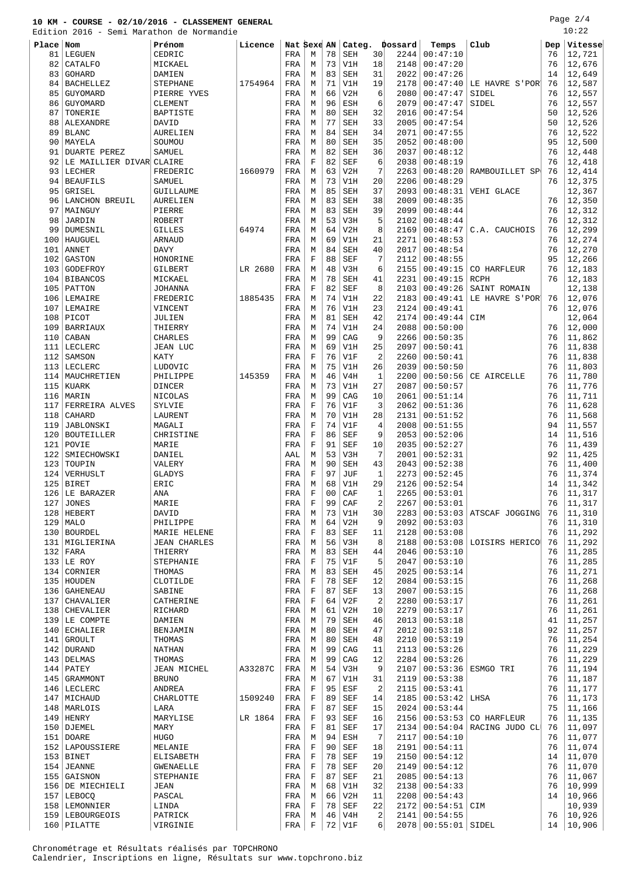# 10 KM - COURSE - 02/10/2016 - CLASSEMENT GENERAL

Edition 2016 - Semi Marathon de Normandie

| Place | Nom | Prénom | Licence | Nat | Sexe | AN | Categ. | | Dossard | Temps | Club | Dep | Vitesse |
|---|---|---|---|---|---|---|---|---|---|---|---|---|---|
| 81 | LEGUEN | CEDRIC | | FRA | M | 78 | SEH | 30 | 2244 | 00:47:10 | | 76 | 12,721 |
| 82 | CATALFO | MICKAEL | | FRA | M | 73 | V1H | 18 | 2148 | 00:47:20 | | 76 | 12,676 |
| 83 | GOHARD | DAMIEN | | FRA | M | 83 | SEH | 31 | 2022 | 00:47:26 | | 14 | 12,649 |
| 84 | BACHELLEZ | STEPHANE | 1754964 | FRA | M | 71 | V1H | 19 | 2178 | 00:47:40 | LE HAVRE S'POR | 76 | 12,587 |
| 85 | GUYOMARD | PIERRE YVES | | FRA | M | 66 | V2H | 6 | 2080 | 00:47:47 | SIDEL | 76 | 12,557 |
| 86 | GUYOMARD | CLEMENT | | FRA | M | 96 | ESH | 6 | 2079 | 00:47:47 | SIDEL | 76 | 12,557 |
| 87 | TONERIE | BAPTISTE | | FRA | M | 80 | SEH | 32 | 2016 | 00:47:54 | | 50 | 12,526 |
| 88 | ALEXANDRE | DAVID | | FRA | M | 77 | SEH | 33 | 2005 | 00:47:54 | | 50 | 12,526 |
| 89 | BLANC | AURELIEN | | FRA | M | 84 | SEH | 34 | 2071 | 00:47:55 | | 76 | 12,522 |
| 90 | MAYELA | SOUMOU | | FRA | M | 80 | SEH | 35 | 2052 | 00:48:00 | | 95 | 12,500 |
| 91 | DUARTE PEREZ | SAMUEL | | FRA | M | 82 | SEH | 36 | 2037 | 00:48:12 | | 76 | 12,448 |
| 92 | LE MAILLIER DIVAR | CLAIRE | | FRA | F | 82 | SEF | 6 | 2038 | 00:48:19 | | 76 | 12,418 |
| 93 | LECHER | FREDERIC | 1660979 | FRA | M | 63 | V2H | 7 | 2263 | 00:48:20 | RAMBOUILLET SP | 76 | 12,414 |
| 94 | BEAUFILS | SAMUEL | | FRA | M | 73 | V1H | 20 | 2206 | 00:48:29 | | 76 | 12,375 |
| 95 | GRISEL | GUILLAUME | | FRA | M | 85 | SEH | 37 | 2093 | 00:48:31 | VEHI GLACE | | 12,367 |
| 96 | LANCHON BREUIL | AURELIEN | | FRA | M | 83 | SEH | 38 | 2009 | 00:48:35 | | 76 | 12,350 |
| 97 | MAINGUY | PIERRE | | FRA | M | 83 | SEH | 39 | 2099 | 00:48:44 | | 76 | 12,312 |
| 98 | JARDIN | ROBERT | | FRA | M | 53 | V3H | 5 | 2102 | 00:48:44 | | 76 | 12,312 |
| 99 | DUMESNIL | GILLES | 64974 | FRA | M | 64 | V2H | 8 | 2169 | 00:48:47 | C.A. CAUCHOIS | 76 | 12,299 |
| 100 | HAUGUEL | ARNAUD | | FRA | M | 69 | V1H | 21 | 2271 | 00:48:53 | | 76 | 12,274 |
| 101 | ANNET | DAVY | | FRA | M | 84 | SEH | 40 | 2017 | 00:48:54 | | 76 | 12,270 |
| 102 | GASTON | HONORINE | | FRA | F | 88 | SEF | 7 | 2112 | 00:48:55 | | 95 | 12,266 |
| 103 | GODEFROY | GILBERT | LR 2680 | FRA | M | 48 | V3H | 6 | 2155 | 00:49:15 | CO HARFLEUR | 76 | 12,183 |
| 104 | BIBANCOS | MICKAEL | | FRA | M | 78 | SEH | 41 | 2231 | 00:49:15 | RCPH | 76 | 12,183 |
| 105 | PATTON | JOHANNA | | FRA | F | 82 | SEF | 8 | 2103 | 00:49:26 | SAINT ROMAIN | | 12,138 |
| 106 | LEMAIRE | FREDERIC | 1885435 | FRA | M | 74 | V1H | 22 | 2183 | 00:49:41 | LE HAVRE S'POR | 76 | 12,076 |
| 107 | LEMAIRE | VINCENT | | FRA | M | 76 | V1H | 23 | 2124 | 00:49:41 | | 76 | 12,076 |
| 108 | PICOT | JULIEN | | FRA | M | 81 | SEH | 42 | 2174 | 00:49:44 | CIM | | 12,064 |
| 109 | BARRIAUX | THIERRY | | FRA | M | 74 | V1H | 24 | 2088 | 00:50:00 | | 76 | 12,000 |
| 110 | CABAN | CHARLES | | FRA | M | 99 | CAG | 9 | 2266 | 00:50:35 | | 76 | 11,862 |
| 111 | LECLERC | JEAN LUC | | FRA | M | 69 | V1H | 25 | 2097 | 00:50:41 | | 76 | 11,838 |
| 112 | SAMSON | KATY | | FRA | F | 76 | V1F | 2 | 2260 | 00:50:41 | | 76 | 11,838 |
| 113 | LECLERC | LUDOVIC | | FRA | M | 75 | V1H | 26 | 2039 | 00:50:50 | | 76 | 11,803 |
| 114 | MAUCHRETIEN | PHILIPPE | 145359 | FRA | M | 46 | V4H | 1 | 2200 | 00:50:56 | CE AIRCELLE | 76 | 11,780 |
| 115 | KUARK | DINCER | | FRA | M | 73 | V1H | 27 | 2087 | 00:50:57 | | 76 | 11,776 |
| 116 | MARIN | NICOLAS | | FRA | M | 99 | CAG | 10 | 2061 | 00:51:14 | | 76 | 11,711 |
| 117 | FERREIRA ALVES | SYLVIE | | FRA | F | 76 | V1F | 3 | 2062 | 00:51:36 | | 76 | 11,628 |
| 118 | CAHARD | LAURENT | | FRA | M | 70 | V1H | 28 | 2131 | 00:51:52 | | 76 | 11,568 |
| 119 | JABLONSKI | MAGALI | | FRA | F | 74 | V1F | 4 | 2008 | 00:51:55 | | 94 | 11,557 |
| 120 | BOUTEILLER | CHRISTINE | | FRA | F | 86 | SEF | 9 | 2053 | 00:52:06 | | 14 | 11,516 |
| 121 | POVIE | MARIE | | FRA | F | 91 | SEF | 10 | 2035 | 00:52:27 | | 76 | 11,439 |
| 122 | SMIECHOWSKI | DANIEL | | AAL | M | 53 | V3H | 7 | 2001 | 00:52:31 | | 92 | 11,425 |
| 123 | TOUPIN | VALERY | | FRA | M | 90 | SEH | 43 | 2043 | 00:52:38 | | 76 | 11,400 |
| 124 | VERHUSLT | GLADYS | | FRA | F | 97 | JUF | 1 | 2273 | 00:52:45 | | 76 | 11,374 |
| 125 | BIRET | ERIC | | FRA | M | 68 | V1H | 29 | 2126 | 00:52:54 | | 14 | 11,342 |
| 126 | LE BARAZER | ANA | | FRA | F | 00 | CAF | 1 | 2265 | 00:53:01 | | 76 | 11,317 |
| 127 | JONES | MARIE | | FRA | F | 99 | CAF | 2 | 2267 | 00:53:01 | | 76 | 11,317 |
| 128 | HEBERT | DAVID | | FRA | M | 73 | V1H | 30 | 2283 | 00:53:03 | ATSCAF JOGGING | 76 | 11,310 |
| 129 | MALO | PHILIPPE | | FRA | M | 64 | V2H | 9 | 2092 | 00:53:03 | | 76 | 11,310 |
| 130 | BOURDEL | MARIE HELENE | | FRA | F | 83 | SEF | 11 | 2128 | 00:53:08 | | 76 | 11,292 |
| 131 | MIGLIERINA | JEAN CHARLES | | FRA | M | 56 | V3H | 8 | 2188 | 00:53:08 | LOISIRS HERICO | 76 | 11,292 |
| 132 | FARA | THIERRY | | FRA | M | 83 | SEH | 44 | 2046 | 00:53:10 | | 76 | 11,285 |
| 133 | LE ROY | STEPHANIE | | FRA | F | 75 | V1F | 5 | 2047 | 00:53:10 | | 76 | 11,285 |
| 134 | CORNIER | THOMAS | | FRA | M | 83 | SEH | 45 | 2025 | 00:53:14 | | 76 | 11,271 |
| 135 | HOUDEN | CLOTILDE | | FRA | F | 78 | SEF | 12 | 2084 | 00:53:15 | | 76 | 11,268 |
| 136 | GAHENEAU | SABINE | | FRA | F | 87 | SEF | 13 | 2007 | 00:53:15 | | 76 | 11,268 |
| 137 | CHAVALIER | CATHERINE | | FRA | F | 64 | V2F | 2 | 2280 | 00:53:17 | | 76 | 11,261 |
| 138 | CHEVALIER | RICHARD | | FRA | M | 61 | V2H | 10 | 2279 | 00:53:17 | | 76 | 11,261 |
| 139 | LE COMPTE | DAMIEN | | FRA | M | 79 | SEH | 46 | 2013 | 00:53:18 | | 41 | 11,257 |
| 140 | ECHALIER | BENJAMIN | | FRA | M | 80 | SEH | 47 | 2012 | 00:53:18 | | 92 | 11,257 |
| 141 | GROULT | THOMAS | | FRA | M | 80 | SEH | 48 | 2210 | 00:53:19 | | 76 | 11,254 |
| 142 | DURAND | NATHAN | | FRA | M | 99 | CAG | 11 | 2113 | 00:53:26 | | 76 | 11,229 |
| 143 | DELMAS | THOMAS | | FRA | M | 99 | CAG | 12 | 2284 | 00:53:26 | | 76 | 11,229 |
| 144 | PATEY | JEAN MICHEL | A33287C | FRA | M | 54 | V3H | 9 | 2107 | 00:53:36 | ESMGO TRI | 76 | 11,194 |
| 145 | GRAMMONT | BRUNO | | FRA | M | 67 | V1H | 31 | 2119 | 00:53:38 | | 76 | 11,187 |
| 146 | LECLERC | ANDREA | | FRA | F | 95 | ESF | 2 | 2115 | 00:53:41 | | 76 | 11,177 |
| 147 | MICHAUD | CHARLOTTE | 1509240 | FRA | F | 89 | SEF | 14 | 2185 | 00:53:42 | LHSA | 76 | 11,173 |
| 148 | MARLOIS | LARA | | FRA | F | 87 | SEF | 15 | 2024 | 00:53:44 | | 75 | 11,166 |
| 149 | HENRY | MARYLISE | LR 1864 | FRA | F | 93 | SEF | 16 | 2156 | 00:53:53 | CO HARFLEUR | 76 | 11,135 |
| 150 | DJEMEL | MARY | | FRA | F | 81 | SEF | 17 | 2134 | 00:54:04 | RACING JUDO CL | 76 | 11,097 |
| 151 | DOARE | HUGO | | FRA | M | 94 | ESH | 7 | 2117 | 00:54:10 | | 76 | 11,077 |
| 152 | LAPOUSSIERE | MELANIE | | FRA | F | 90 | SEF | 18 | 2191 | 00:54:11 | | 76 | 11,074 |
| 153 | BINET | ELISABETH | | FRA | F | 78 | SEF | 19 | 2150 | 00:54:12 | | 14 | 11,070 |
| 154 | JEANNE | GWENAELLE | | FRA | F | 78 | SEF | 20 | 2149 | 00:54:12 | | 76 | 11,070 |
| 155 | GAISNON | STEPHANIE | | FRA | F | 87 | SEF | 21 | 2085 | 00:54:13 | | 76 | 11,067 |
| 156 | DE MIECHIELI | JEAN | | FRA | M | 68 | V1H | 32 | 2138 | 00:54:33 | | 76 | 10,999 |
| 157 | LEBOCQ | PASCAL | | FRA | M | 66 | V2H | 11 | 2208 | 00:54:43 | | 14 | 10,966 |
| 158 | LEMONNIER | LINDA | | FRA | F | 78 | SEF | 22 | 2172 | 00:54:51 | CIM | | 10,939 |
| 159 | LEBOURGEOIS | PATRICK | | FRA | M | 46 | V4H | 2 | 2141 | 00:54:55 | | 76 | 10,926 |
| 160 | PILATTE | VIRGINIE | | FRA | F | 72 | V1F | 6 | 2078 | 00:55:01 | SIDEL | 14 | 10,906 |

Chronométrage et Résultats réalisés par TOPCHRONO
Calendrier, Inscriptions en ligne, Résultats sur www.topchrono.biz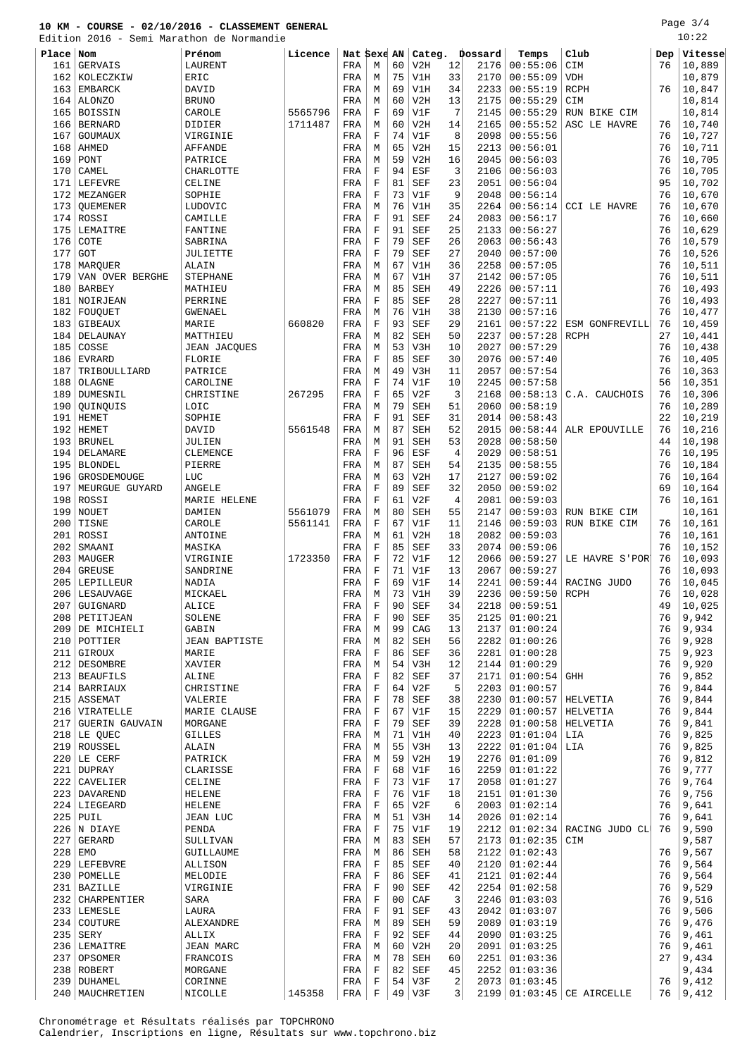# 10 KM - COURSE - 02/10/2016 - CLASSEMENT GENERAL

Edition 2016 - Semi Marathon de Normandie

| Place | Nom | Prénom | Licence | Nat | Sexe | AN | Categ. | | Dossard | Temps | Club | Dep | Vitesse |
|---|---|---|---|---|---|---|---|---|---|---|---|---|---|
| 161 | GERVAIS | LAURENT | | FRA | M | 60 | V2H | 12 | 2176 | 00:55:06 | CIM | 76 | 10,889 |
| 162 | KOLECZKIW | ERIC | | FRA | M | 75 | V1H | 33 | 2170 | 00:55:09 | VDH | | 10,879 |
| 163 | EMBARCK | DAVID | | FRA | M | 69 | V1H | 34 | 2233 | 00:55:19 | RCPH | 76 | 10,847 |
| 164 | ALONZO | BRUNO | | FRA | M | 60 | V2H | 13 | 2175 | 00:55:29 | CIM | | 10,814 |
| 165 | BOISSIN | CAROLE | 5565796 | FRA | F | 69 | V1F | 7 | 2145 | 00:55:29 | RUN BIKE CIM | | 10,814 |
| 166 | BERNARD | DIDIER | 1711487 | FRA | M | 60 | V2H | 14 | 2165 | 00:55:52 | ASC LE HAVRE | 76 | 10,740 |
| 167 | GOUMAUX | VIRGINIE | | FRA | F | 74 | V1F | 8 | 2098 | 00:55:56 | | 76 | 10,727 |
| 168 | AHMED | AFFANDE | | FRA | M | 65 | V2H | 15 | 2213 | 00:56:01 | | 76 | 10,711 |
| 169 | PONT | PATRICE | | FRA | M | 59 | V2H | 16 | 2045 | 00:56:03 | | 76 | 10,705 |
| 170 | CAMEL | CHARLOTTE | | FRA | F | 94 | ESF | 3 | 2106 | 00:56:03 | | 76 | 10,705 |
| 171 | LEFEVRE | CELINE | | FRA | F | 81 | SEF | 23 | 2051 | 00:56:04 | | 95 | 10,702 |
| 172 | MEZANGER | SOPHIE | | FRA | F | 73 | V1F | 9 | 2048 | 00:56:14 | | 76 | 10,670 |
| 173 | QUEMENER | LUDOVIC | | FRA | M | 76 | V1H | 35 | 2264 | 00:56:14 | CCI LE HAVRE | 76 | 10,670 |
| 174 | ROSSI | CAMILLE | | FRA | F | 91 | SEF | 24 | 2083 | 00:56:17 | | 76 | 10,660 |
| 175 | LEMAITRE | FANTINE | | FRA | F | 91 | SEF | 25 | 2133 | 00:56:27 | | 76 | 10,629 |
| 176 | COTE | SABRINA | | FRA | F | 79 | SEF | 26 | 2063 | 00:56:43 | | 76 | 10,579 |
| 177 | GOT | JULIETTE | | FRA | F | 79 | SEF | 27 | 2040 | 00:57:00 | | 76 | 10,526 |
| 178 | MARQUER | ALAIN | | FRA | M | 67 | V1H | 36 | 2258 | 00:57:05 | | 76 | 10,511 |
| 179 | VAN OVER BERGHE | STEPHANE | | FRA | M | 67 | V1H | 37 | 2142 | 00:57:05 | | 76 | 10,511 |
| 180 | BARBEY | MATHIEU | | FRA | M | 85 | SEH | 49 | 2226 | 00:57:11 | | 76 | 10,493 |
| 181 | NOIRJEAN | PERRINE | | FRA | F | 85 | SEF | 28 | 2227 | 00:57:11 | | 76 | 10,493 |
| 182 | FOUQUET | GWENAEL | | FRA | M | 76 | V1H | 38 | 2130 | 00:57:16 | | 76 | 10,477 |
| 183 | GIBEAUX | MARIE | 660820 | FRA | F | 93 | SEF | 29 | 2161 | 00:57:22 | ESM GONFREVILL | 76 | 10,459 |
| 184 | DELAUNAY | MATTHIEU | | FRA | M | 82 | SEH | 50 | 2237 | 00:57:28 | RCPH | 27 | 10,441 |
| 185 | COSSE | JEAN JACQUES | | FRA | M | 53 | V3H | 10 | 2027 | 00:57:29 | | 76 | 10,438 |
| 186 | EVRARD | FLORIE | | FRA | F | 85 | SEF | 30 | 2076 | 00:57:40 | | 76 | 10,405 |
| 187 | TRIBOULLIARD | PATRICE | | FRA | M | 49 | V3H | 11 | 2057 | 00:57:54 | | 76 | 10,363 |
| 188 | OLAGNE | CAROLINE | | FRA | F | 74 | V1F | 10 | 2245 | 00:57:58 | | 56 | 10,351 |
| 189 | DUMESNIL | CHRISTINE | 267295 | FRA | F | 65 | V2F | 3 | 2168 | 00:58:13 | C.A. CAUCHOIS | 76 | 10,306 |
| 190 | QUINQUIS | LOIC | | FRA | M | 79 | SEH | 51 | 2060 | 00:58:19 | | 76 | 10,289 |
| 191 | HEMET | SOPHIE | | FRA | F | 91 | SEF | 31 | 2014 | 00:58:43 | | 22 | 10,219 |
| 192 | HEMET | DAVID | 5561548 | FRA | M | 87 | SEH | 52 | 2015 | 00:58:44 | ALR EPOUVILLE | 76 | 10,216 |
| 193 | BRUNEL | JULIEN | | FRA | M | 91 | SEH | 53 | 2028 | 00:58:50 | | 44 | 10,198 |
| 194 | DELAMARE | CLEMENCE | | FRA | F | 96 | ESF | 4 | 2029 | 00:58:51 | | 76 | 10,195 |
| 195 | BLONDEL | PIERRE | | FRA | M | 87 | SEH | 54 | 2135 | 00:58:55 | | 76 | 10,184 |
| 196 | GROSDEMOUGE | LUC | | FRA | M | 63 | V2H | 17 | 2127 | 00:59:02 | | 76 | 10,164 |
| 197 | MEURGUE GUYARD | ANGELE | | FRA | F | 89 | SEF | 32 | 2050 | 00:59:02 | | 69 | 10,164 |
| 198 | ROSSI | MARIE HELENE | | FRA | F | 61 | V2F | 4 | 2081 | 00:59:03 | | 76 | 10,161 |
| 199 | NOUET | DAMIEN | 5561079 | FRA | M | 80 | SEH | 55 | 2147 | 00:59:03 | RUN BIKE CIM | | 10,161 |
| 200 | TISNE | CAROLE | 5561141 | FRA | F | 67 | V1F | 11 | 2146 | 00:59:03 | RUN BIKE CIM | 76 | 10,161 |
| 201 | ROSSI | ANTOINE | | FRA | M | 61 | V2H | 18 | 2082 | 00:59:03 | | 76 | 10,161 |
| 202 | SMAANI | MASIKA | | FRA | F | 85 | SEF | 33 | 2074 | 00:59:06 | | 76 | 10,152 |
| 203 | MAUGER | VIRGINIE | 1723350 | FRA | F | 72 | V1F | 12 | 2066 | 00:59:27 | LE HAVRE S'POR | 76 | 10,093 |
| 204 | GREUSE | SANDRINE | | FRA | F | 71 | V1F | 13 | 2067 | 00:59:27 | | 76 | 10,093 |
| 205 | LEPILLEUR | NADIA | | FRA | F | 69 | V1F | 14 | 2241 | 00:59:44 | RACING JUDO | 76 | 10,045 |
| 206 | LESAUVAGE | MICKAEL | | FRA | M | 73 | V1H | 39 | 2236 | 00:59:50 | RCPH | 76 | 10,028 |
| 207 | GUIGNARD | ALICE | | FRA | F | 90 | SEF | 34 | 2218 | 00:59:51 | | 49 | 10,025 |
| 208 | PETITJEAN | SOLENE | | FRA | F | 90 | SEF | 35 | 2125 | 01:00:21 | | 76 | 9,942 |
| 209 | DE MICHIELI | GABIN | | FRA | M | 99 | CAG | 13 | 2137 | 01:00:24 | | 76 | 9,934 |
| 210 | POTTIER | JEAN BAPTISTE | | FRA | M | 82 | SEH | 56 | 2282 | 01:00:26 | | 76 | 9,928 |
| 211 | GIROUX | MARIE | | FRA | F | 86 | SEF | 36 | 2281 | 01:00:28 | | 75 | 9,923 |
| 212 | DESOMBRE | XAVIER | | FRA | M | 54 | V3H | 12 | 2144 | 01:00:29 | | 76 | 9,920 |
| 213 | BEAUFILS | ALINE | | FRA | F | 82 | SEF | 37 | 2171 | 01:00:54 | GHH | 76 | 9,852 |
| 214 | BARRIAUX | CHRISTINE | | FRA | F | 64 | V2F | 5 | 2203 | 01:00:57 | | 76 | 9,844 |
| 215 | ASSEMAT | VALERIE | | FRA | F | 78 | SEF | 38 | 2230 | 01:00:57 | HELVETIA | 76 | 9,844 |
| 216 | VIRATELLE | MARIE CLAUSE | | FRA | F | 67 | V1F | 15 | 2229 | 01:00:57 | HELVETIA | 76 | 9,844 |
| 217 | GUERIN GAUVAIN | MORGANE | | FRA | F | 79 | SEF | 39 | 2228 | 01:00:58 | HELVETIA | 76 | 9,841 |
| 218 | LE QUEC | GILLES | | FRA | M | 71 | V1H | 40 | 2223 | 01:01:04 | LIA | 76 | 9,825 |
| 219 | ROUSSEL | ALAIN | | FRA | M | 55 | V3H | 13 | 2222 | 01:01:04 | LIA | 76 | 9,825 |
| 220 | LE CERF | PATRICK | | FRA | M | 59 | V2H | 19 | 2276 | 01:01:09 | | 76 | 9,812 |
| 221 | DUPRAY | CLARISSE | | FRA | F | 68 | V1F | 16 | 2259 | 01:01:22 | | 76 | 9,777 |
| 222 | CAVELIER | CELINE | | FRA | F | 73 | V1F | 17 | 2058 | 01:01:27 | | 76 | 9,764 |
| 223 | DAVAREND | HELENE | | FRA | F | 76 | V1F | 18 | 2151 | 01:01:30 | | 76 | 9,756 |
| 224 | LIEGEARD | HELENE | | FRA | F | 65 | V2F | 6 | 2003 | 01:02:14 | | 76 | 9,641 |
| 225 | PUIL | JEAN LUC | | FRA | M | 51 | V3H | 14 | 2026 | 01:02:14 | | 76 | 9,641 |
| 226 | N DIAYE | PENDA | | FRA | F | 75 | V1F | 19 | 2212 | 01:02:34 | RACING JUDO CL | 76 | 9,590 |
| 227 | GERARD | SULLIVAN | | FRA | M | 83 | SEH | 57 | 2173 | 01:02:35 | CIM | | 9,587 |
| 228 | EMO | GUILLAUME | | FRA | M | 86 | SEH | 58 | 2122 | 01:02:43 | | 76 | 9,567 |
| 229 | LEFEBVRE | ALLISON | | FRA | F | 85 | SEF | 40 | 2120 | 01:02:44 | | 76 | 9,564 |
| 230 | POMELLE | MELODIE | | FRA | F | 86 | SEF | 41 | 2121 | 01:02:44 | | 76 | 9,564 |
| 231 | BAZILLE | VIRGINIE | | FRA | F | 90 | SEF | 42 | 2254 | 01:02:58 | | 76 | 9,529 |
| 232 | CHARPENTIER | SARA | | FRA | F | 00 | CAF | 3 | 2246 | 01:03:03 | | 76 | 9,516 |
| 233 | LEMESLE | LAURA | | FRA | F | 91 | SEF | 43 | 2042 | 01:03:07 | | 76 | 9,506 |
| 234 | COUTURE | ALEXANDRE | | FRA | M | 89 | SEH | 59 | 2089 | 01:03:19 | | 76 | 9,476 |
| 235 | SERY | ALLIX | | FRA | F | 92 | SEF | 44 | 2090 | 01:03:25 | | 76 | 9,461 |
| 236 | LEMAITRE | JEAN MARC | | FRA | M | 60 | V2H | 20 | 2091 | 01:03:25 | | 76 | 9,461 |
| 237 | OPSOMER | FRANCOIS | | FRA | M | 78 | SEH | 60 | 2251 | 01:03:36 | | 27 | 9,434 |
| 238 | ROBERT | MORGANE | | FRA | F | 82 | SEF | 45 | 2252 | 01:03:36 | | | 9,434 |
| 239 | DUHAMEL | CORINNE | | FRA | F | 54 | V3F | 2 | 2073 | 01:03:45 | | 76 | 9,412 |
| 240 | MAUCHRETIEN | NICOLLE | 145358 | FRA | F | 49 | V3F | 3 | 2199 | 01:03:45 | CE AIRCELLE | 76 | 9,412 |

Chronométrage et Résultats réalisés par TOPCHRONO
Calendrier, Inscriptions en ligne, Résultats sur www.topchrono.biz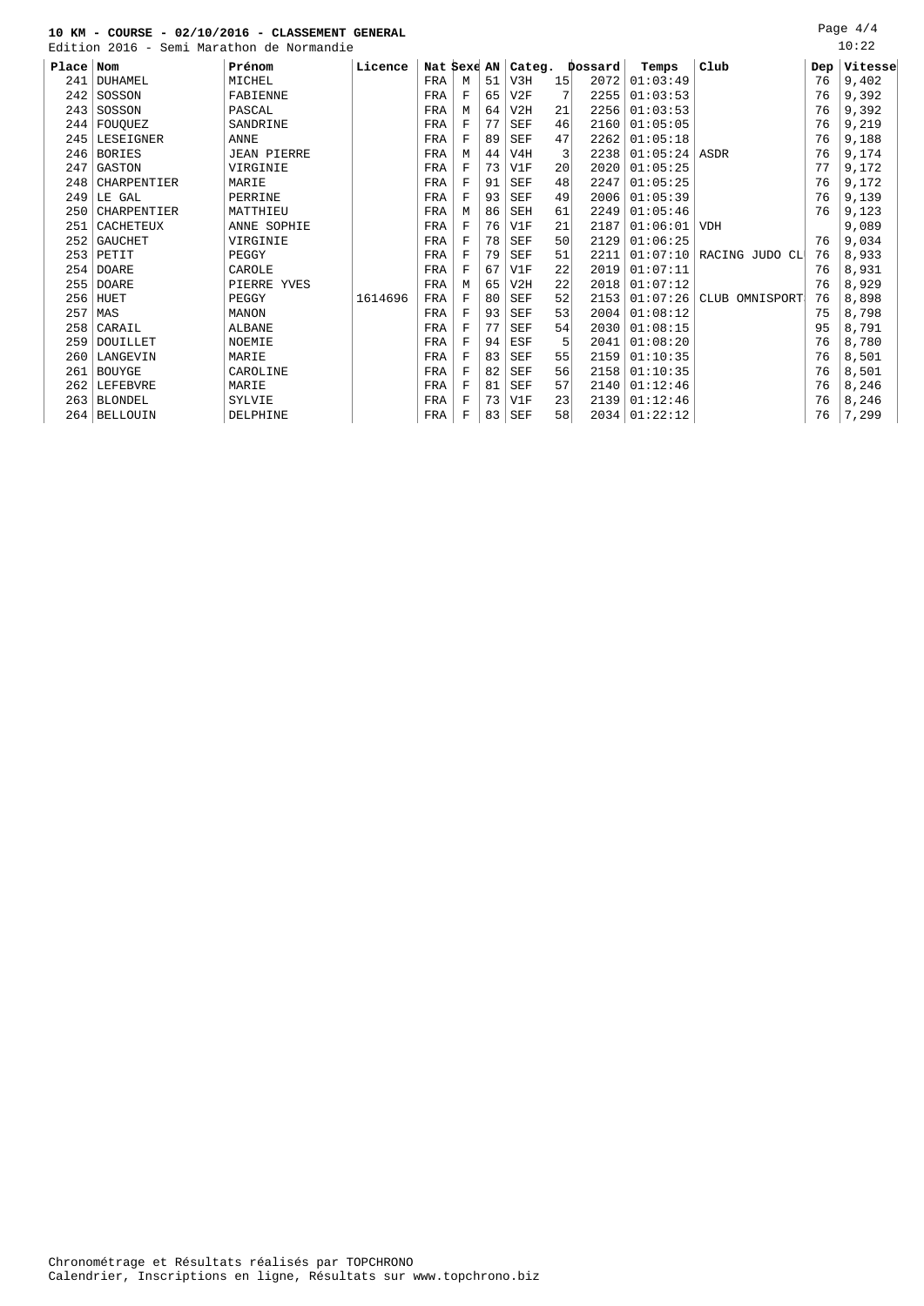**10 KM - COURSE - 02/10/2016 - CLASSEMENT GENERAL**

Edition 2016 - Semi Marathon de Normandie

10:22

| Place | Nom | Prénom | Licence | Nat | Sexe | AN | Categ. | | Dossard | Temps | Club | Dep | Vitesse |
|---|---|---|---|---|---|---|---|---|---|---|---|---|---|
| 241 | DUHAMEL | MICHEL | | FRA | M | 51 | V3H | 15 | 2072 | 01:03:49 | | 76 | 9,402 |
| 242 | SOSSON | FABIENNE | | FRA | F | 65 | V2F | 7 | 2255 | 01:03:53 | | 76 | 9,392 |
| 243 | SOSSON | PASCAL | | FRA | M | 64 | V2H | 21 | 2256 | 01:03:53 | | 76 | 9,392 |
| 244 | FOUQUEZ | SANDRINE | | FRA | F | 77 | SEF | 46 | 2160 | 01:05:05 | | 76 | 9,219 |
| 245 | LESEIGNER | ANNE | | FRA | F | 89 | SEF | 47 | 2262 | 01:05:18 | | 76 | 9,188 |
| 246 | BORIES | JEAN PIERRE | | FRA | M | 44 | V4H | 3 | 2238 | 01:05:24 | ASDR | 76 | 9,174 |
| 247 | GASTON | VIRGINIE | | FRA | F | 73 | V1F | 20 | 2020 | 01:05:25 | | 77 | 9,172 |
| 248 | CHARPENTIER | MARIE | | FRA | F | 91 | SEF | 48 | 2247 | 01:05:25 | | 76 | 9,172 |
| 249 | LE GAL | PERRINE | | FRA | F | 93 | SEF | 49 | 2006 | 01:05:39 | | 76 | 9,139 |
| 250 | CHARPENTIER | MATTHIEU | | FRA | M | 86 | SEH | 61 | 2249 | 01:05:46 | | 76 | 9,123 |
| 251 | CACHETEUX | ANNE SOPHIE | | FRA | F | 76 | V1F | 21 | 2187 | 01:06:01 | VDH | | 9,089 |
| 252 | GAUCHET | VIRGINIE | | FRA | F | 78 | SEF | 50 | 2129 | 01:06:25 | | 76 | 9,034 |
| 253 | PETIT | PEGGY | | FRA | F | 79 | SEF | 51 | 2211 | 01:07:10 | RACING JUDO CL | 76 | 8,933 |
| 254 | DOARE | CAROLE | | FRA | F | 67 | V1F | 22 | 2019 | 01:07:11 | | 76 | 8,931 |
| 255 | DOARE | PIERRE YVES | | FRA | M | 65 | V2H | 22 | 2018 | 01:07:12 | | 76 | 8,929 |
| 256 | HUET | PEGGY | 1614696 | FRA | F | 80 | SEF | 52 | 2153 | 01:07:26 | CLUB OMNISPORT | 76 | 8,898 |
| 257 | MAS | MANON | | FRA | F | 93 | SEF | 53 | 2004 | 01:08:12 | | 75 | 8,798 |
| 258 | CARAIL | ALBANE | | FRA | F | 77 | SEF | 54 | 2030 | 01:08:15 | | 95 | 8,791 |
| 259 | DOUILLET | NOEMIE | | FRA | F | 94 | ESF | 5 | 2041 | 01:08:20 | | 76 | 8,780 |
| 260 | LANGEVIN | MARIE | | FRA | F | 83 | SEF | 55 | 2159 | 01:10:35 | | 76 | 8,501 |
| 261 | BOUYGE | CAROLINE | | FRA | F | 82 | SEF | 56 | 2158 | 01:10:35 | | 76 | 8,501 |
| 262 | LEFEBVRE | MARIE | | FRA | F | 81 | SEF | 57 | 2140 | 01:12:46 | | 76 | 8,246 |
| 263 | BLONDEL | SYLVIE | | FRA | F | 73 | V1F | 23 | 2139 | 01:12:46 | | 76 | 8,246 |
| 264 | BELLOUIN | DELPHINE | | FRA | F | 83 | SEF | 58 | 2034 | 01:22:12 | | 76 | 7,299 |

Chronométrage et Résultats réalisés par TOPCHRONO
Calendrier, Inscriptions en ligne, Résultats sur www.topchrono.biz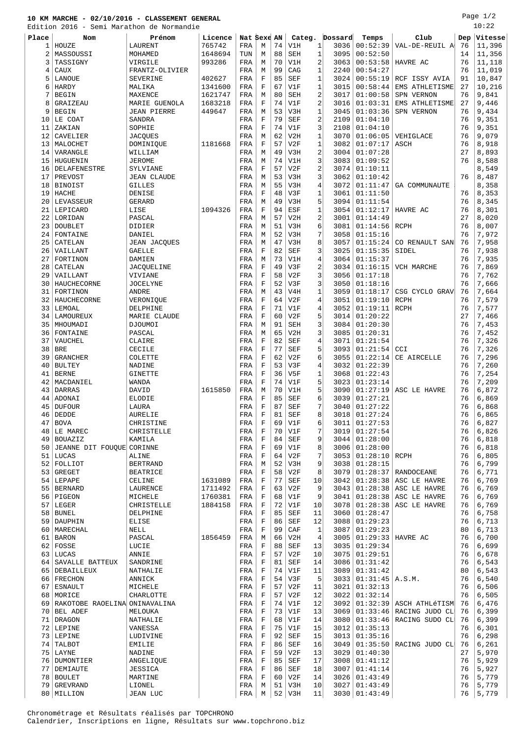# 10 KM MARCHE - 02/10/2016 - CLASSEMENT GENERAL

Edition 2016 - Semi Marathon de Normandie

10:22

| Place | Nom | Prénom | Licence | Nat | Sexe | AN | Categ. | | Dossard | Temps | Club | Dep | Vitesse |
|---|---|---|---|---|---|---|---|---|---|---|---|---|---|
| 1 | HOUZE | LAURENT | 765742 | FRA | M | 74 | V1H | 1 | 3036 | 00:52:39 | VAL-DE-REUIL A | 76 | 11,396 |
| 2 | MASSOUSSI | MOHAMED | 1648694 | TUN | M | 88 | SEH | 1 | 3095 | 00:52:50 | | 14 | 11,356 |
| 3 | TASSIGNY | VIRGILE | 993286 | FRA | M | 70 | V1H | 2 | 3063 | 00:53:58 | HAVRE AC | 76 | 11,118 |
| 4 | CAUX | FRANTZ-OLIVIER | | FRA | M | 99 | CAG | 1 | 2240 | 00:54:27 | | 76 | 11,019 |
| 5 | LANOUE | SEVERINE | 402627 | FRA | F | 85 | SEF | 1 | 3024 | 00:55:19 | RCF ISSY AVIA | 91 | 10,847 |
| 6 | HARDY | MALIKA | 1341600 | FRA | F | 67 | V1F | 1 | 3015 | 00:58:44 | EMS ATHLETISME | 27 | 10,216 |
| 7 | BEGIN | MAXENCE | 1621747 | FRA | M | 80 | SEH | 2 | 3017 | 01:00:58 | SPN VERNON | 76 | 9,841 |
| 8 | GRAIZEAU | MARIE GUENOLA | 1683218 | FRA | F | 74 | V1F | 2 | 3016 | 01:03:31 | EMS ATHLETISME | 27 | 9,446 |
| 9 | BEGIN | JEAN PIERRE | 449647 | FRA | M | 53 | V3H | 1 | 3045 | 01:03:36 | SPN VERNON | 76 | 9,434 |
| 10 | LE COAT | SANDRA | | FRA | F | 79 | SEF | 2 | 2109 | 01:04:10 | | 76 | 9,351 |
| 11 | ZAKIAN | SOPHIE | | FRA | F | 74 | V1F | 3 | 2108 | 01:04:10 | | 76 | 9,351 |
| 12 | CAVELIER | JACQUES | | FRA | M | 62 | V2H | 1 | 3070 | 01:06:05 | VEHIGLACE | 76 | 9,079 |
| 13 | MALOCHET | DOMINIQUE | 1181668 | FRA | F | 57 | V2F | 1 | 3082 | 01:07:17 | ASCH | 76 | 8,918 |
| 14 | VARANGLE | WILLIAM | | FRA | M | 49 | V3H | 2 | 3004 | 01:07:28 | | 27 | 8,893 |
| 15 | HUGUENIN | JEROME | | FRA | M | 74 | V1H | 3 | 3083 | 01:09:52 | | 76 | 8,588 |
| 16 | DELAFENESTRE | SYLVIANE | | FRA | F | 57 | V2F | 2 | 3074 | 01:10:11 | | | 8,549 |
| 17 | PREVOST | JEAN CLAUDE | | FRA | M | 53 | V3H | 3 | 3062 | 01:10:42 | | 76 | 8,487 |
| 18 | BINOIST | GILLES | | FRA | M | 55 | V3H | 4 | 3072 | 01:11:47 | GA COMMUNAUTE | | 8,358 |
| 19 | HACHE | DENISE | | FRA | F | 48 | V3F | 1 | 3061 | 01:11:50 | | 76 | 8,353 |
| 20 | LEVASSEUR | GERARD | | FRA | M | 49 | V3H | 5 | 3094 | 01:11:54 | | 76 | 8,345 |
| 21 | LEPICARD | LISE | 1094326 | FRA | F | 94 | ESF | 1 | 3054 | 01:12:17 | HAVRE AC | 76 | 8,301 |
| 22 | LORIDAN | PASCAL | | FRA | M | 57 | V2H | 2 | 3001 | 01:14:49 | | 27 | 8,020 |
| 23 | DOUBLET | DIDIER | | FRA | M | 51 | V3H | 6 | 3081 | 01:14:56 | RCPH | 76 | 8,007 |
| 24 | FONTAINE | DANIEL | | FRA | M | 52 | V3H | 7 | 3058 | 01:15:16 | | 76 | 7,972 |
| 25 | CATELAN | JEAN JACQUES | | FRA | M | 47 | V3H | 8 | 3057 | 01:15:24 | CO RENAULT SAN | 76 | 7,958 |
| 26 | VAILLANT | GAELLE | | FRA | F | 82 | SEF | 3 | 3025 | 01:15:35 | SIDEL | 76 | 7,938 |
| 27 | FORTINON | DAMIEN | | FRA | M | 73 | V1H | 4 | 3064 | 01:15:37 | | 76 | 7,935 |
| 28 | CATELAN | JACQUELINE | | FRA | F | 49 | V3F | 2 | 3034 | 01:16:15 | VCH MARCHE | 76 | 7,869 |
| 29 | VAILLANT | VIVIANE | | FRA | F | 58 | V2F | 3 | 3056 | 01:17:18 | | 76 | 7,762 |
| 30 | HAUCHECORNE | JOCELYNE | | FRA | F | 52 | V3F | 3 | 3050 | 01:18:16 | | 76 | 7,666 |
| 31 | FORTINON | ANDRE | | FRA | M | 43 | V4H | 1 | 3059 | 01:18:17 | CSG CYCLO GRAV | 76 | 7,664 |
| 32 | HAUCHECORNE | VERONIQUE | | FRA | F | 64 | V2F | 4 | 3051 | 01:19:10 | RCPH | 76 | 7,579 |
| 33 | LEMOAL | DELPHINE | | FRA | F | 71 | V1F | 4 | 3052 | 01:19:11 | RCPH | 76 | 7,577 |
| 34 | LAMOUREUX | MARIE CLAUDE | | FRA | F | 60 | V2F | 5 | 3014 | 01:20:22 | | 27 | 7,466 |
| 35 | MHOUMADI | DJOUMOI | | FRA | M | 91 | SEH | 3 | 3084 | 01:20:30 | | 76 | 7,453 |
| 36 | FONTAINE | PASCAL | | FRA | M | 65 | V2H | 3 | 3085 | 01:20:31 | | 76 | 7,452 |
| 37 | VAUCHEL | CLAIRE | | FRA | F | 82 | SEF | 4 | 3071 | 01:21:54 | | 76 | 7,326 |
| 38 | BRE | CECILE | | FRA | F | 77 | SEF | 5 | 3093 | 01:21:54 | CCI | 76 | 7,326 |
| 39 | GRANCHER | COLETTE | | FRA | F | 62 | V2F | 6 | 3055 | 01:22:14 | CE AIRCELLE | 76 | 7,296 |
| 40 | BULTEY | NADINE | | FRA | F | 53 | V3F | 4 | 3032 | 01:22:39 | | 76 | 7,260 |
| 41 | BERNE | GINETTE | | FRA | F | 36 | V5F | 1 | 3068 | 01:22:43 | | 76 | 7,254 |
| 42 | MACDANIEL | WANDA | | FRA | F | 74 | V1F | 5 | 3023 | 01:23:14 | | 76 | 7,209 |
| 43 | DARRAS | DAVID | 1615850 | FRA | M | 70 | V1H | 5 | 3090 | 01:27:19 | ASC LE HAVRE | 76 | 6,872 |
| 44 | ADONAI | ELODIE | | FRA | F | 85 | SEF | 6 | 3039 | 01:27:21 | | 76 | 6,869 |
| 45 | DUFOUR | LAURA | | FRA | F | 87 | SEF | 7 | 3040 | 01:27:22 | | 76 | 6,868 |
| 46 | DEDDE | AURELIE | | FRA | F | 81 | SEF | 8 | 3018 | 01:27:24 | | 76 | 6,865 |
| 47 | BOVA | CHRISTINE | | FRA | F | 69 | V1F | 6 | 3011 | 01:27:53 | | 76 | 6,827 |
| 48 | LE MAREC | CHRISTELLE | | FRA | F | 70 | V1F | 7 | 3019 | 01:27:54 | | 76 | 6,826 |
| 49 | BOUAZIZ | KAMILA | | FRA | F | 84 | SEF | 9 | 3044 | 01:28:00 | | 76 | 6,818 |
| 50 | JEANNE DIT FOUQUE | CORINNE | | FRA | F | 69 | V1F | 8 | 3006 | 01:28:00 | | 76 | 6,818 |
| 51 | LUCAS | ALINE | | FRA | F | 64 | V2F | 7 | 3053 | 01:28:10 | RCPH | 76 | 6,805 |
| 52 | FOLLIOT | BERTRAND | | FRA | M | 52 | V3H | 9 | 3038 | 01:28:15 | | 76 | 6,799 |
| 53 | GREGET | BEATRICE | | FRA | F | 58 | V2F | 8 | 3079 | 01:28:37 | RANDOCEANE | 76 | 6,771 |
| 54 | LEPAPE | CELINE | 1631089 | FRA | F | 77 | SEF | 10 | 3042 | 01:28:38 | ASC LE HAVRE | 76 | 6,769 |
| 55 | BERNARD | LAURENCE | 1711492 | FRA | F | 63 | V2F | 9 | 3043 | 01:28:38 | ASC LE HAVRE | 76 | 6,769 |
| 56 | PIGEON | MICHELE | 1760381 | FRA | F | 68 | V1F | 9 | 3041 | 01:28:38 | ASC LE HAVRE | 76 | 6,769 |
| 57 | LEGER | CHRISTELLE | 1884158 | FRA | F | 72 | V1F | 10 | 3078 | 01:28:38 | ASC LE HAVRE | 76 | 6,769 |
| 58 | BUNEL | DELPHINE | | FRA | F | 85 | SEF | 11 | 3060 | 01:28:47 | | 76 | 6,758 |
| 59 | DAUPHIN | ELISE | | FRA | F | 86 | SEF | 12 | 3088 | 01:29:23 | | 76 | 6,713 |
| 60 | MARECHAL | NELL | | FRA | F | 99 | CAF | 1 | 3087 | 01:29:23 | | 80 | 6,713 |
| 61 | BARON | PASCAL | 1856459 | FRA | M | 66 | V2H | 4 | 3005 | 01:29:33 | HAVRE AC | 76 | 6,700 |
| 62 | FOSSE | LUCIE | | FRA | F | 88 | SEF | 13 | 3035 | 01:29:34 | | 76 | 6,699 |
| 63 | LUCAS | ANNIE | | FRA | F | 57 | V2F | 10 | 3075 | 01:29:51 | | 76 | 6,678 |
| 64 | SAVALLE BATTEUX | SANDRINE | | FRA | F | 81 | SEF | 14 | 3086 | 01:31:42 | | 76 | 6,543 |
| 65 | DEBAILLEUX | NATHALIE | | FRA | F | 74 | V1F | 11 | 3089 | 01:31:42 | | 80 | 6,543 |
| 66 | FRECHON | ANNICK | | FRA | F | 54 | V3F | 5 | 3033 | 01:31:45 | A.S.M. | 76 | 6,540 |
| 67 | ESNAULT | MICHELE | | FRA | F | 57 | V2F | 11 | 3021 | 01:32:13 | | 76 | 6,506 |
| 68 | MORICE | CHARLOTTE | | FRA | F | 57 | V2F | 12 | 3022 | 01:32:14 | | 76 | 6,505 |
| 69 | RAKOTOBE RAOELINA | ONINAVALINA | | FRA | F | 74 | V1F | 12 | 3092 | 01:32:39 | ASCH ATHLéTISM | 76 | 6,476 |
| 70 | BEL ADEF | MELOUKA | | FRA | F | 73 | V1F | 13 | 3069 | 01:33:46 | RACING JUDO CL | 76 | 6,399 |
| 71 | DRAGON | NATHALIE | | FRA | F | 68 | V1F | 14 | 3080 | 01:33:46 | RACING SUDO CL | 76 | 6,399 |
| 72 | LEPINE | VANESSA | | FRA | F | 75 | V1F | 15 | 3012 | 01:35:13 | | 76 | 6,301 |
| 73 | LEPINE | LUDIVINE | | FRA | F | 92 | SEF | 15 | 3013 | 01:35:16 | | 76 | 6,298 |
| 74 | TALBOT | EMILIE | | FRA | F | 86 | SEF | 16 | 3049 | 01:35:50 | RACING JUDO CL | 76 | 6,261 |
| 75 | LAYNE | NADINE | | FRA | F | 59 | V2F | 13 | 3029 | 01:40:30 | | 27 | 5,970 |
| 76 | DUMONTIER | ANGELIQUE | | FRA | F | 85 | SEF | 17 | 3008 | 01:41:12 | | 76 | 5,929 |
| 77 | DEMIAUTE | JESSICA | | FRA | F | 86 | SEF | 18 | 3007 | 01:41:14 | | 76 | 5,927 |
| 78 | BOULET | MARTINE | | FRA | F | 60 | V2F | 14 | 3026 | 01:43:49 | | 76 | 5,779 |
| 79 | GREVRAND | LIONEL | | FRA | M | 51 | V3H | 10 | 3027 | 01:43:49 | | 76 | 5,779 |
| 80 | MILLION | JEAN LUC | | FRA | M | 52 | V3H | 11 | 3030 | 01:43:49 | | 76 | 5,779 |

Chronométrage et Résultats réalisés par TOPCHRONO
Calendrier, Inscriptions en ligne, Résultats sur www.topchrono.biz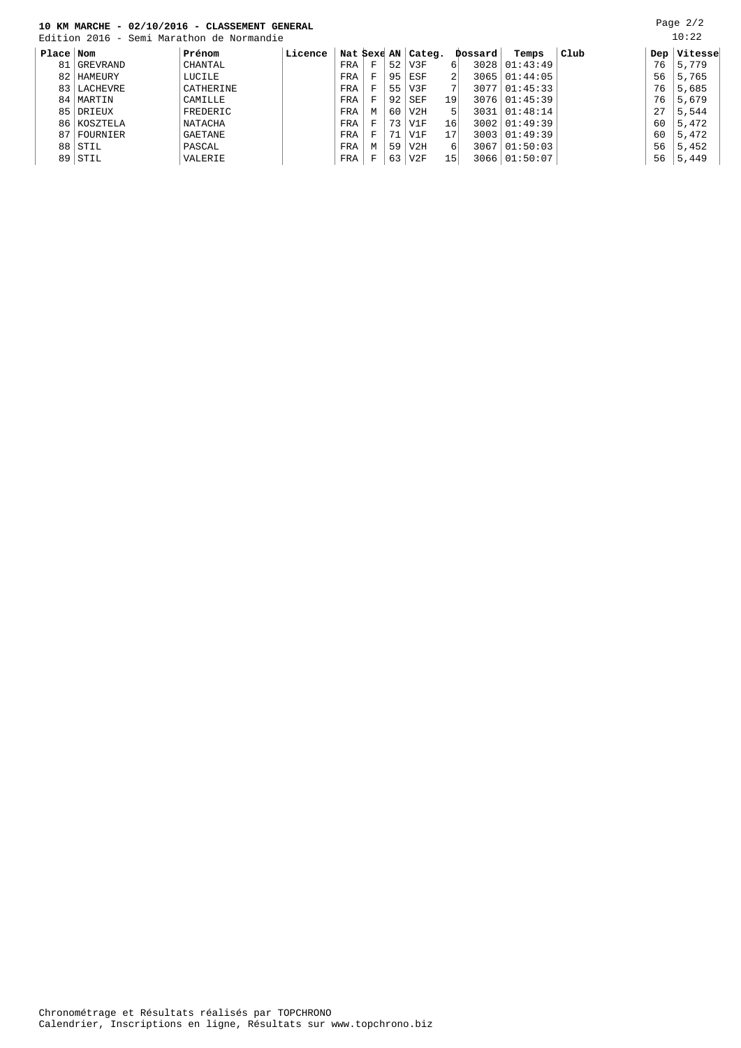**10 KM MARCHE - 02/10/2016 - CLASSEMENT GENERAL**

Edition 2016 - Semi Marathon de Normandie

| Place | Nom | Prénom | Licence | Nat | Sexe | AN | Categ. | | Dossard | Temps | Club | Dep | Vitesse |
|---|---|---|---|---|---|---|---|---|---|---|---|---|---|
| 81 | GREVRAND | CHANTAL | | FRA | F | 52 | V3F | 6 | 3028 | 01:43:49 | | 76 | 5,779 |
| 82 | HAMEURY | LUCILE | | FRA | F | 95 | ESF | 2 | 3065 | 01:44:05 | | 56 | 5,765 |
| 83 | LACHEVRE | CATHERINE | | FRA | F | 55 | V3F | 7 | 3077 | 01:45:33 | | 76 | 5,685 |
| 84 | MARTIN | CAMILLE | | FRA | F | 92 | SEF | 19 | 3076 | 01:45:39 | | 76 | 5,679 |
| 85 | DRIEUX | FREDERIC | | FRA | M | 60 | V2H | 5 | 3031 | 01:48:14 | | 27 | 5,544 |
| 86 | KOSZTELA | NATACHA | | FRA | F | 73 | V1F | 16 | 3002 | 01:49:39 | | 60 | 5,472 |
| 87 | FOURNIER | GAETANE | | FRA | F | 71 | V1F | 17 | 3003 | 01:49:39 | | 60 | 5,472 |
| 88 | STIL | PASCAL | | FRA | M | 59 | V2H | 6 | 3067 | 01:50:03 | | 56 | 5,452 |
| 89 | STIL | VALERIE | | FRA | F | 63 | V2F | 15 | 3066 | 01:50:07 | | 56 | 5,449 |